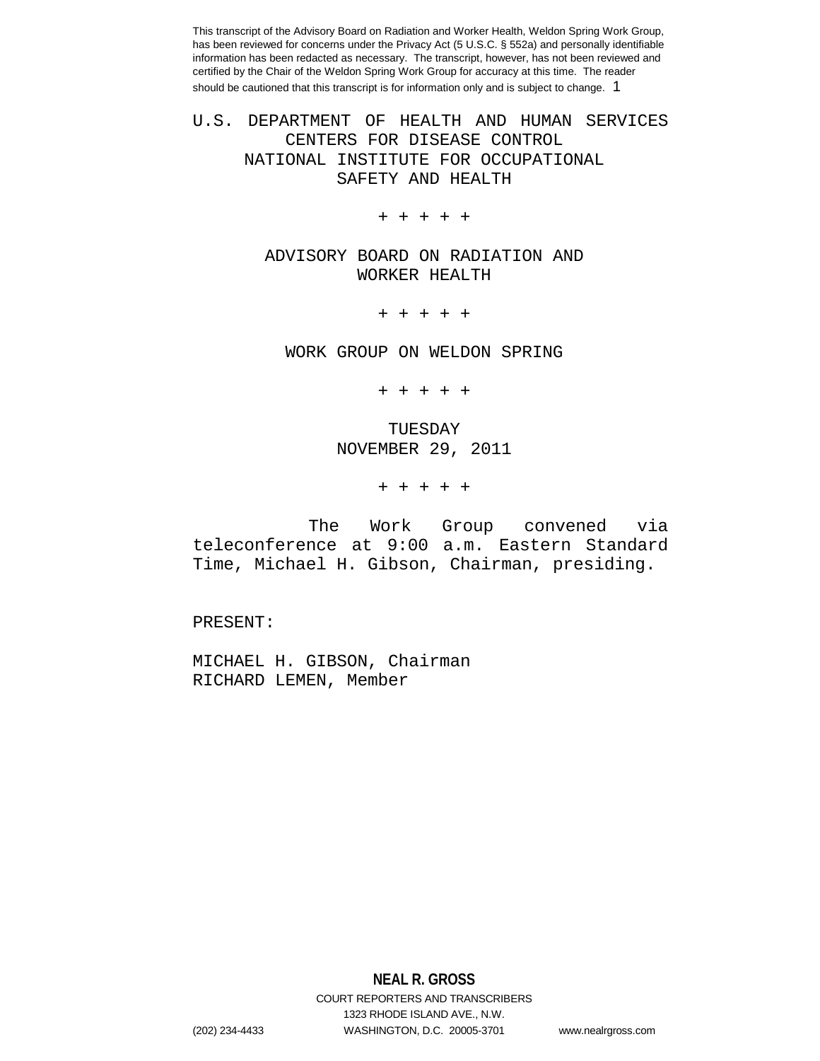This transcript of the Advisory Board on Radiation and Worker Health, Weldon Spring Work Group, has been reviewed for concerns under the Privacy Act (5 U.S.C. § 552a) and personally identifiable information has been redacted as necessary. The transcript, however, has not been reviewed and certified by the Chair of the Weldon Spring Work Group for accuracy at this time. The reader should be cautioned that this transcript is for information only and is subject to change.

U.S. DEPARTMENT OF HEALTH AND HUMAN SERVICES
CENTERS FOR DISEASE CONTROL
NATIONAL INSTITUTE FOR OCCUPATIONAL
SAFETY AND HEALTH

+ + + + +

ADVISORY BOARD ON RADIATION AND
WORKER HEALTH

+ + + + +

WORK GROUP ON WELDON SPRING

+ + + + +

TUESDAY
NOVEMBER 29, 2011

+ + + + +

The Work Group convened via teleconference at 9:00 a.m. Eastern Standard Time, Michael H. Gibson, Chairman, presiding.

PRESENT:

MICHAEL H. GIBSON, Chairman
RICHARD LEMEN, Member

**NEAL R. GROSS**
COURT REPORTERS AND TRANSCRIBERS
1323 RHODE ISLAND AVE., N.W.
(202) 234-4433 WASHINGTON, D.C. 20005-3701 www.nealrgross.com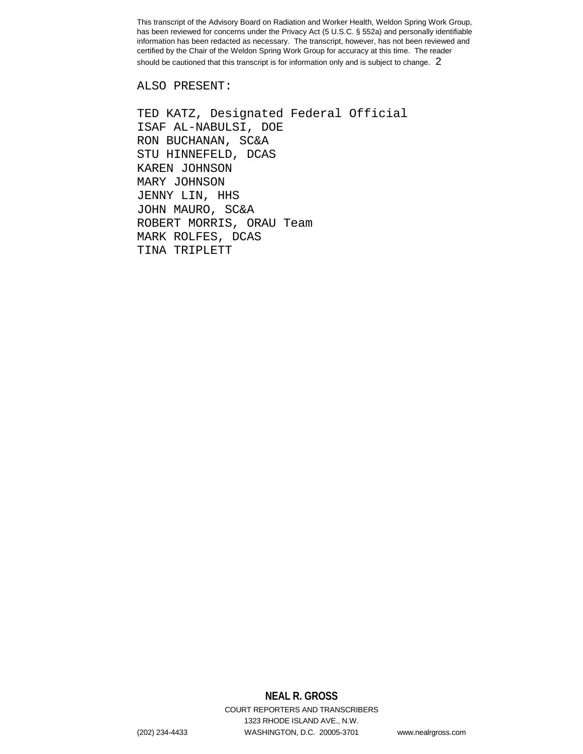ALSO PRESENT:

TED KATZ, Designated Federal Official
ISAF AL-NABULSI, DOE
RON BUCHANAN, SC&A
STU HINNEFELD, DCAS
KAREN JOHNSON
MARY JOHNSON
JENNY LIN, HHS
JOHN MAURO, SC&A
ROBERT MORRIS, ORAU Team
MARK ROLFES, DCAS
TINA TRIPLETT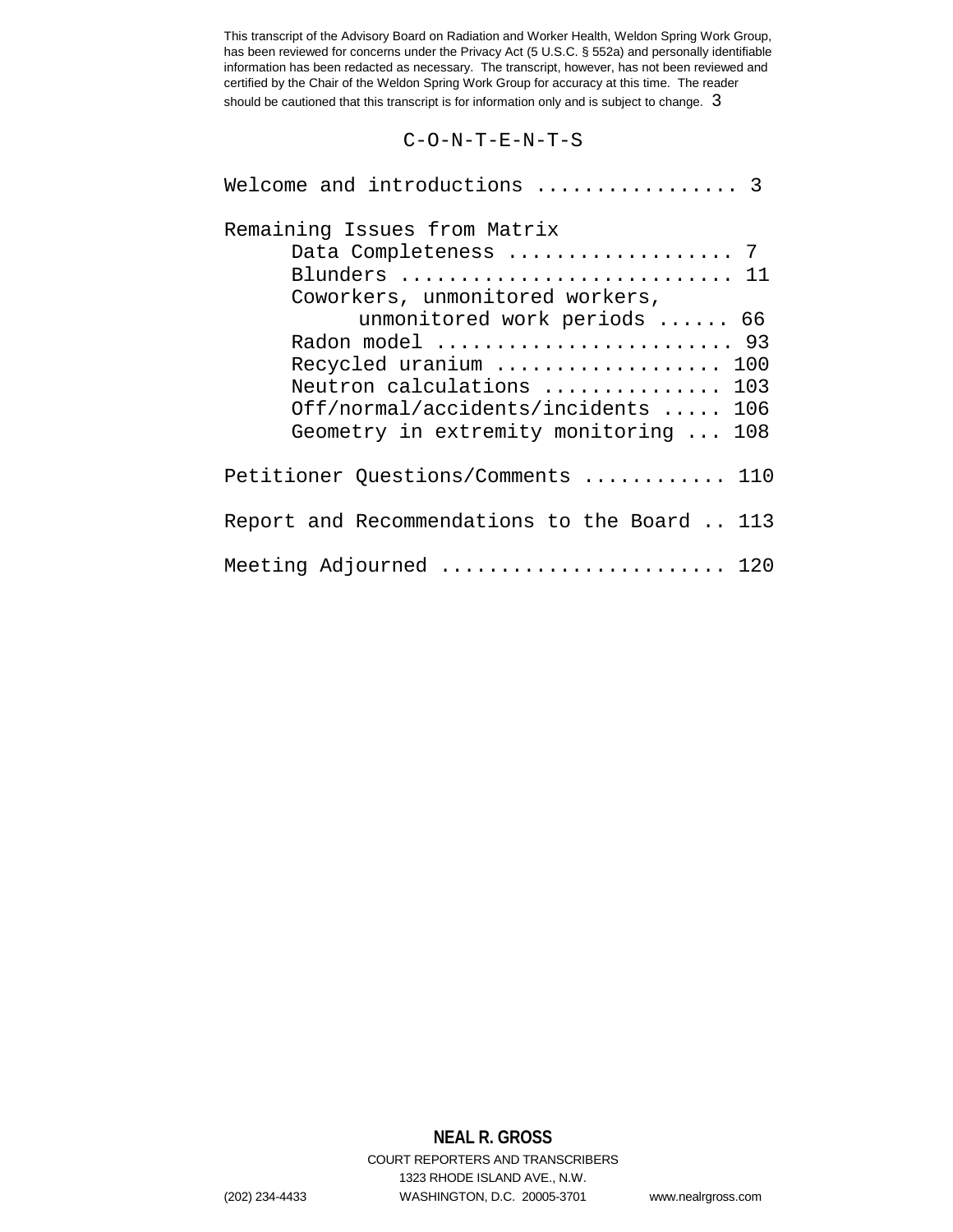C-O-N-T-E-N-T-S

Welcome and introductions ................ 3

Remaining Issues from Matrix

- Data Completeness .................. 7
- Blunders .......................... 11
- Coworkers, unmonitored workers, unmonitored work periods ...... 66
- Radon model ........................ 93
- Recycled uranium .................. 100
- Neutron calculations .............. 103
- Off/normal/accidents/incidents ..... 106
- Geometry in extremity monitoring ... 108

Petitioner Questions/Comments ........... 110

Report and Recommendations to the Board .. 113

Meeting Adjourned ....................... 120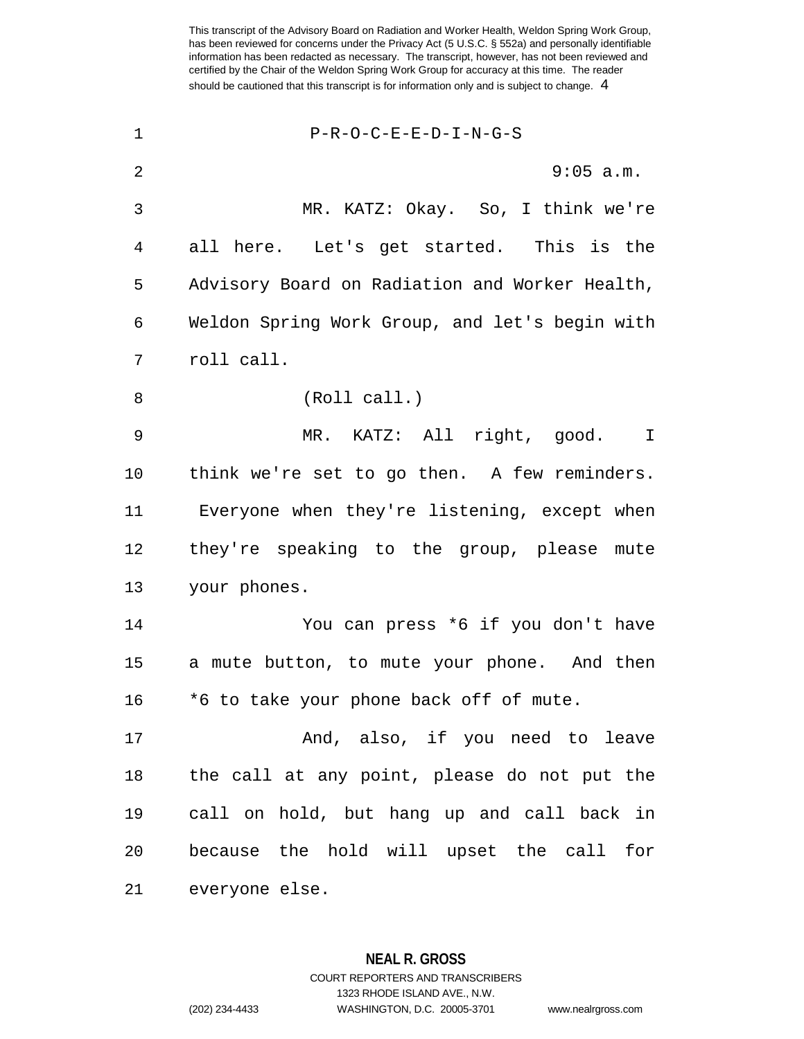P-R-O-C-E-E-D-I-N-G-S

9:05 a.m.

MR. KATZ: Okay. So, I think we're all here. Let's get started. This is the Advisory Board on Radiation and Worker Health, Weldon Spring Work Group, and let's begin with roll call.

(Roll call.)

MR. KATZ: All right, good. I think we're set to go then. A few reminders. Everyone when they're listening, except when they're speaking to the group, please mute your phones.

You can press *6 if you don't have a mute button, to mute your phone. And then *6 to take your phone back off of mute.

And, also, if you need to leave the call at any point, please do not put the call on hold, but hang up and call back in because the hold will upset the call for everyone else.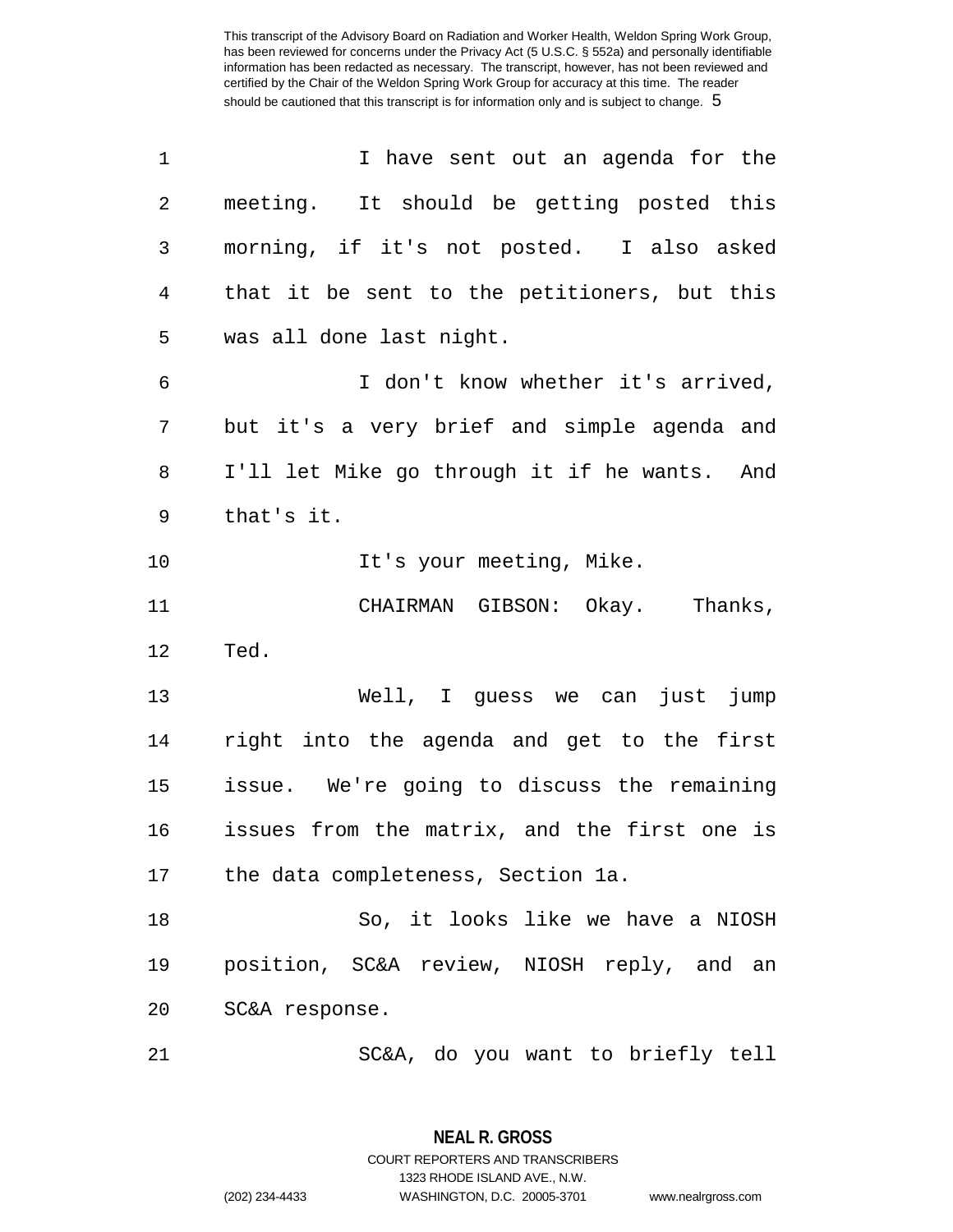I have sent out an agenda for the meeting. It should be getting posted this morning, if it's not posted. I also asked that it be sent to the petitioners, but this was all done last night.

I don't know whether it's arrived, but it's a very brief and simple agenda and I'll let Mike go through it if he wants. And that's it.

It's your meeting, Mike.

CHAIRMAN GIBSON: Okay. Thanks, Ted.

Well, I guess we can just jump right into the agenda and get to the first issue. We're going to discuss the remaining issues from the matrix, and the first one is the data completeness, Section 1a.

So, it looks like we have a NIOSH position, SC&A review, NIOSH reply, and an SC&A response.

SC&A, do you want to briefly tell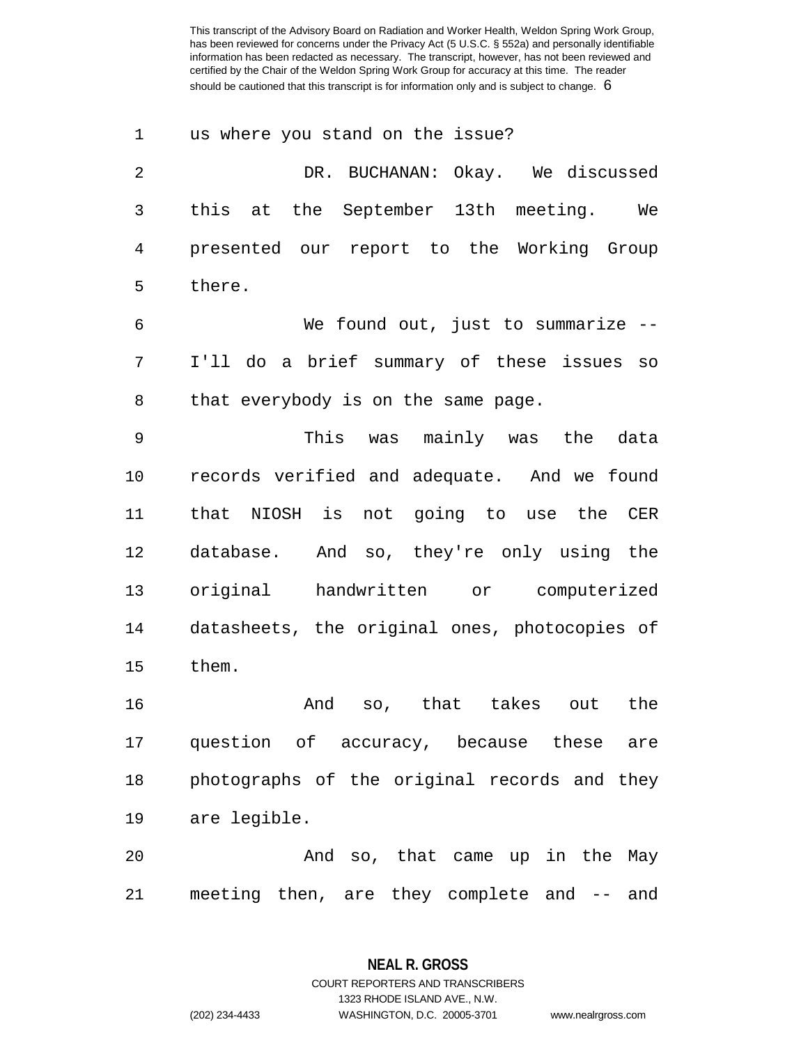us where you stand on the issue?

DR. BUCHANAN: Okay. We discussed this at the September 13th meeting. We presented our report to the Working Group there.

We found out, just to summarize -- I'll do a brief summary of these issues so that everybody is on the same page.

This was mainly was the data records verified and adequate. And we found that NIOSH is not going to use the CER database. And so, they're only using the original handwritten or computerized datasheets, the original ones, photocopies of them.

And so, that takes out the question of accuracy, because these are photographs of the original records and they are legible.

And so, that came up in the May meeting then, are they complete and -- and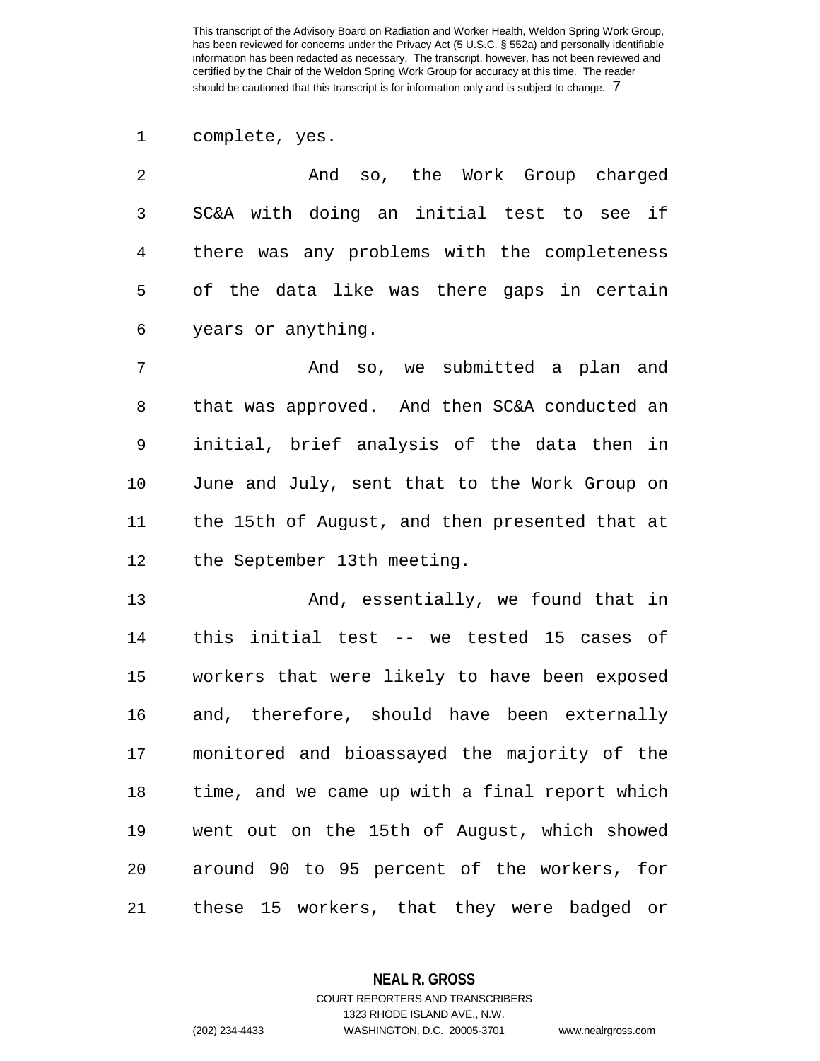complete, yes.

And so, the Work Group charged SC&A with doing an initial test to see if there was any problems with the completeness of the data like was there gaps in certain years or anything.

And so, we submitted a plan and that was approved. And then SC&A conducted an initial, brief analysis of the data then in June and July, sent that to the Work Group on the 15th of August, and then presented that at the September 13th meeting.

And, essentially, we found that in this initial test -- we tested 15 cases of workers that were likely to have been exposed and, therefore, should have been externally monitored and bioassayed the majority of the time, and we came up with a final report which went out on the 15th of August, which showed around 90 to 95 percent of the workers, for these 15 workers, that they were badged or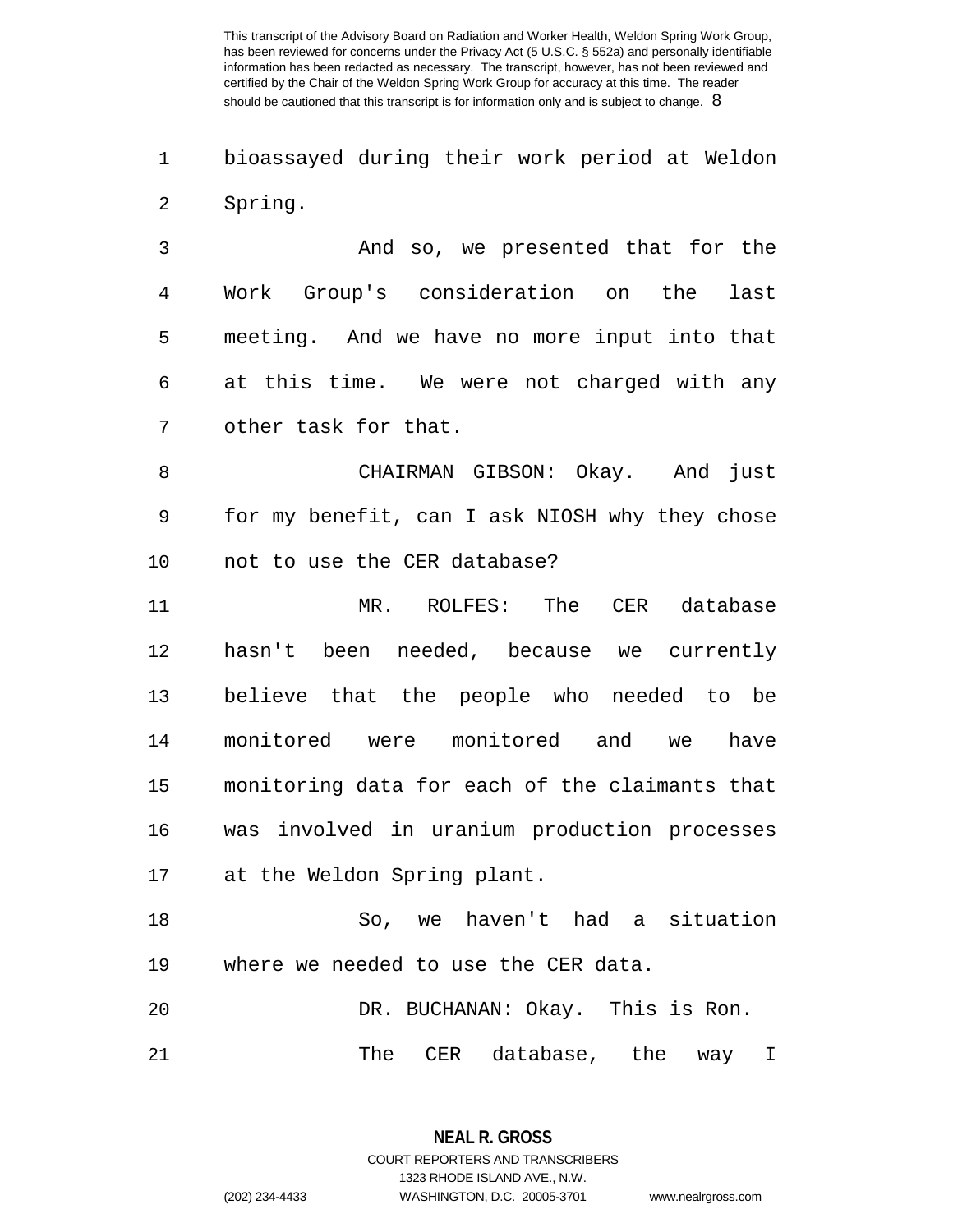bioassayed during their work period at Weldon Spring.

And so, we presented that for the Work Group's consideration on the last meeting. And we have no more input into that at this time. We were not charged with any other task for that.

CHAIRMAN GIBSON: Okay. And just for my benefit, can I ask NIOSH why they chose not to use the CER database?

MR. ROLFES: The CER database hasn't been needed, because we currently believe that the people who needed to be monitored were monitored and we have monitoring data for each of the claimants that was involved in uranium production processes at the Weldon Spring plant.

So, we haven't had a situation where we needed to use the CER data.

DR. BUCHANAN: Okay. This is Ron.

The CER database, the way I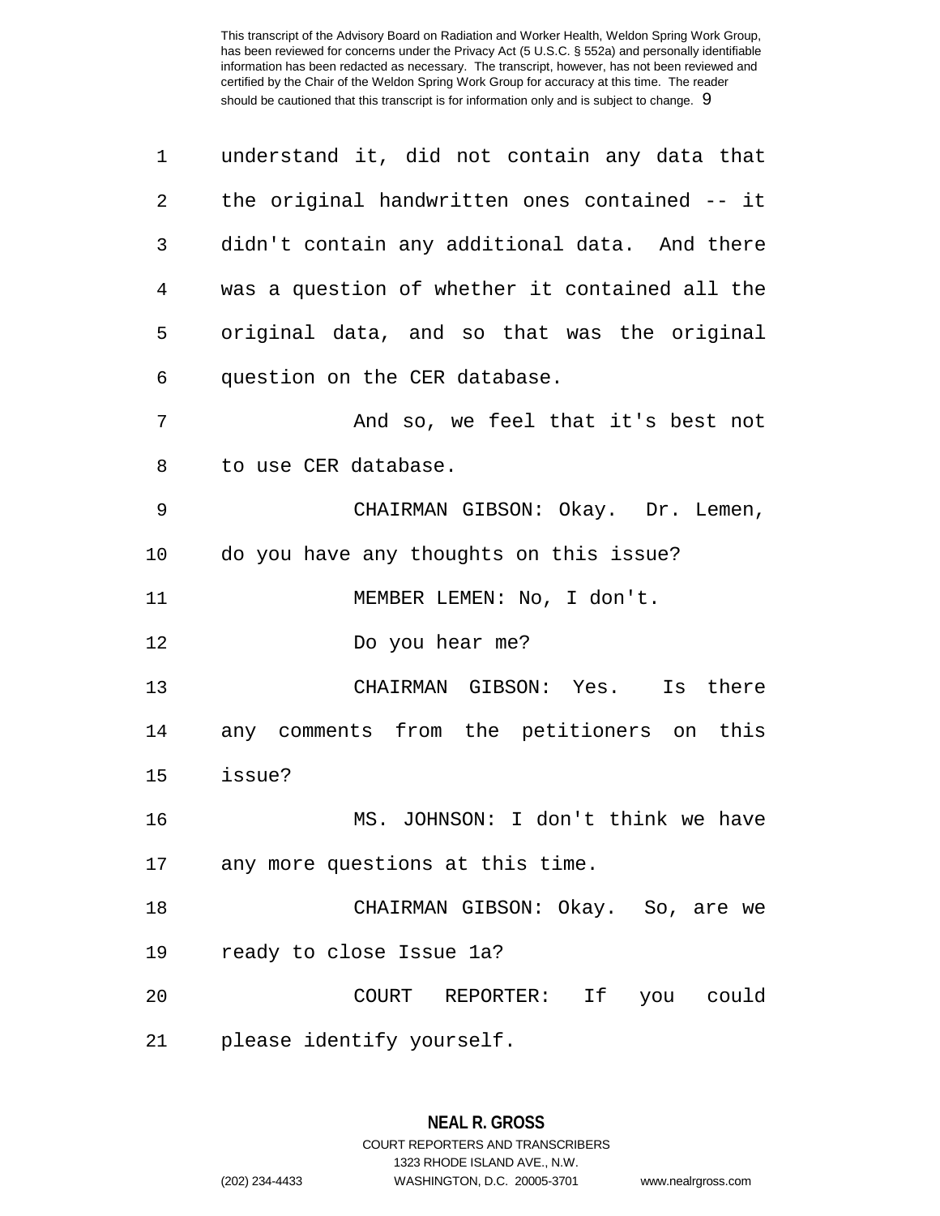understand it, did not contain any data that the original handwritten ones contained -- it didn't contain any additional data. And there was a question of whether it contained all the original data, and so that was the original question on the CER database.

And so, we feel that it's best not to use CER database.

CHAIRMAN GIBSON: Okay. Dr. Lemen, do you have any thoughts on this issue?

MEMBER LEMEN: No, I don't.

Do you hear me?

CHAIRMAN GIBSON: Yes. Is there any comments from the petitioners on this issue?

MS. JOHNSON: I don't think we have any more questions at this time.

CHAIRMAN GIBSON: Okay. So, are we ready to close Issue 1a?

COURT REPORTER: If you could please identify yourself.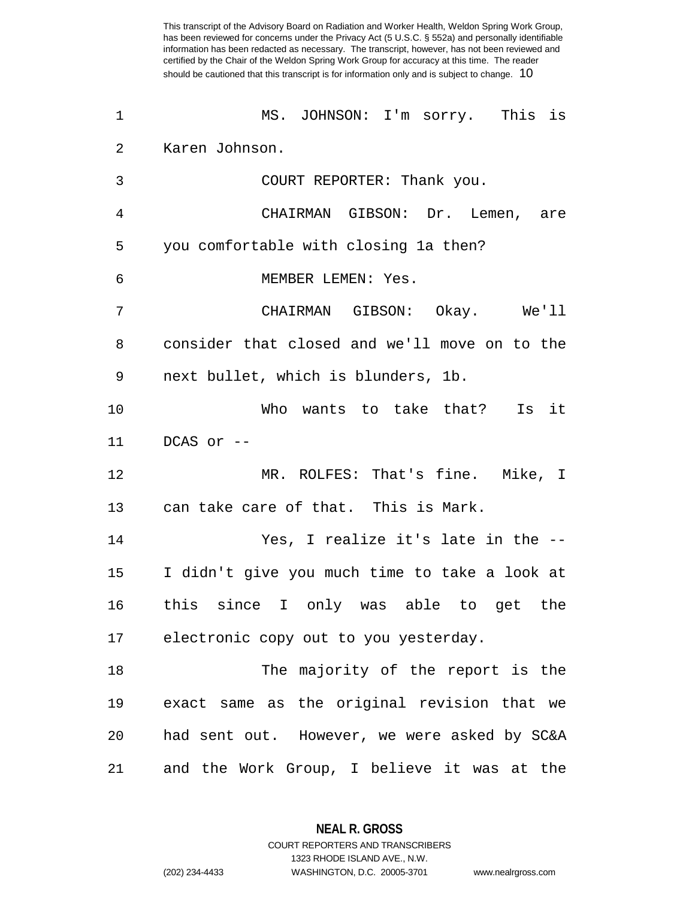MS. JOHNSON: I'm sorry. This is Karen Johnson.

COURT REPORTER: Thank you.

CHAIRMAN GIBSON: Dr. Lemen, are you comfortable with closing 1a then?

MEMBER LEMEN: Yes.

CHAIRMAN GIBSON: Okay. We'll consider that closed and we'll move on to the next bullet, which is blunders, 1b.

Who wants to take that? Is it DCAS or --

MR. ROLFES: That's fine. Mike, I can take care of that. This is Mark.

Yes, I realize it's late in the -- I didn't give you much time to take a look at this since I only was able to get the electronic copy out to you yesterday.

The majority of the report is the exact same as the original revision that we had sent out. However, we were asked by SC&A and the Work Group, I believe it was at the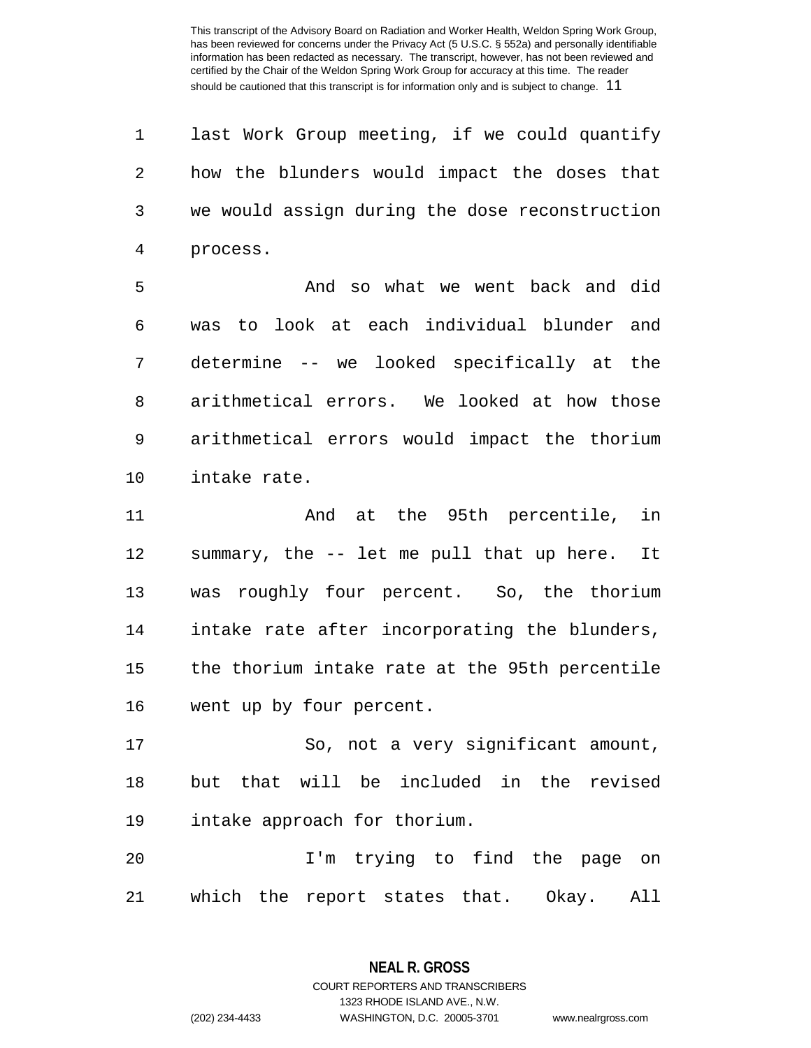last Work Group meeting, if we could quantify how the blunders would impact the doses that we would assign during the dose reconstruction process.

And so what we went back and did was to look at each individual blunder and determine -- we looked specifically at the arithmetical errors. We looked at how those arithmetical errors would impact the thorium intake rate.

And at the 95th percentile, in summary, the -- let me pull that up here. It was roughly four percent. So, the thorium intake rate after incorporating the blunders, the thorium intake rate at the 95th percentile went up by four percent.

So, not a very significant amount, but that will be included in the revised intake approach for thorium.

I'm trying to find the page on which the report states that. Okay. All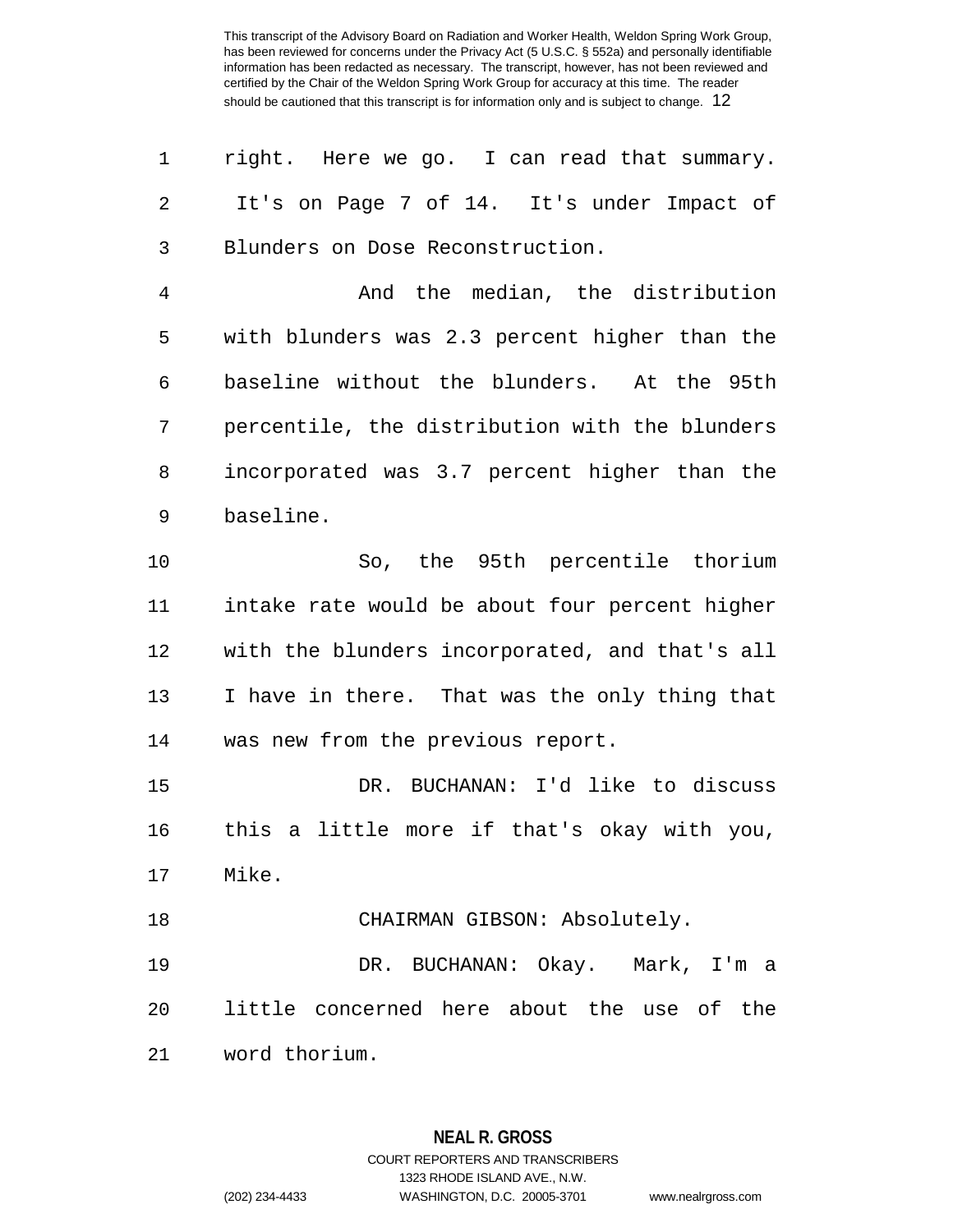right. Here we go. I can read that summary. It's on Page 7 of 14. It's under Impact of Blunders on Dose Reconstruction.

And the median, the distribution with blunders was 2.3 percent higher than the baseline without the blunders. At the 95th percentile, the distribution with the blunders incorporated was 3.7 percent higher than the baseline.

So, the 95th percentile thorium intake rate would be about four percent higher with the blunders incorporated, and that's all I have in there. That was the only thing that was new from the previous report.

DR. BUCHANAN: I'd like to discuss this a little more if that's okay with you, Mike.

CHAIRMAN GIBSON: Absolutely.

DR. BUCHANAN: Okay. Mark, I'm a little concerned here about the use of the word thorium.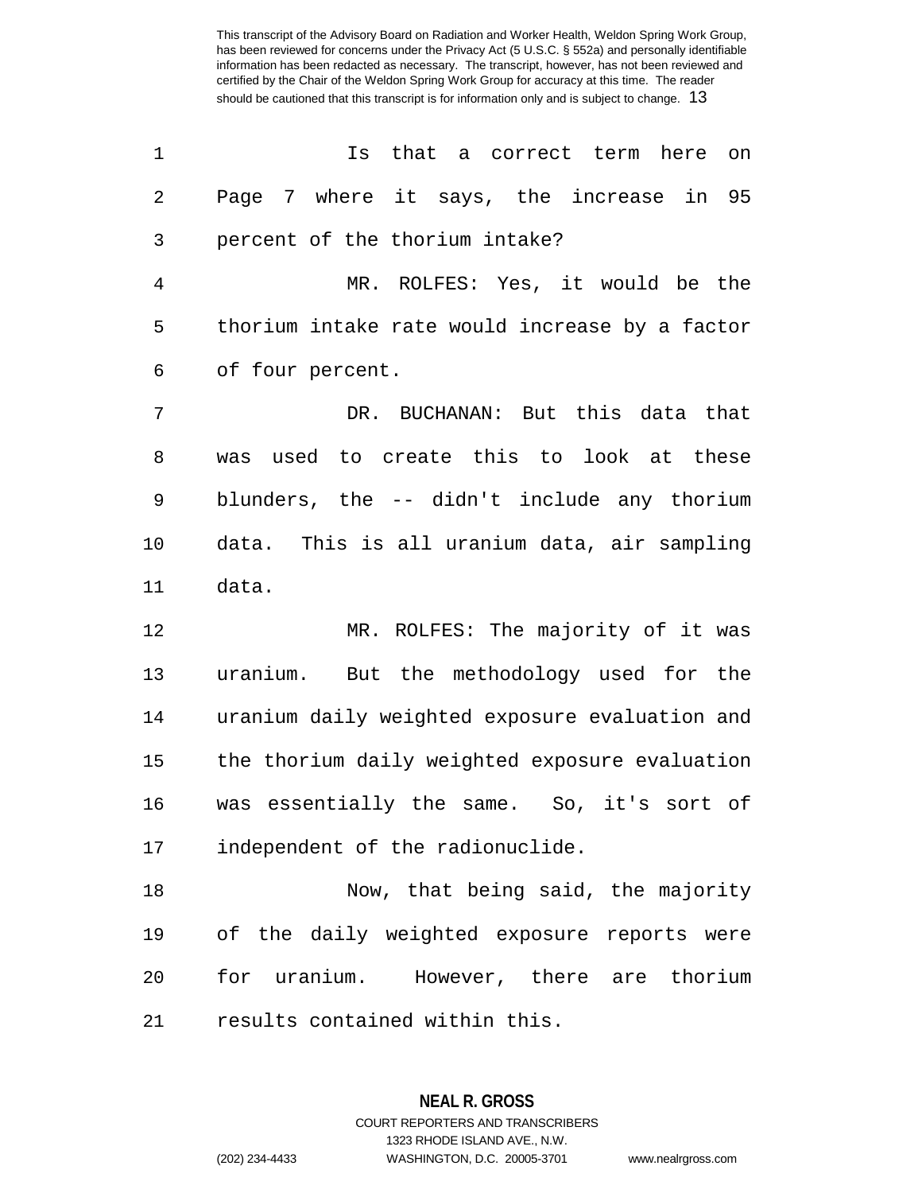Is that a correct term here on Page 7 where it says, the increase in 95 percent of the thorium intake?

MR. ROLFES: Yes, it would be the thorium intake rate would increase by a factor of four percent.

DR. BUCHANAN: But this data that was used to create this to look at these blunders, the -- didn't include any thorium data. This is all uranium data, air sampling data.

MR. ROLFES: The majority of it was uranium. But the methodology used for the uranium daily weighted exposure evaluation and the thorium daily weighted exposure evaluation was essentially the same. So, it's sort of independent of the radionuclide.

Now, that being said, the majority of the daily weighted exposure reports were for uranium. However, there are thorium results contained within this.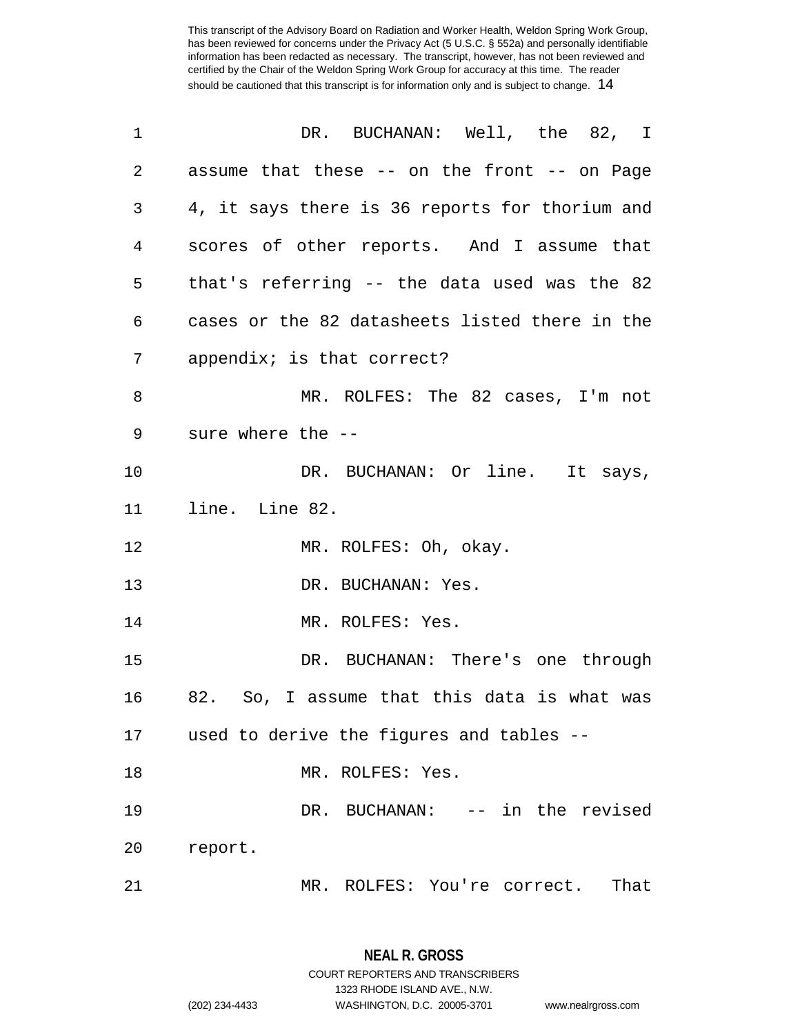DR. BUCHANAN: Well, the 82, I assume that these -- on the front -- on Page 4, it says there is 36 reports for thorium and scores of other reports. And I assume that that's referring -- the data used was the 82 cases or the 82 datasheets listed there in the appendix; is that correct?

MR. ROLFES: The 82 cases, I'm not sure where the --

DR. BUCHANAN: Or line. It says, line. Line 82.

MR. ROLFES: Oh, okay.

DR. BUCHANAN: Yes.

MR. ROLFES: Yes.

DR. BUCHANAN: There's one through 82. So, I assume that this data is what was used to derive the figures and tables --

MR. ROLFES: Yes.

DR. BUCHANAN: -- in the revised report.

MR. ROLFES: You're correct. That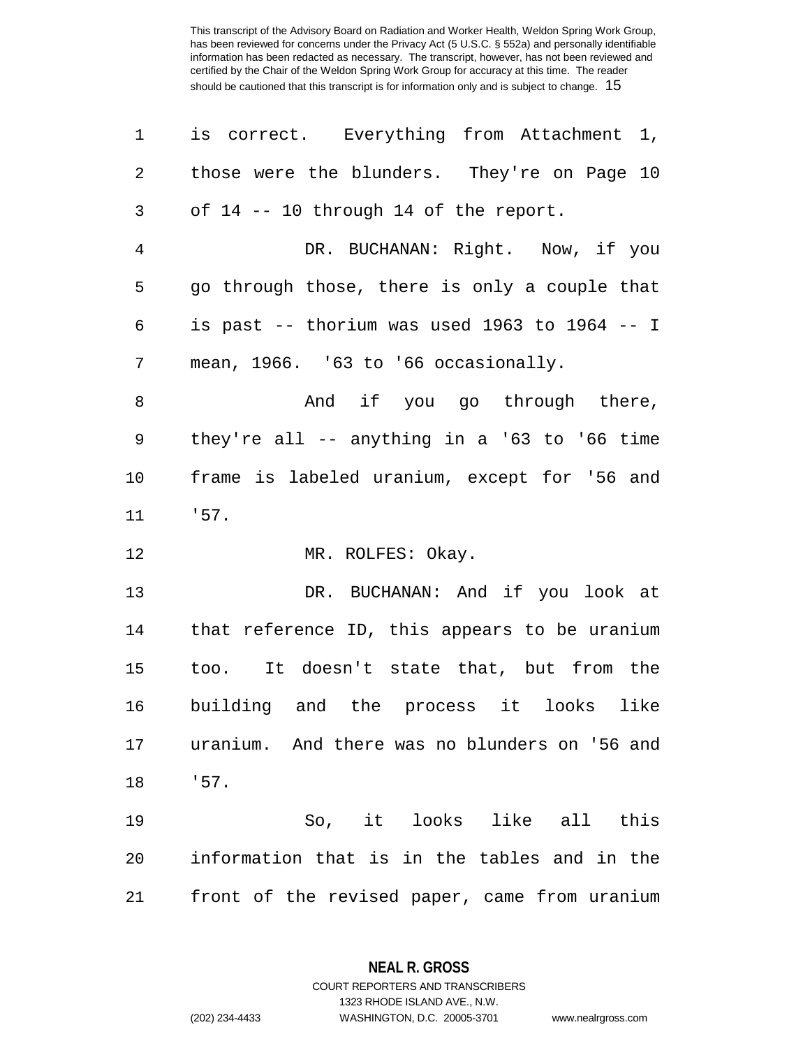is correct. Everything from Attachment 1, those were the blunders. They're on Page 10 of 14 -- 10 through 14 of the report.

DR. BUCHANAN: Right. Now, if you go through those, there is only a couple that is past -- thorium was used 1963 to 1964 -- I mean, 1966. '63 to '66 occasionally.

And if you go through there, they're all -- anything in a '63 to '66 time frame is labeled uranium, except for '56 and '57.

MR. ROLFES: Okay.

DR. BUCHANAN: And if you look at that reference ID, this appears to be uranium too. It doesn't state that, but from the building and the process it looks like uranium. And there was no blunders on '56 and '57.

So, it looks like all this information that is in the tables and in the front of the revised paper, came from uranium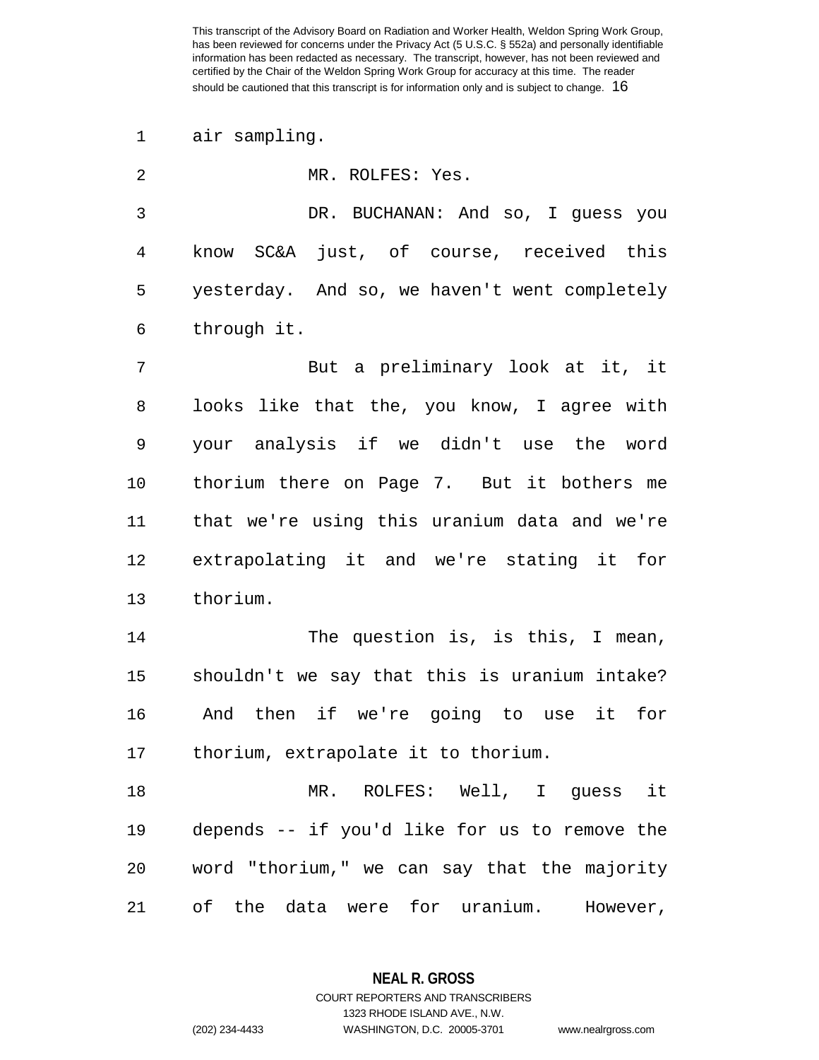air sampling.

MR. ROLFES: Yes.

DR. BUCHANAN: And so, I guess you know SC&A just, of course, received this yesterday. And so, we haven't went completely through it.

But a preliminary look at it, it looks like that the, you know, I agree with your analysis if we didn't use the word thorium there on Page 7. But it bothers me that we're using this uranium data and we're extrapolating it and we're stating it for thorium.

The question is, is this, I mean, shouldn't we say that this is uranium intake? And then if we're going to use it for thorium, extrapolate it to thorium.

MR. ROLFES: Well, I guess it depends -- if you'd like for us to remove the word "thorium," we can say that the majority of the data were for uranium. However,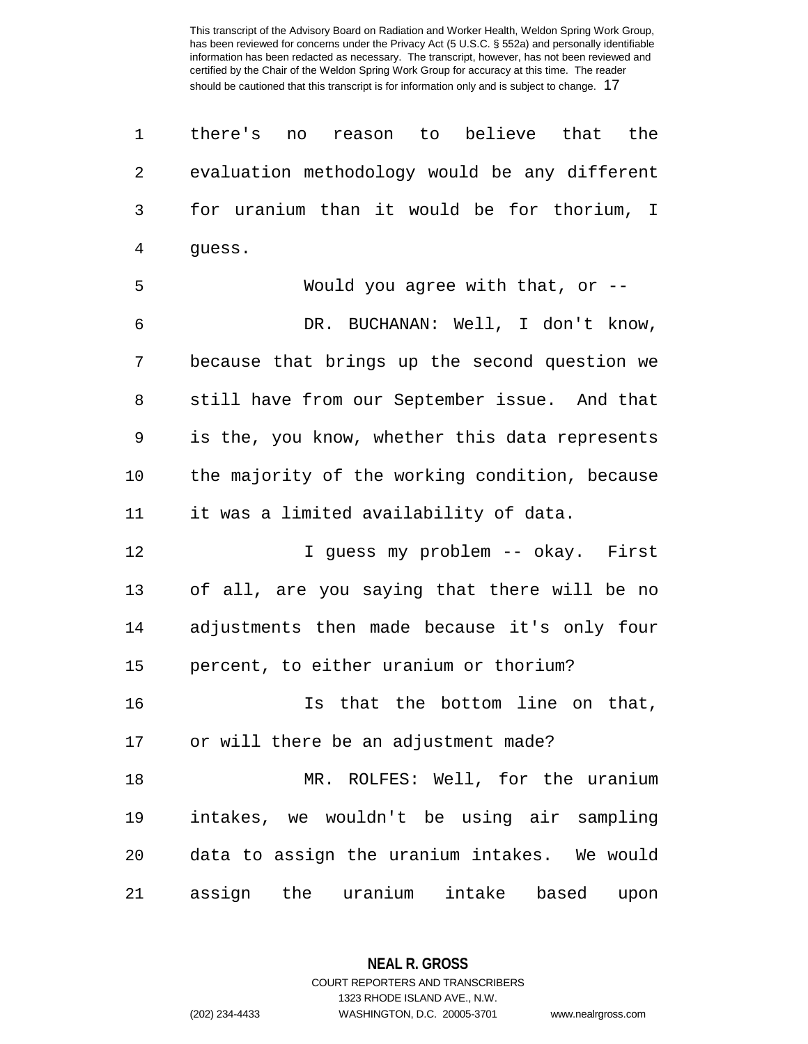there's no reason to believe that the evaluation methodology would be any different for uranium than it would be for thorium, I guess.

Would you agree with that, or --

DR. BUCHANAN: Well, I don't know, because that brings up the second question we still have from our September issue. And that is the, you know, whether this data represents the majority of the working condition, because it was a limited availability of data.

I guess my problem -- okay. First of all, are you saying that there will be no adjustments then made because it's only four percent, to either uranium or thorium?

Is that the bottom line on that, or will there be an adjustment made?

MR. ROLFES: Well, for the uranium intakes, we wouldn't be using air sampling data to assign the uranium intakes. We would assign the uranium intake based upon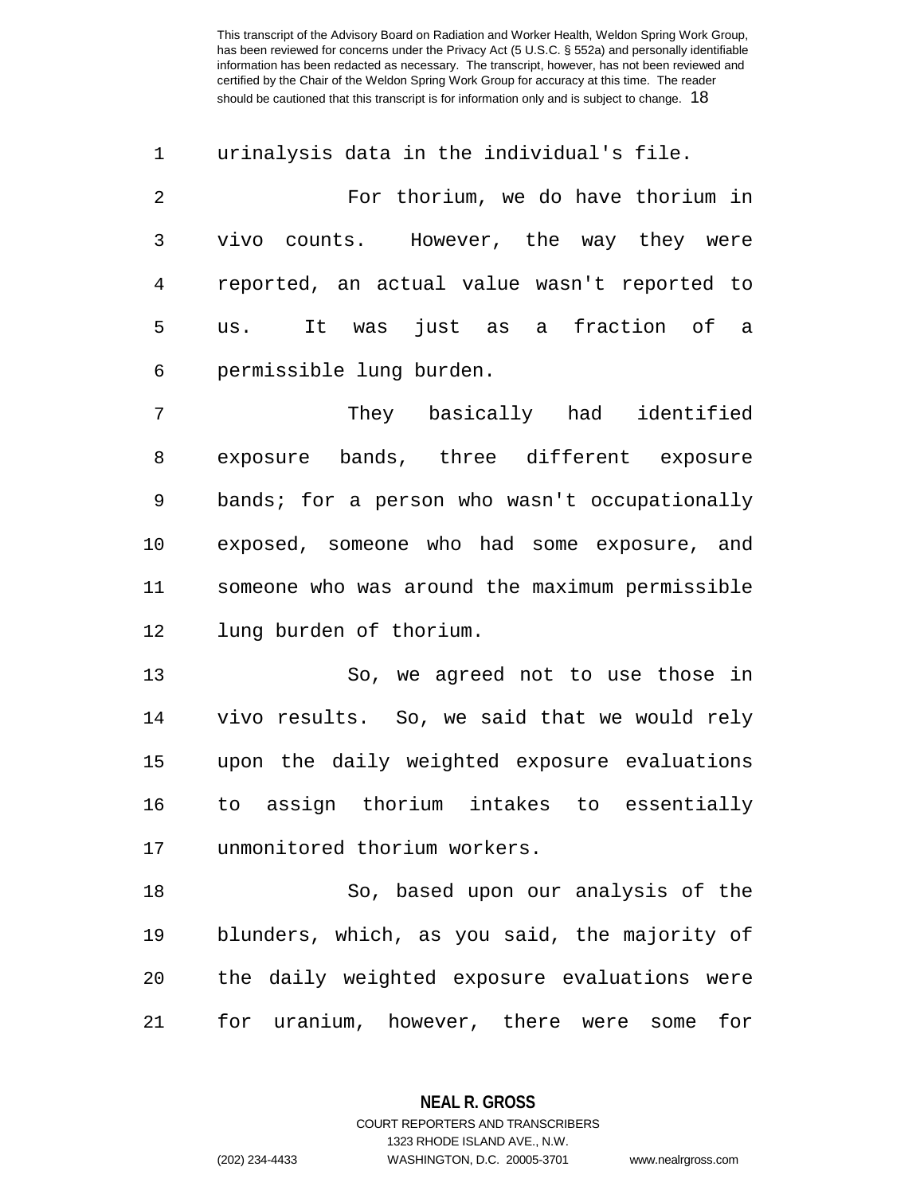urinalysis data in the individual's file.

For thorium, we do have thorium in vivo counts. However, the way they were reported, an actual value wasn't reported to us. It was just as a fraction of a permissible lung burden.

They basically had identified exposure bands, three different exposure bands; for a person who wasn't occupationally exposed, someone who had some exposure, and someone who was around the maximum permissible lung burden of thorium.

So, we agreed not to use those in vivo results. So, we said that we would rely upon the daily weighted exposure evaluations to assign thorium intakes to essentially unmonitored thorium workers.

So, based upon our analysis of the blunders, which, as you said, the majority of the daily weighted exposure evaluations were for uranium, however, there were some for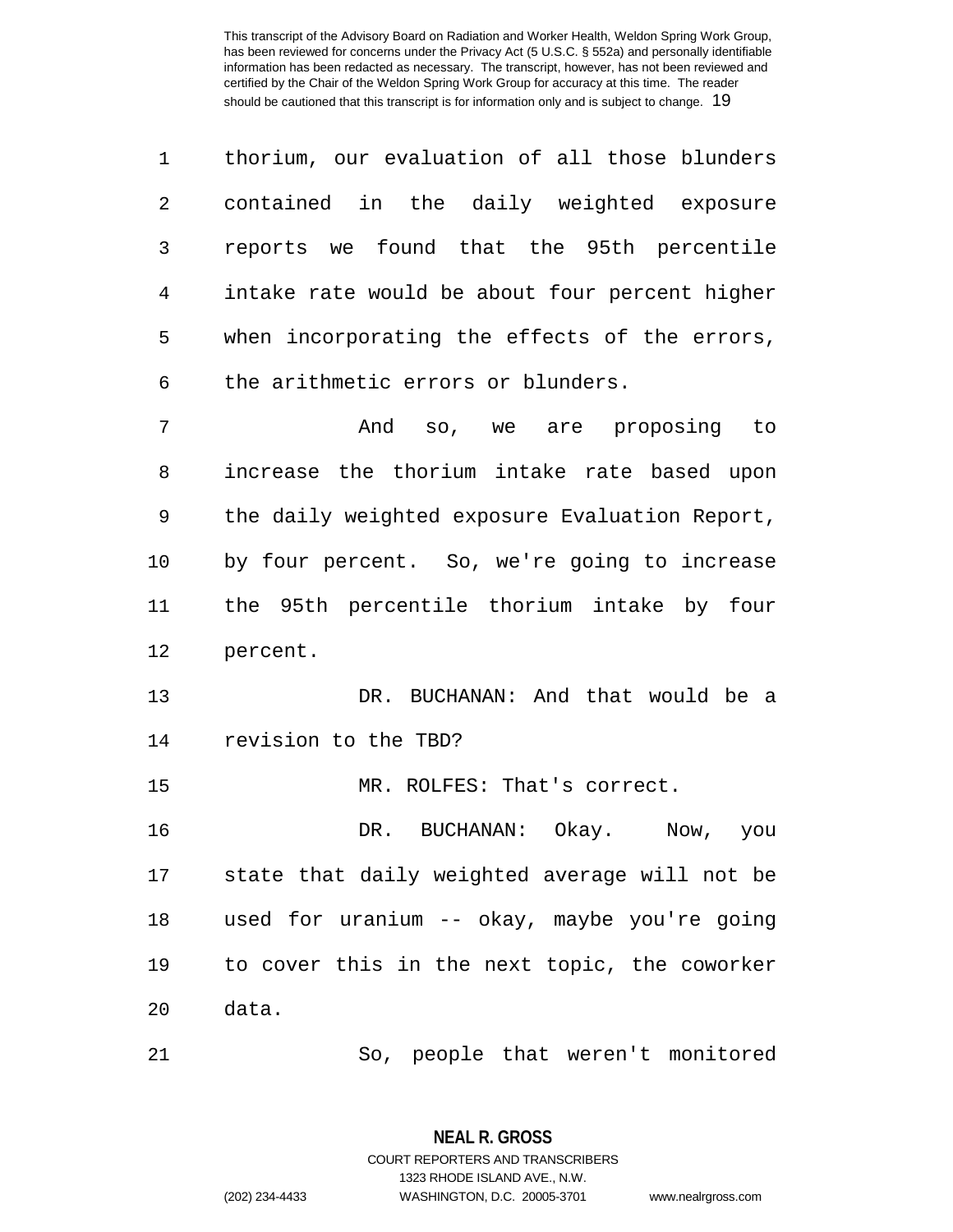thorium, our evaluation of all those blunders contained in the daily weighted exposure reports we found that the 95th percentile intake rate would be about four percent higher when incorporating the effects of the errors, the arithmetic errors or blunders.

And so, we are proposing to increase the thorium intake rate based upon the daily weighted exposure Evaluation Report, by four percent. So, we're going to increase the 95th percentile thorium intake by four percent.

DR. BUCHANAN: And that would be a revision to the TBD?

MR. ROLFES: That's correct.

DR. BUCHANAN: Okay. Now, you state that daily weighted average will not be used for uranium -- okay, maybe you're going to cover this in the next topic, the coworker data.

So, people that weren't monitored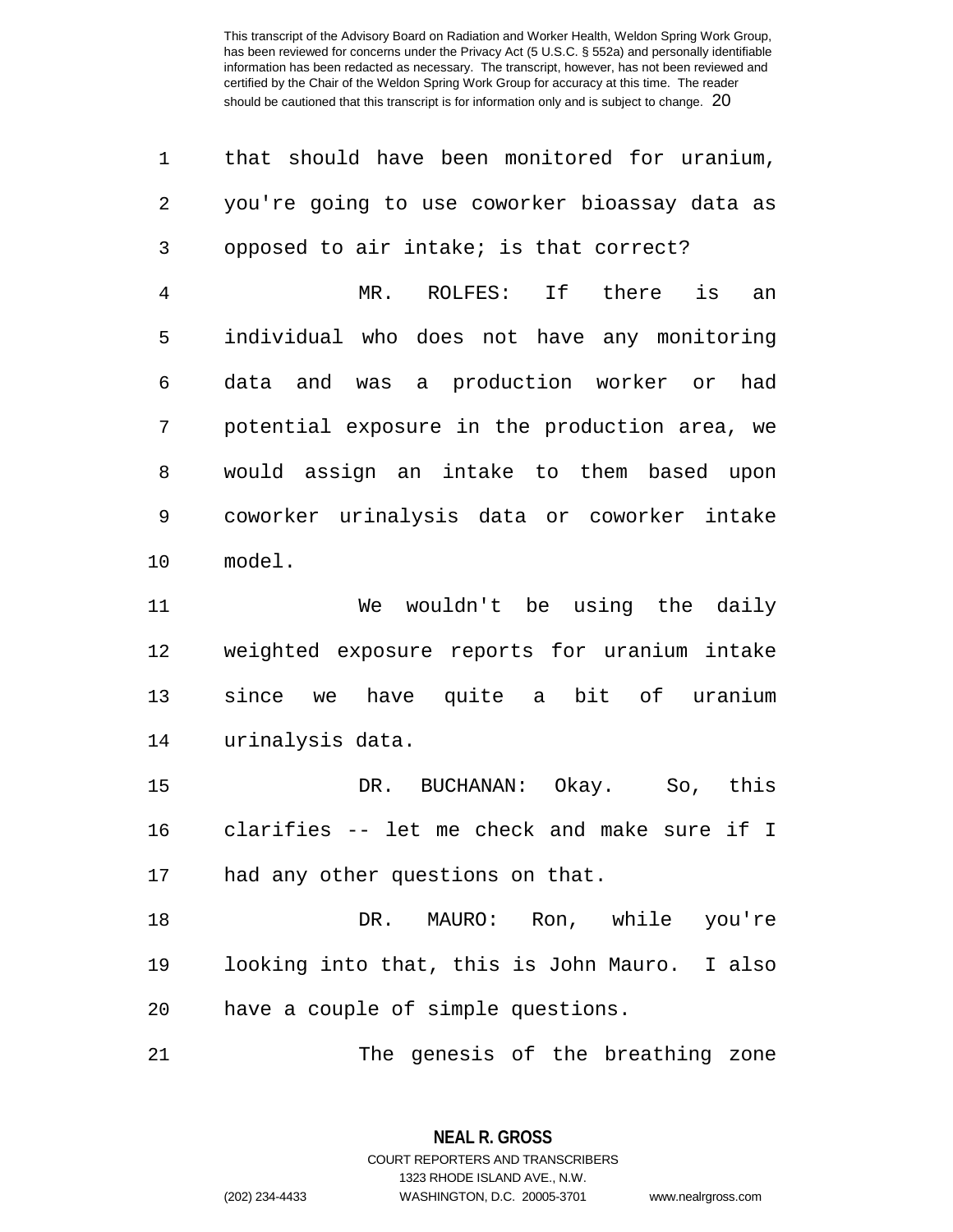that should have been monitored for uranium, you're going to use coworker bioassay data as opposed to air intake; is that correct?

MR. ROLFES: If there is an individual who does not have any monitoring data and was a production worker or had potential exposure in the production area, we would assign an intake to them based upon coworker urinalysis data or coworker intake model.

We wouldn't be using the daily weighted exposure reports for uranium intake since we have quite a bit of uranium urinalysis data.

DR. BUCHANAN: Okay. So, this clarifies -- let me check and make sure if I had any other questions on that.

DR. MAURO: Ron, while you're looking into that, this is John Mauro. I also have a couple of simple questions.

The genesis of the breathing zone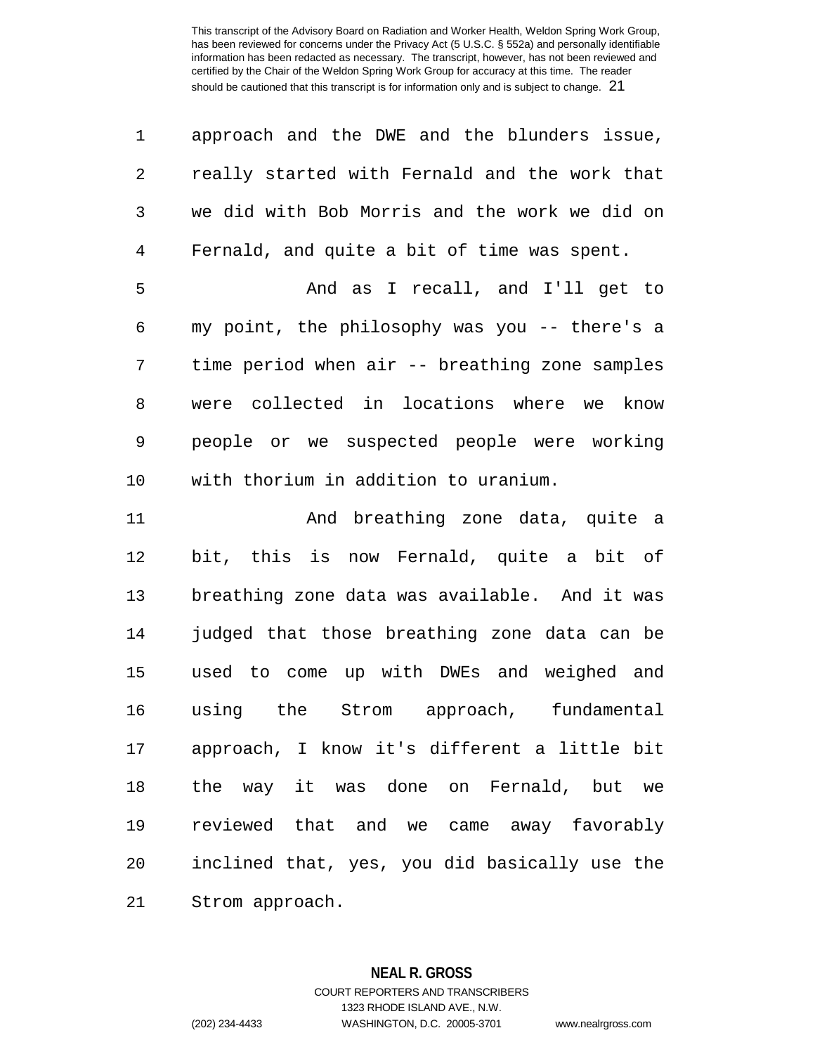approach and the DWE and the blunders issue, really started with Fernald and the work that we did with Bob Morris and the work we did on Fernald, and quite a bit of time was spent.

And as I recall, and I'll get to my point, the philosophy was you -- there's a time period when air -- breathing zone samples were collected in locations where we know people or we suspected people were working with thorium in addition to uranium.

And breathing zone data, quite a bit, this is now Fernald, quite a bit of breathing zone data was available. And it was judged that those breathing zone data can be used to come up with DWEs and weighed and using the Strom approach, fundamental approach, I know it's different a little bit the way it was done on Fernald, but we reviewed that and we came away favorably inclined that, yes, you did basically use the Strom approach.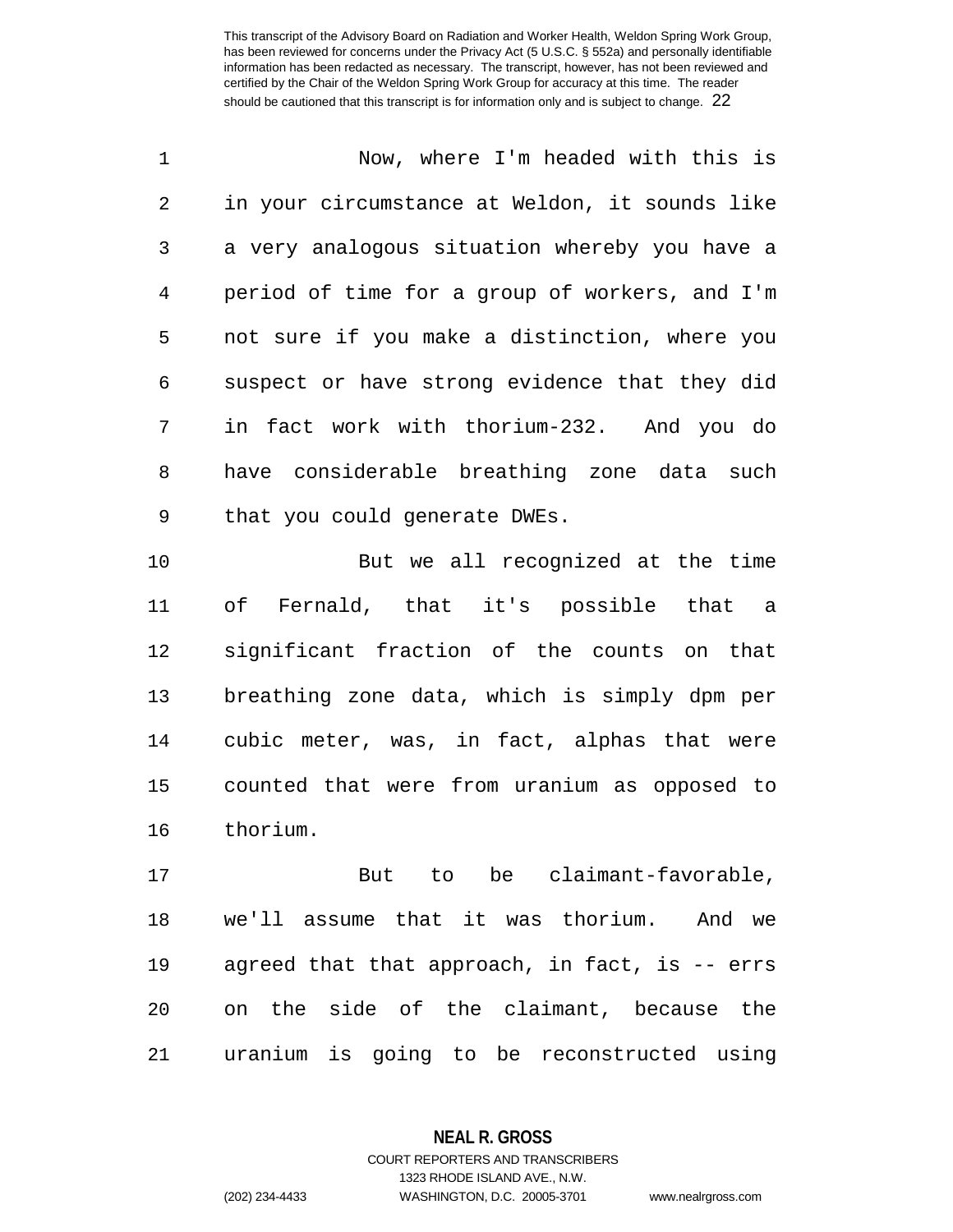Now, where I'm headed with this is in your circumstance at Weldon, it sounds like a very analogous situation whereby you have a period of time for a group of workers, and I'm not sure if you make a distinction, where you suspect or have strong evidence that they did in fact work with thorium-232. And you do have considerable breathing zone data such that you could generate DWEs.

But we all recognized at the time of Fernald, that it's possible that a significant fraction of the counts on that breathing zone data, which is simply dpm per cubic meter, was, in fact, alphas that were counted that were from uranium as opposed to thorium.

But to be claimant-favorable, we'll assume that it was thorium. And we agreed that that approach, in fact, is -- errs on the side of the claimant, because the uranium is going to be reconstructed using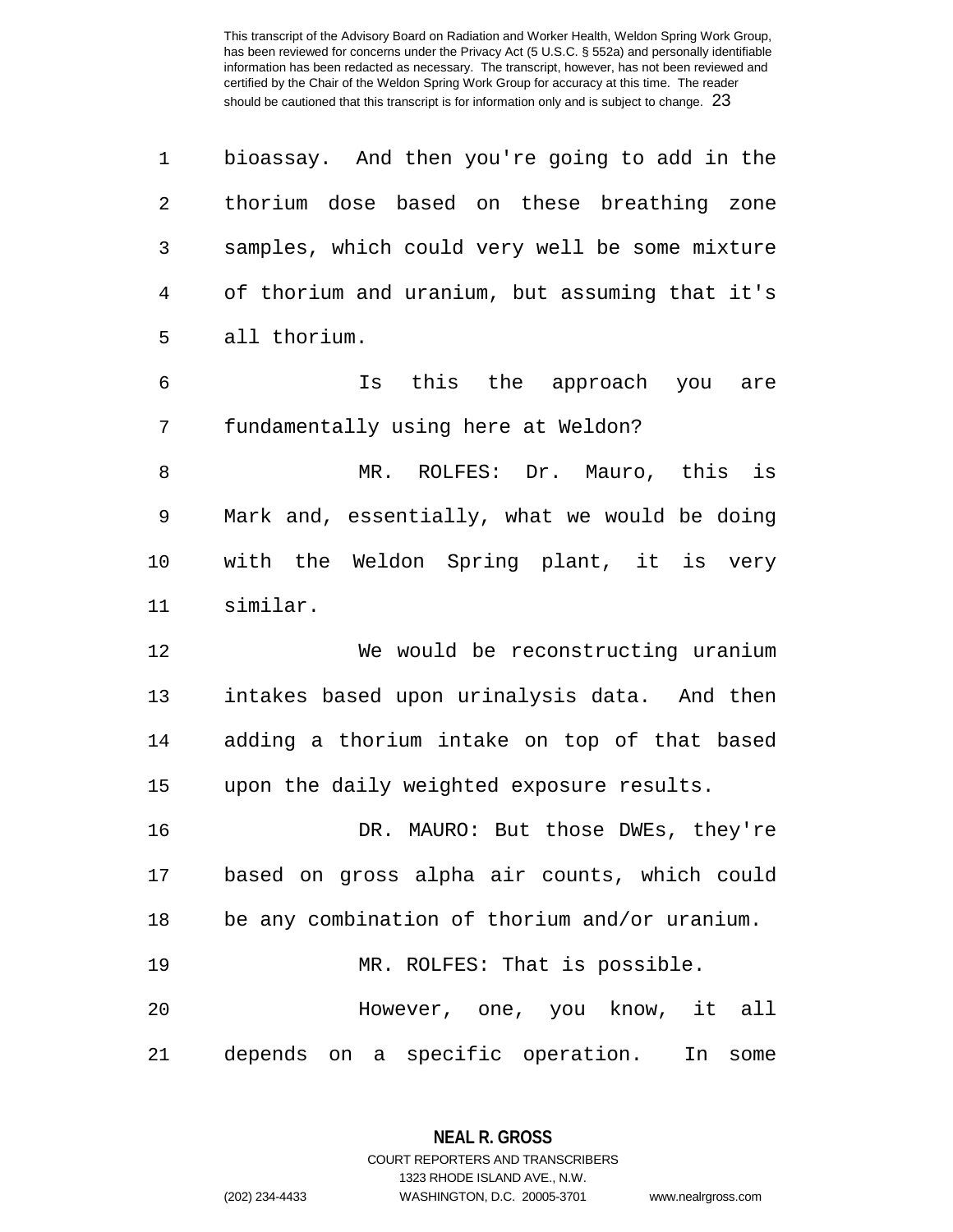bioassay. And then you're going to add in the thorium dose based on these breathing zone samples, which could very well be some mixture of thorium and uranium, but assuming that it's all thorium.

Is this the approach you are fundamentally using here at Weldon?

MR. ROLFES: Dr. Mauro, this is Mark and, essentially, what we would be doing with the Weldon Spring plant, it is very similar.

We would be reconstructing uranium intakes based upon urinalysis data. And then adding a thorium intake on top of that based upon the daily weighted exposure results.

DR. MAURO: But those DWEs, they're based on gross alpha air counts, which could be any combination of thorium and/or uranium.

MR. ROLFES: That is possible.

However, one, you know, it all depends on a specific operation. In some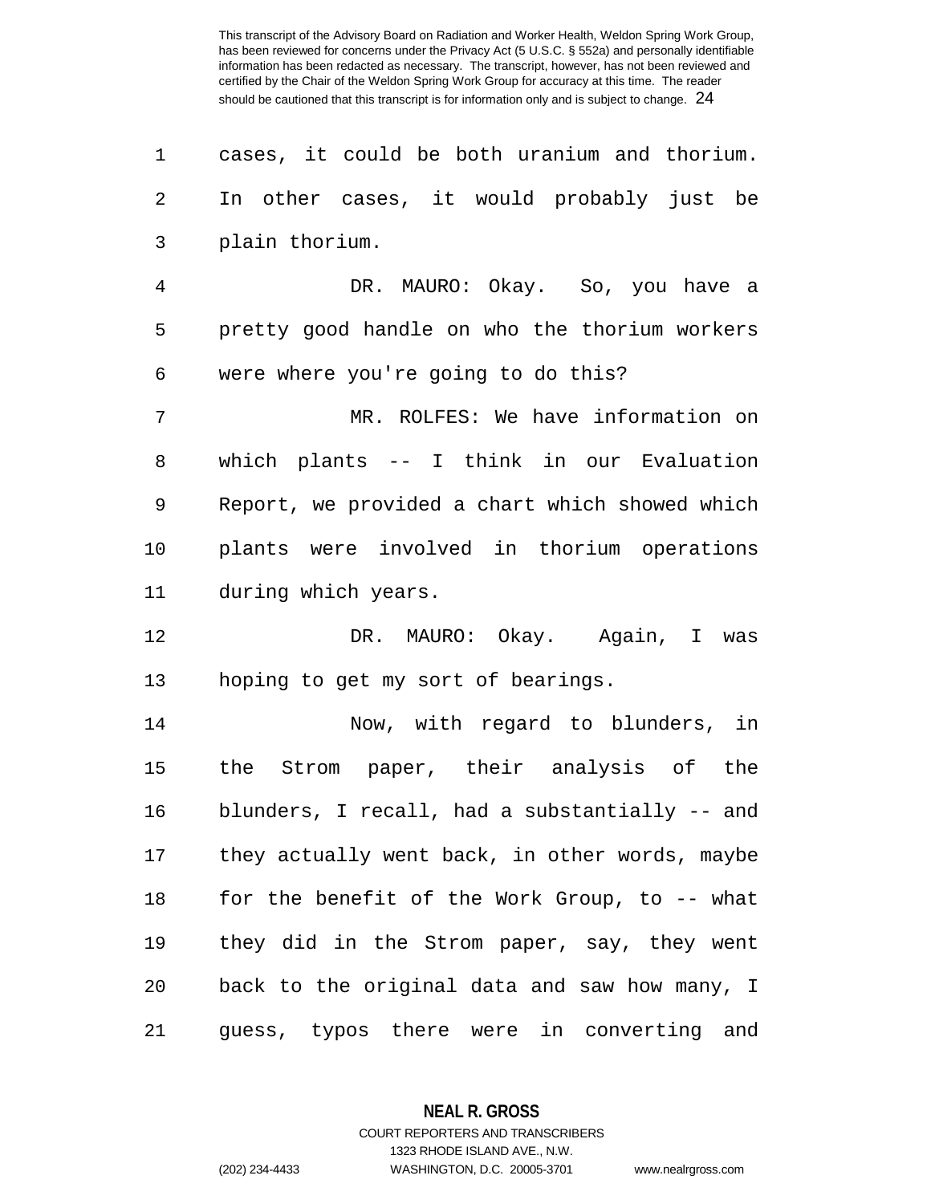cases, it could be both uranium and thorium. In other cases, it would probably just be plain thorium.

DR. MAURO: Okay. So, you have a pretty good handle on who the thorium workers were where you're going to do this?

MR. ROLFES: We have information on which plants -- I think in our Evaluation Report, we provided a chart which showed which plants were involved in thorium operations during which years.

DR. MAURO: Okay. Again, I was hoping to get my sort of bearings.

Now, with regard to blunders, in the Strom paper, their analysis of the blunders, I recall, had a substantially -- and they actually went back, in other words, maybe for the benefit of the Work Group, to -- what they did in the Strom paper, say, they went back to the original data and saw how many, I guess, typos there were in converting and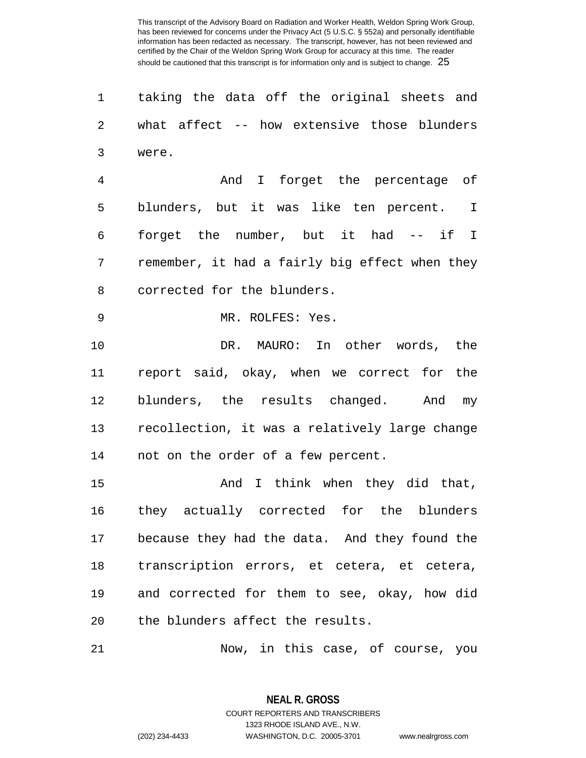taking the data off the original sheets and what affect -- how extensive those blunders were.

And I forget the percentage of blunders, but it was like ten percent. I forget the number, but it had -- if I remember, it had a fairly big effect when they corrected for the blunders.

MR. ROLFES: Yes.

DR. MAURO: In other words, the report said, okay, when we correct for the blunders, the results changed. And my recollection, it was a relatively large change not on the order of a few percent.

And I think when they did that, they actually corrected for the blunders because they had the data. And they found the transcription errors, et cetera, et cetera, and corrected for them to see, okay, how did the blunders affect the results.

Now, in this case, of course, you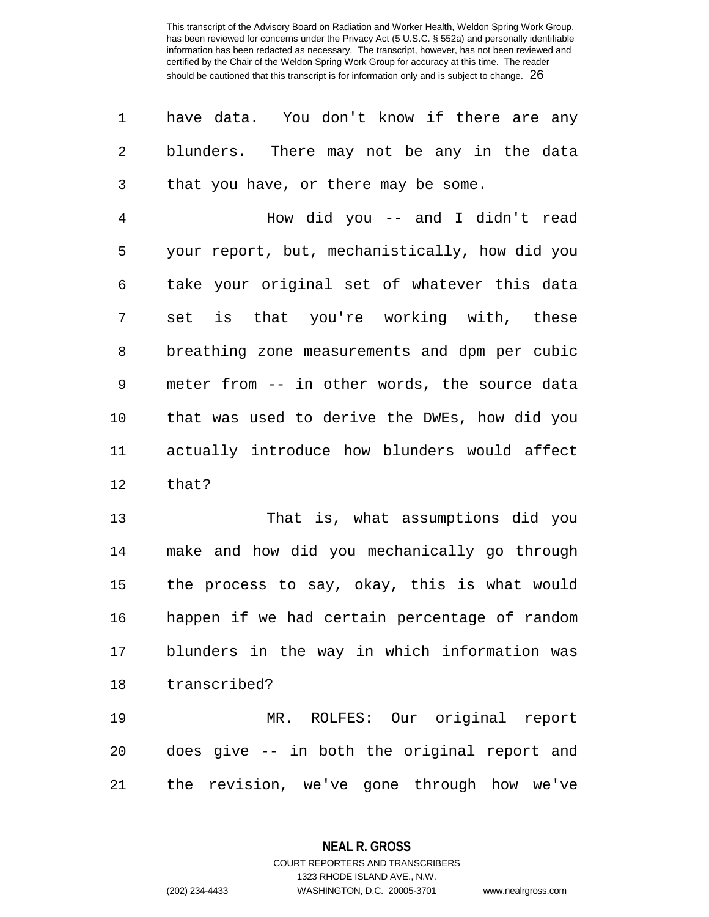have data. You don't know if there are any blunders. There may not be any in the data that you have, or there may be some.

How did you -- and I didn't read your report, but, mechanistically, how did you take your original set of whatever this data set is that you're working with, these breathing zone measurements and dpm per cubic meter from -- in other words, the source data that was used to derive the DWEs, how did you actually introduce how blunders would affect that?

That is, what assumptions did you make and how did you mechanically go through the process to say, okay, this is what would happen if we had certain percentage of random blunders in the way in which information was transcribed?

MR. ROLFES: Our original report does give -- in both the original report and the revision, we've gone through how we've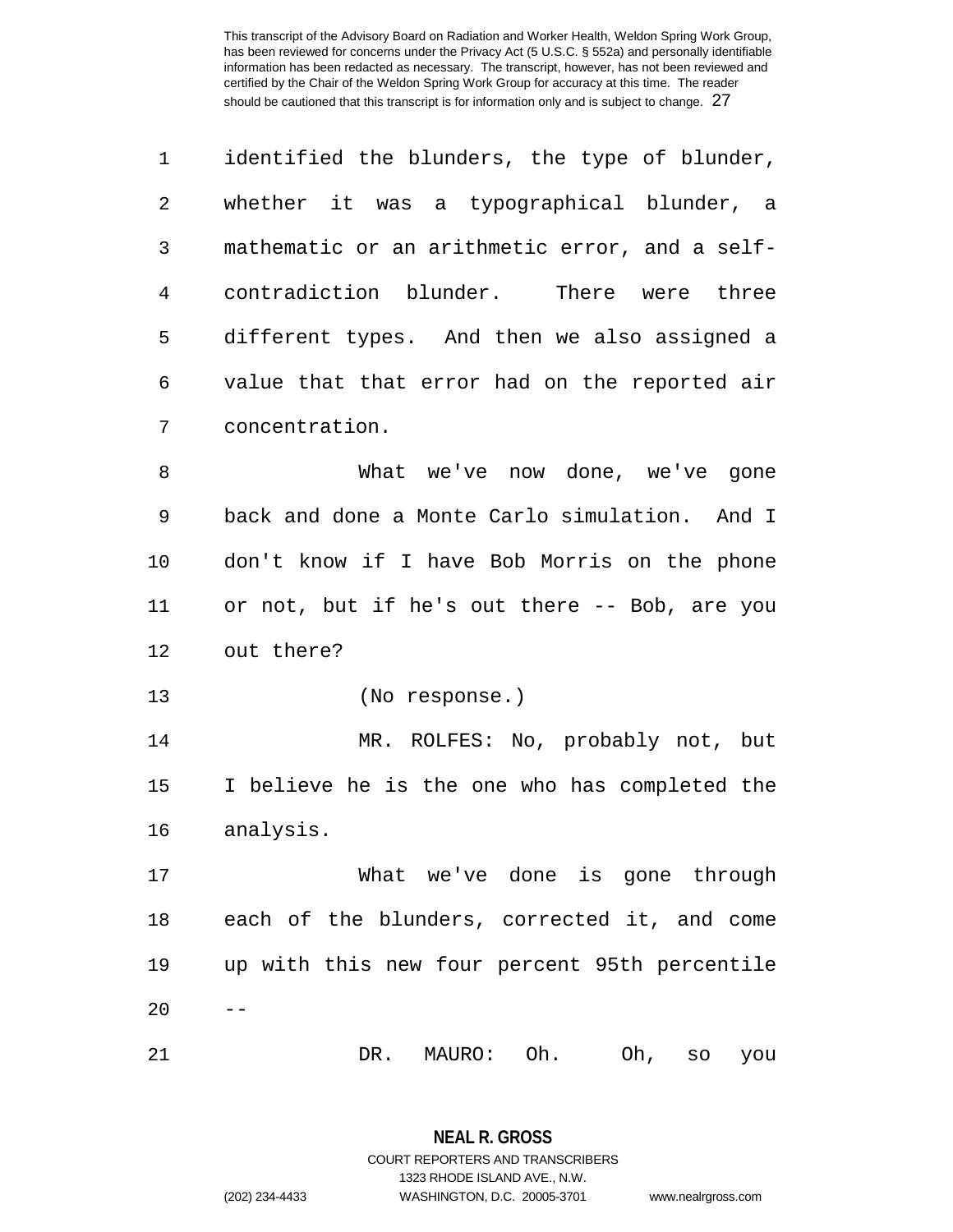identified the blunders, the type of blunder, whether it was a typographical blunder, a mathematic or an arithmetic error, and a self-contradiction blunder. There were three different types. And then we also assigned a value that that error had on the reported air concentration.

What we've now done, we've gone back and done a Monte Carlo simulation. And I don't know if I have Bob Morris on the phone or not, but if he's out there -- Bob, are you out there?

(No response.)

MR. ROLFES: No, probably not, but I believe he is the one who has completed the analysis.

What we've done is gone through each of the blunders, corrected it, and come up with this new four percent 95th percentile --

DR. MAURO: Oh. Oh, so you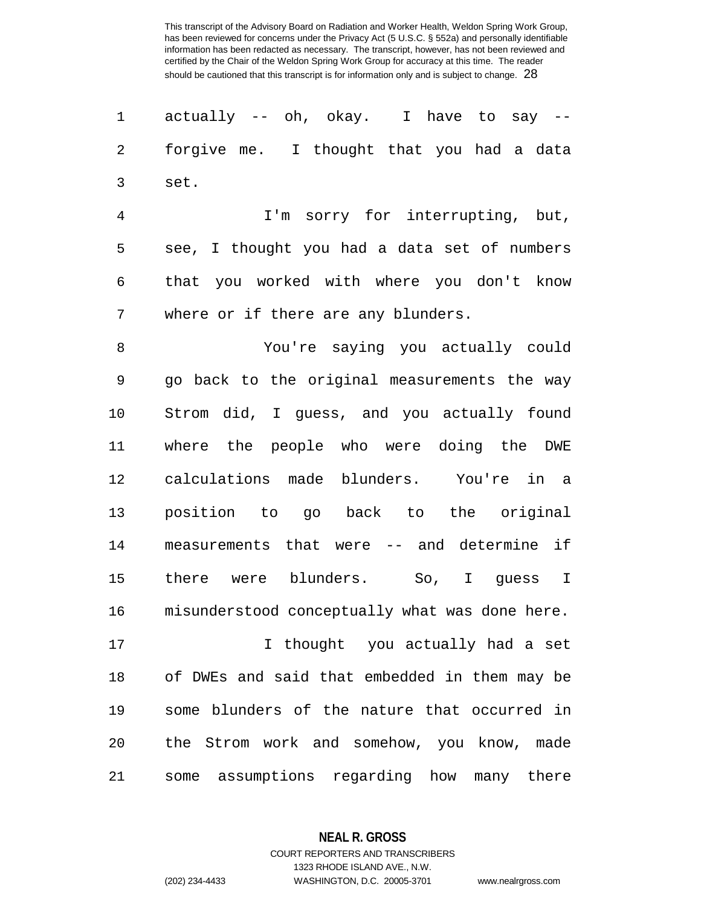actually -- oh, okay. I have to say -- forgive me. I thought that you had a data set.

I'm sorry for interrupting, but, see, I thought you had a data set of numbers that you worked with where you don't know where or if there are any blunders.

You're saying you actually could go back to the original measurements the way Strom did, I guess, and you actually found where the people who were doing the DWE calculations made blunders. You're in a position to go back to the original measurements that were -- and determine if there were blunders. So, I guess I misunderstood conceptually what was done here.

I thought you actually had a set of DWEs and said that embedded in them may be some blunders of the nature that occurred in the Strom work and somehow, you know, made some assumptions regarding how many there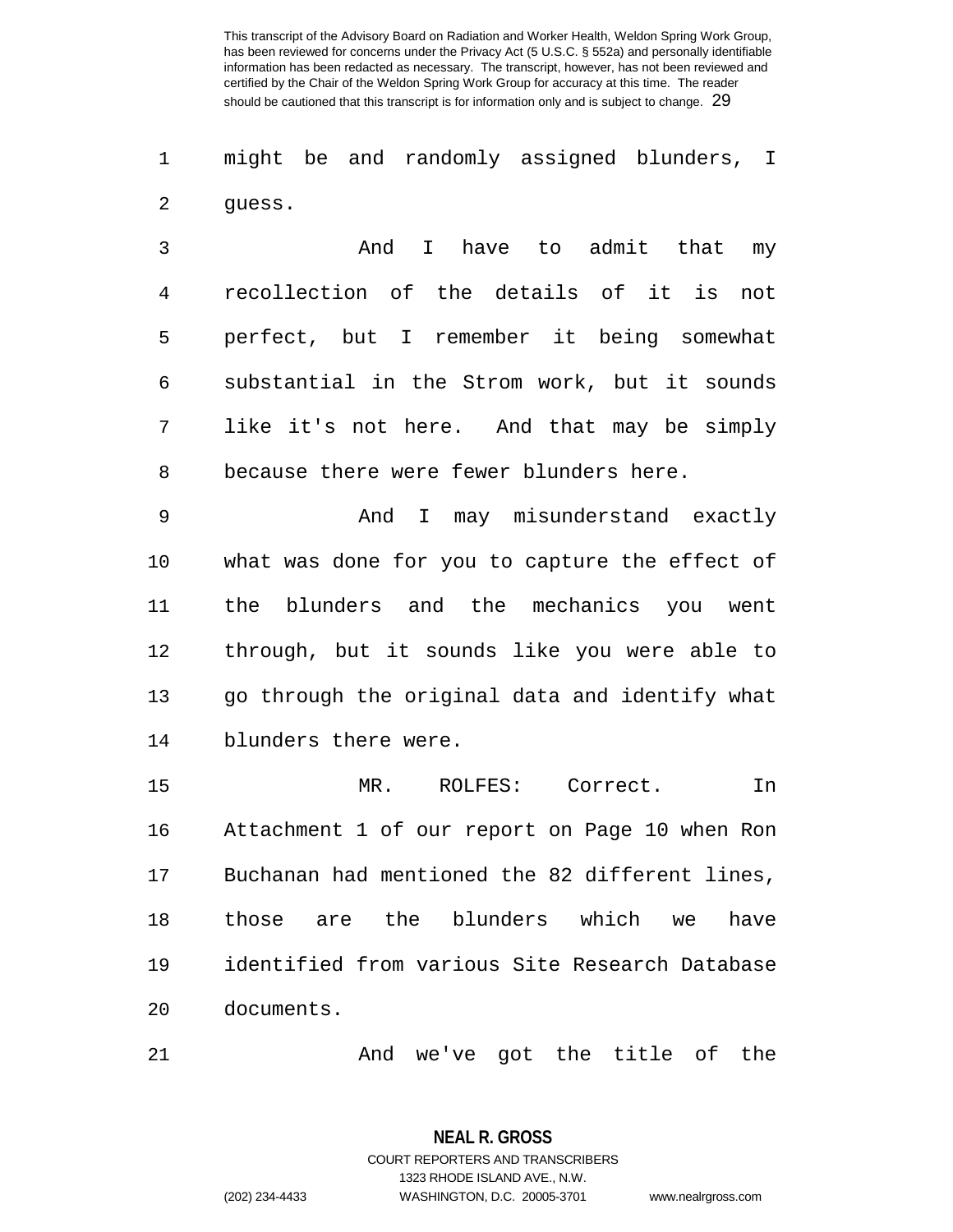might be and randomly assigned blunders, I guess.

And I have to admit that my recollection of the details of it is not perfect, but I remember it being somewhat substantial in the Strom work, but it sounds like it's not here. And that may be simply because there were fewer blunders here.

And I may misunderstand exactly what was done for you to capture the effect of the blunders and the mechanics you went through, but it sounds like you were able to go through the original data and identify what blunders there were.

MR. ROLFES: Correct. In Attachment 1 of our report on Page 10 when Ron Buchanan had mentioned the 82 different lines, those are the blunders which we have identified from various Site Research Database documents.

And we've got the title of the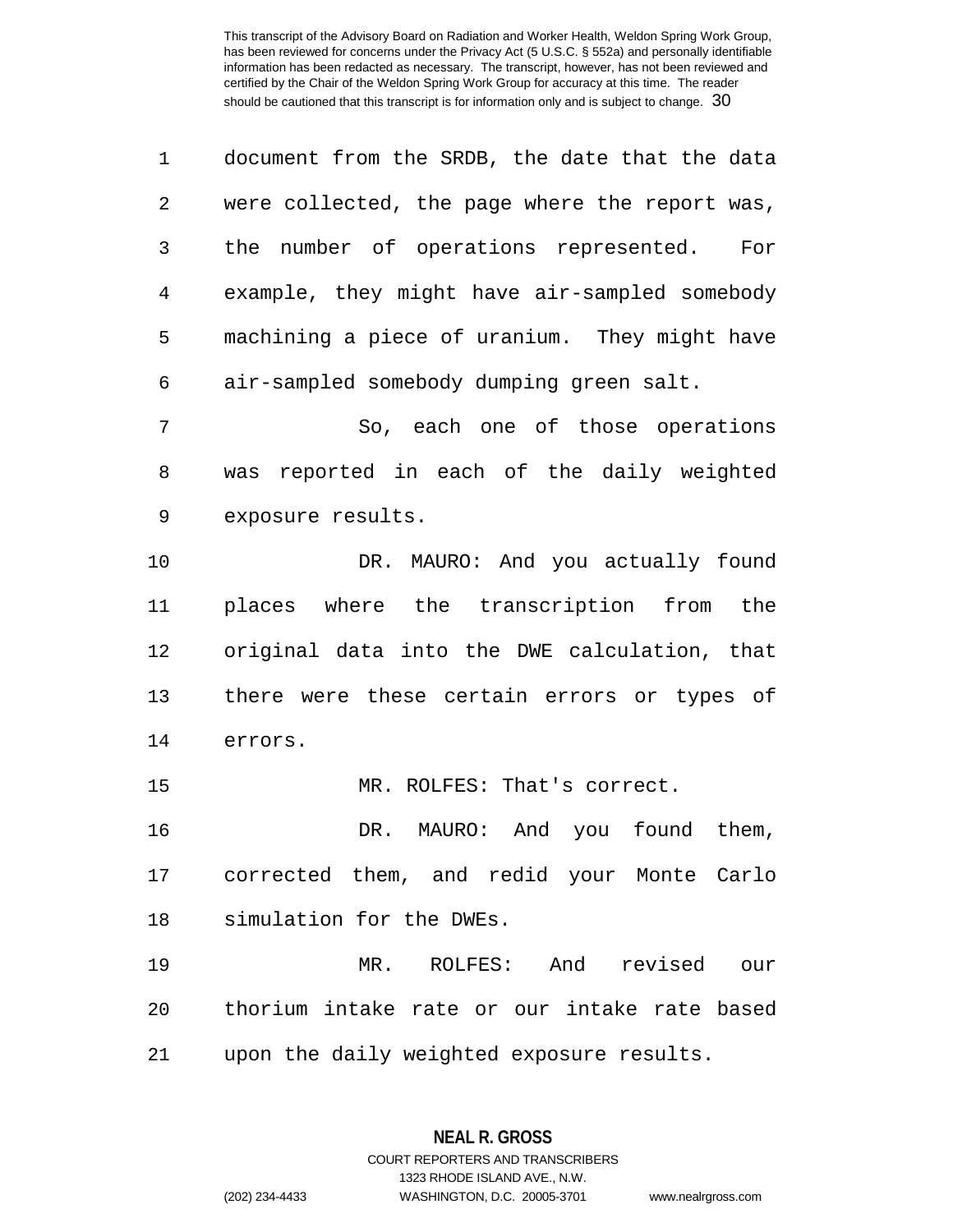document from the SRDB, the date that the data were collected, the page where the report was, the number of operations represented. For example, they might have air-sampled somebody machining a piece of uranium. They might have air-sampled somebody dumping green salt.

So, each one of those operations was reported in each of the daily weighted exposure results.

DR. MAURO: And you actually found places where the transcription from the original data into the DWE calculation, that there were these certain errors or types of errors.

MR. ROLFES: That's correct.

DR. MAURO: And you found them, corrected them, and redid your Monte Carlo simulation for the DWEs.

MR. ROLFES: And revised our thorium intake rate or our intake rate based upon the daily weighted exposure results.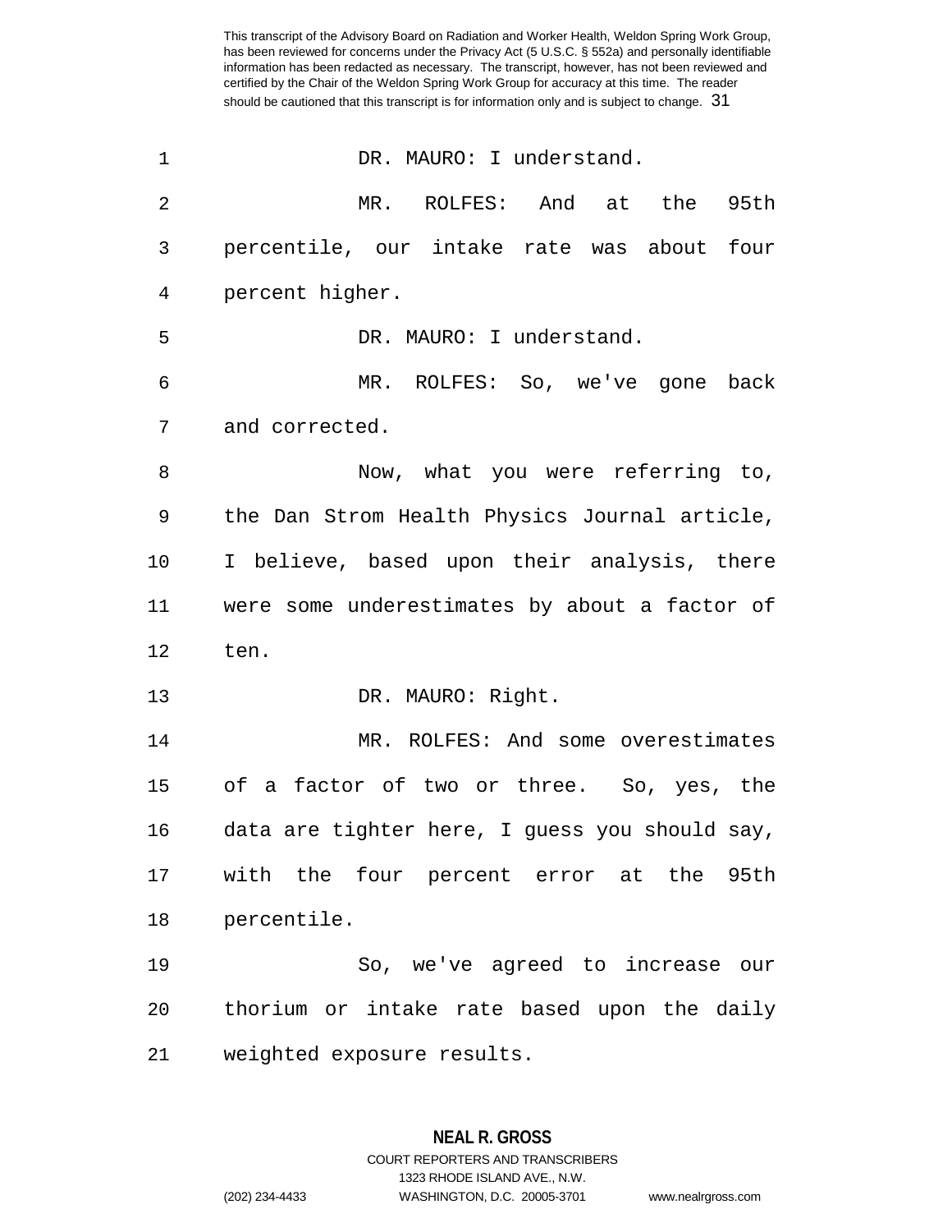DR. MAURO: I understand.

MR. ROLFES: And at the 95th percentile, our intake rate was about four percent higher.

DR. MAURO: I understand.

MR. ROLFES: So, we've gone back and corrected.

Now, what you were referring to, the Dan Strom Health Physics Journal article, I believe, based upon their analysis, there were some underestimates by about a factor of ten.

DR. MAURO: Right.

MR. ROLFES: And some overestimates of a factor of two or three. So, yes, the data are tighter here, I guess you should say, with the four percent error at the 95th percentile.

So, we've agreed to increase our thorium or intake rate based upon the daily weighted exposure results.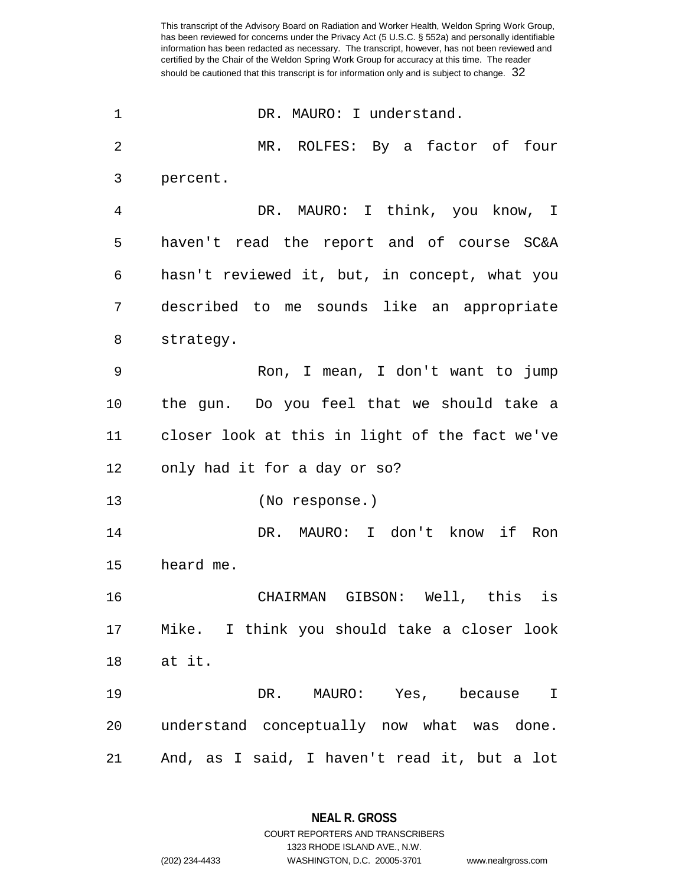DR. MAURO: I understand.

MR. ROLFES: By a factor of four percent.

DR. MAURO: I think, you know, I haven't read the report and of course SC&A hasn't reviewed it, but, in concept, what you described to me sounds like an appropriate strategy.

Ron, I mean, I don't want to jump the gun. Do you feel that we should take a closer look at this in light of the fact we've only had it for a day or so?

(No response.)

DR. MAURO: I don't know if Ron heard me.

CHAIRMAN GIBSON: Well, this is Mike. I think you should take a closer look at it.

DR. MAURO: Yes, because I understand conceptually now what was done. And, as I said, I haven't read it, but a lot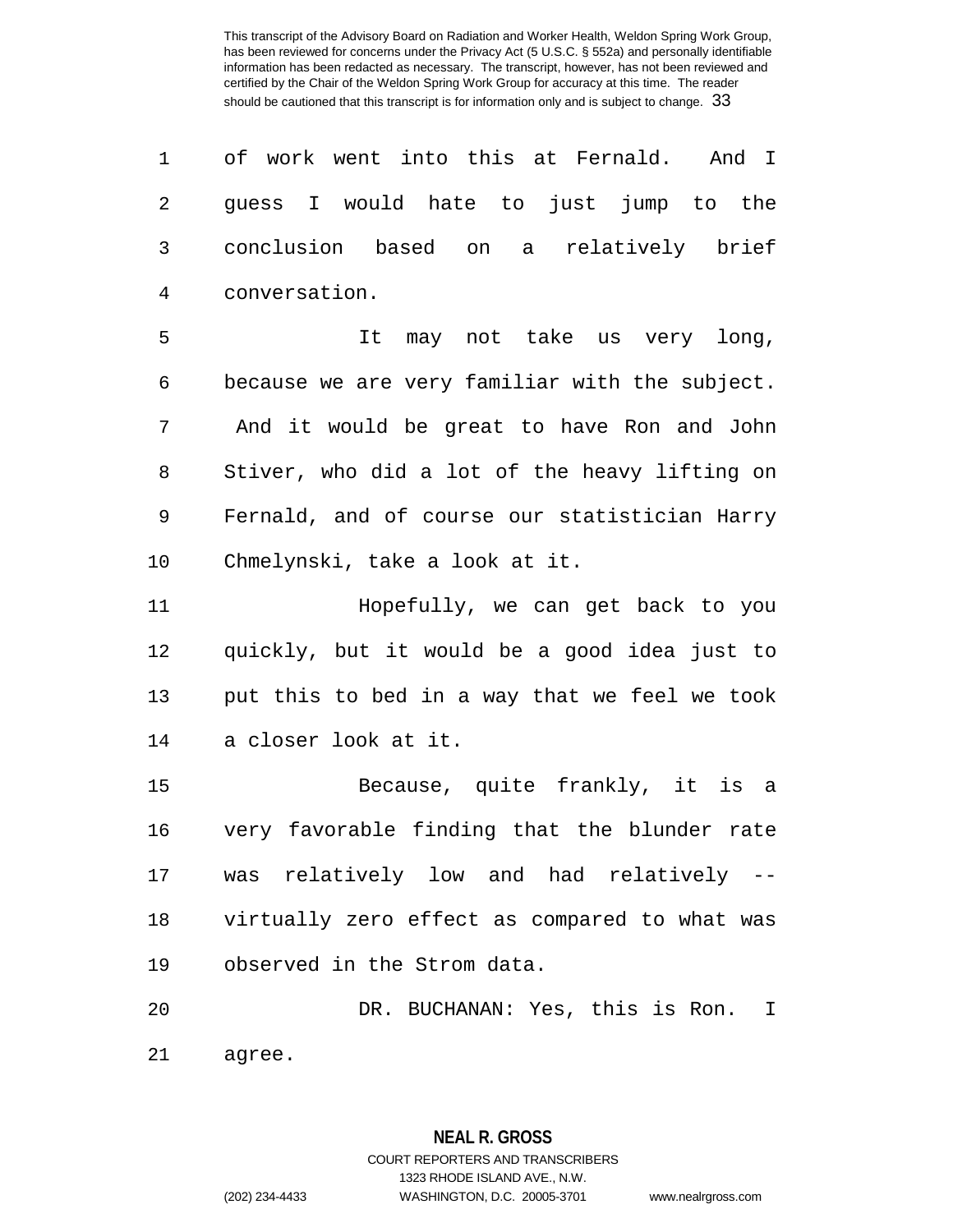of work went into this at Fernald. And I guess I would hate to just jump to the conclusion based on a relatively brief conversation.

It may not take us very long, because we are very familiar with the subject. And it would be great to have Ron and John Stiver, who did a lot of the heavy lifting on Fernald, and of course our statistician Harry Chmelynski, take a look at it.

Hopefully, we can get back to you quickly, but it would be a good idea just to put this to bed in a way that we feel we took a closer look at it.

Because, quite frankly, it is a very favorable finding that the blunder rate was relatively low and had relatively -- virtually zero effect as compared to what was observed in the Strom data.

DR. BUCHANAN: Yes, this is Ron. I agree.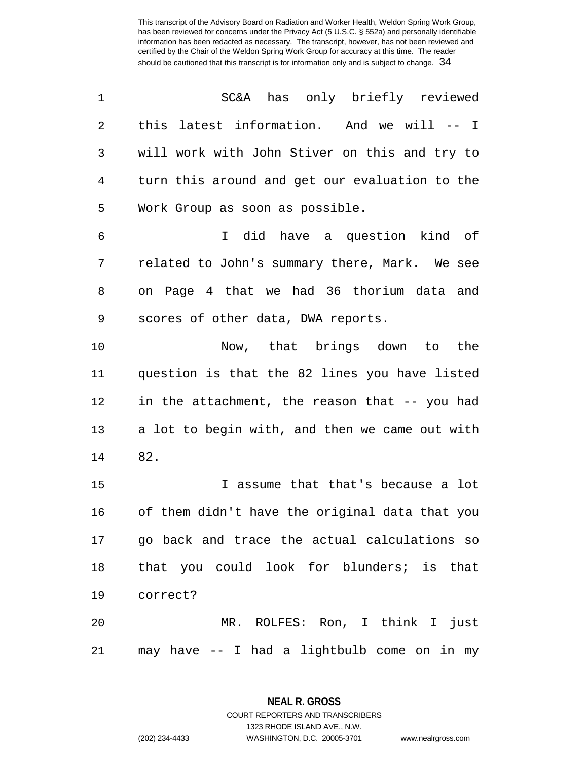SC&A has only briefly reviewed this latest information. And we will -- I will work with John Stiver on this and try to turn this around and get our evaluation to the Work Group as soon as possible.

I did have a question kind of related to John's summary there, Mark. We see on Page 4 that we had 36 thorium data and scores of other data, DWA reports.

Now, that brings down to the question is that the 82 lines you have listed in the attachment, the reason that -- you had a lot to begin with, and then we came out with 82.

I assume that that's because a lot of them didn't have the original data that you go back and trace the actual calculations so that you could look for blunders; is that correct?

MR. ROLFES: Ron, I think I just may have -- I had a lightbulb come on in my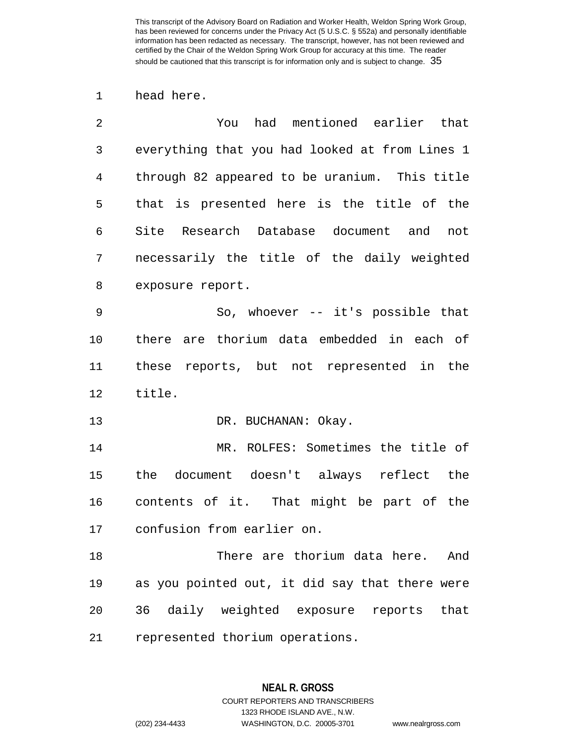head here.

You had mentioned earlier that everything that you had looked at from Lines 1 through 82 appeared to be uranium. This title that is presented here is the title of the Site Research Database document and not necessarily the title of the daily weighted exposure report.

So, whoever -- it's possible that there are thorium data embedded in each of these reports, but not represented in the title.

DR. BUCHANAN: Okay.

MR. ROLFES: Sometimes the title of the document doesn't always reflect the contents of it. That might be part of the confusion from earlier on.

There are thorium data here. And as you pointed out, it did say that there were 36 daily weighted exposure reports that represented thorium operations.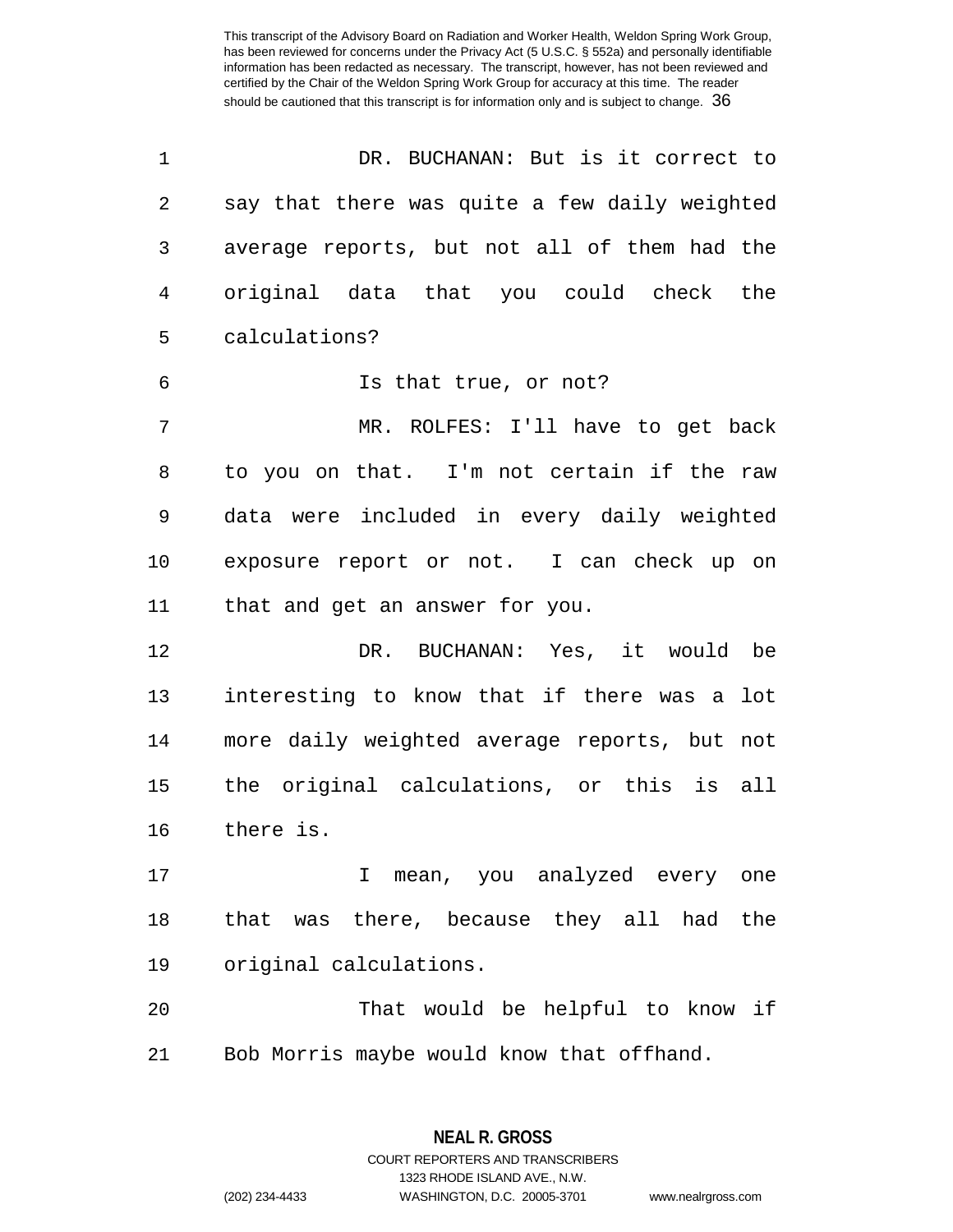DR. BUCHANAN: But is it correct to say that there was quite a few daily weighted average reports, but not all of them had the original data that you could check the calculations?

Is that true, or not?

MR. ROLFES: I'll have to get back to you on that. I'm not certain if the raw data were included in every daily weighted exposure report or not. I can check up on that and get an answer for you.

DR. BUCHANAN: Yes, it would be interesting to know that if there was a lot more daily weighted average reports, but not the original calculations, or this is all there is.

I mean, you analyzed every one that was there, because they all had the original calculations.

That would be helpful to know if Bob Morris maybe would know that offhand.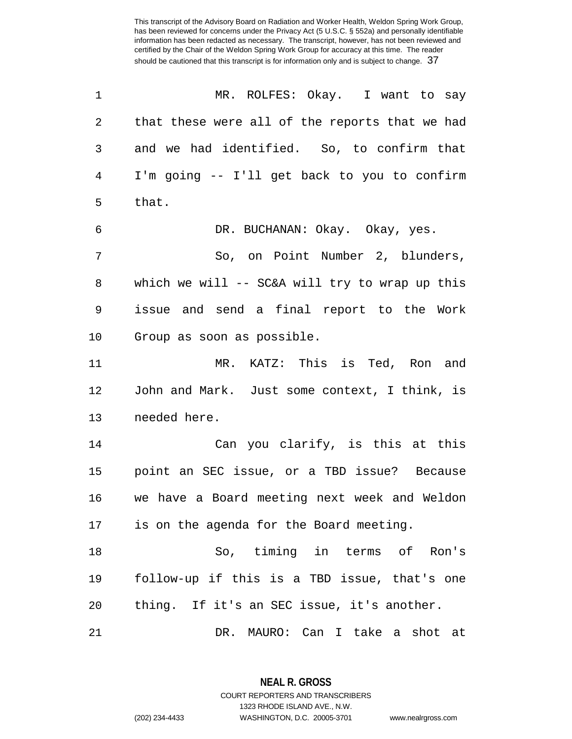MR. ROLFES: Okay. I want to say that these were all of the reports that we had and we had identified. So, to confirm that I'm going -- I'll get back to you to confirm that.

DR. BUCHANAN: Okay. Okay, yes.

So, on Point Number 2, blunders, which we will -- SC&A will try to wrap up this issue and send a final report to the Work Group as soon as possible.

MR. KATZ: This is Ted, Ron and John and Mark. Just some context, I think, is needed here.

Can you clarify, is this at this point an SEC issue, or a TBD issue? Because we have a Board meeting next week and Weldon is on the agenda for the Board meeting.

So, timing in terms of Ron's follow-up if this is a TBD issue, that's one thing. If it's an SEC issue, it's another.

DR. MAURO: Can I take a shot at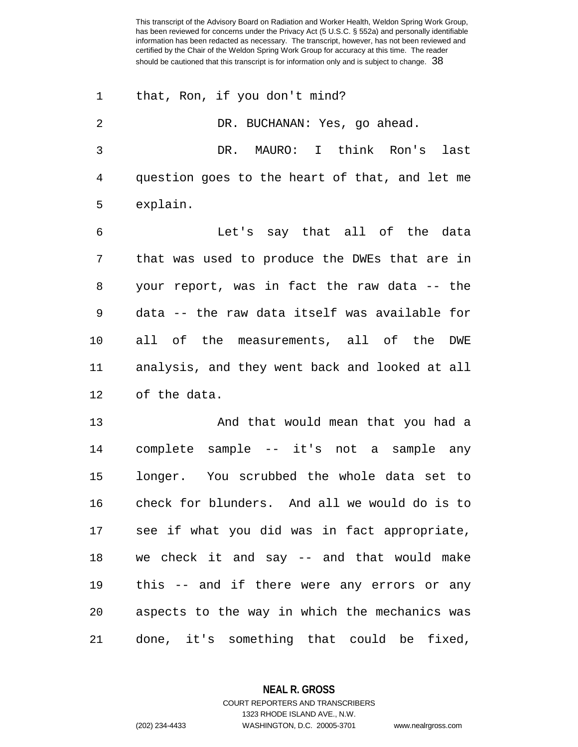that, Ron, if you don't mind?

DR. BUCHANAN: Yes, go ahead.

DR. MAURO: I think Ron's last question goes to the heart of that, and let me explain.

Let's say that all of the data that was used to produce the DWEs that are in your report, was in fact the raw data -- the data -- the raw data itself was available for all of the measurements, all of the DWE analysis, and they went back and looked at all of the data.

And that would mean that you had a complete sample -- it's not a sample any longer. You scrubbed the whole data set to check for blunders. And all we would do is to see if what you did was in fact appropriate, we check it and say -- and that would make this -- and if there were any errors or any aspects to the way in which the mechanics was done, it's something that could be fixed,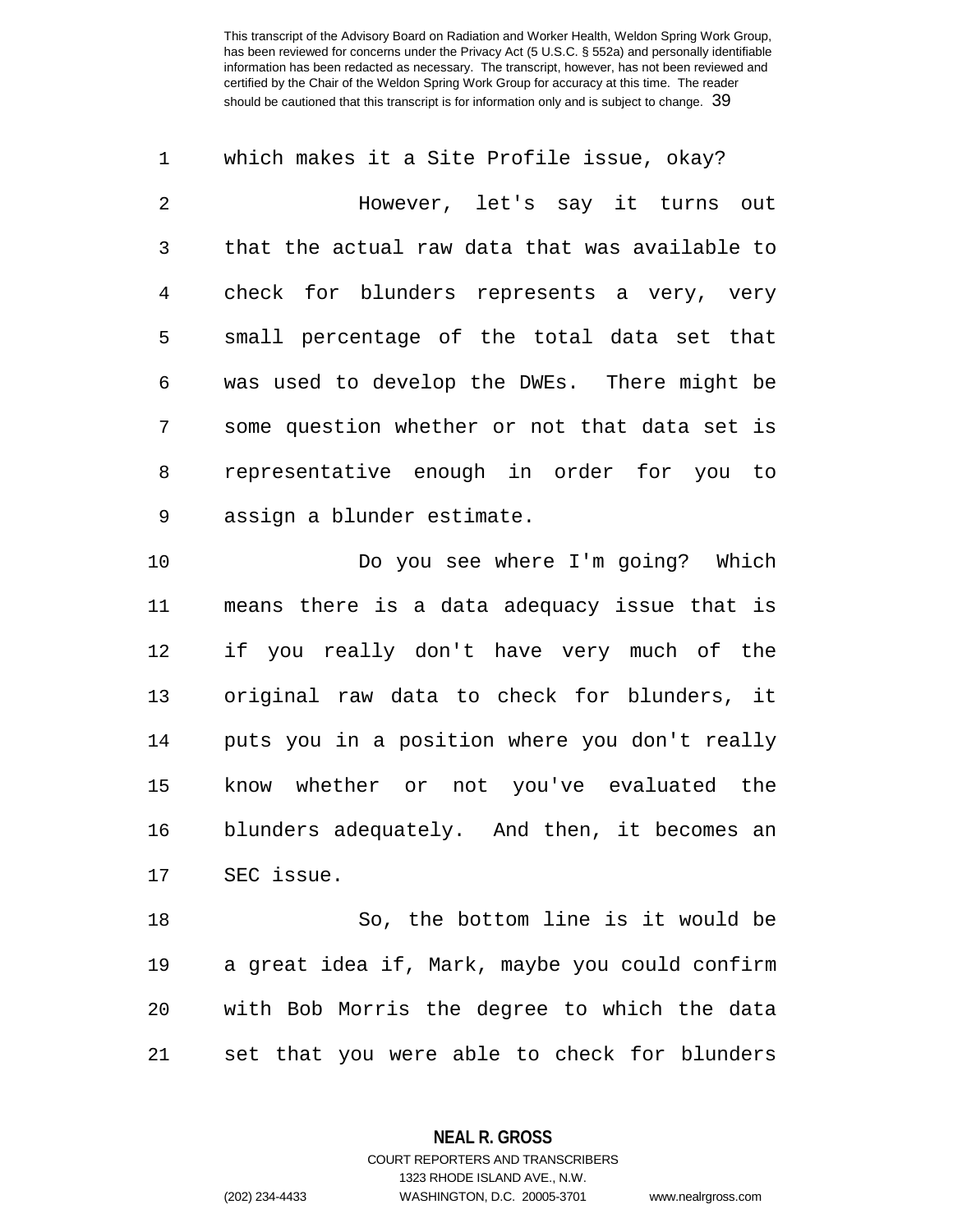which makes it a Site Profile issue, okay?

However, let's say it turns out that the actual raw data that was available to check for blunders represents a very, very small percentage of the total data set that was used to develop the DWEs. There might be some question whether or not that data set is representative enough in order for you to assign a blunder estimate.

Do you see where I'm going? Which means there is a data adequacy issue that is if you really don't have very much of the original raw data to check for blunders, it puts you in a position where you don't really know whether or not you've evaluated the blunders adequately. And then, it becomes an SEC issue.

So, the bottom line is it would be a great idea if, Mark, maybe you could confirm with Bob Morris the degree to which the data set that you were able to check for blunders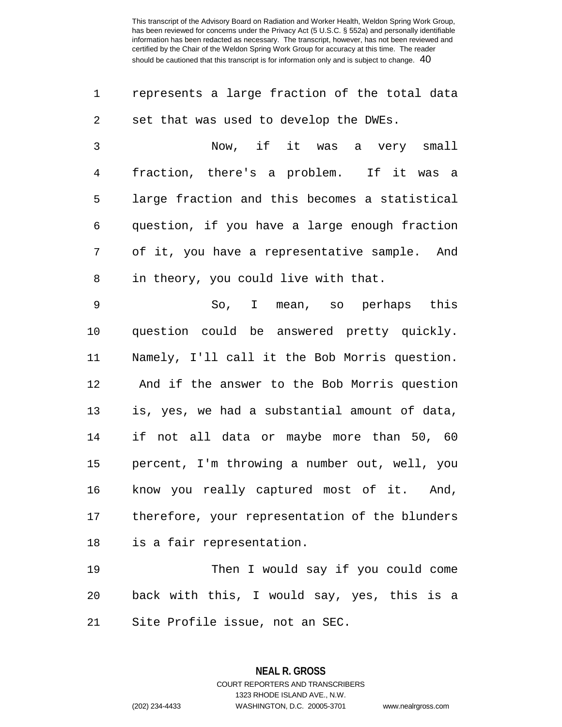represents a large fraction of the total data set that was used to develop the DWEs.

Now, if it was a very small fraction, there's a problem. If it was a large fraction and this becomes a statistical question, if you have a large enough fraction of it, you have a representative sample. And in theory, you could live with that.

So, I mean, so perhaps this question could be answered pretty quickly. Namely, I'll call it the Bob Morris question. And if the answer to the Bob Morris question is, yes, we had a substantial amount of data, if not all data or maybe more than 50, 60 percent, I'm throwing a number out, well, you know you really captured most of it. And, therefore, your representation of the blunders is a fair representation.

Then I would say if you could come back with this, I would say, yes, this is a Site Profile issue, not an SEC.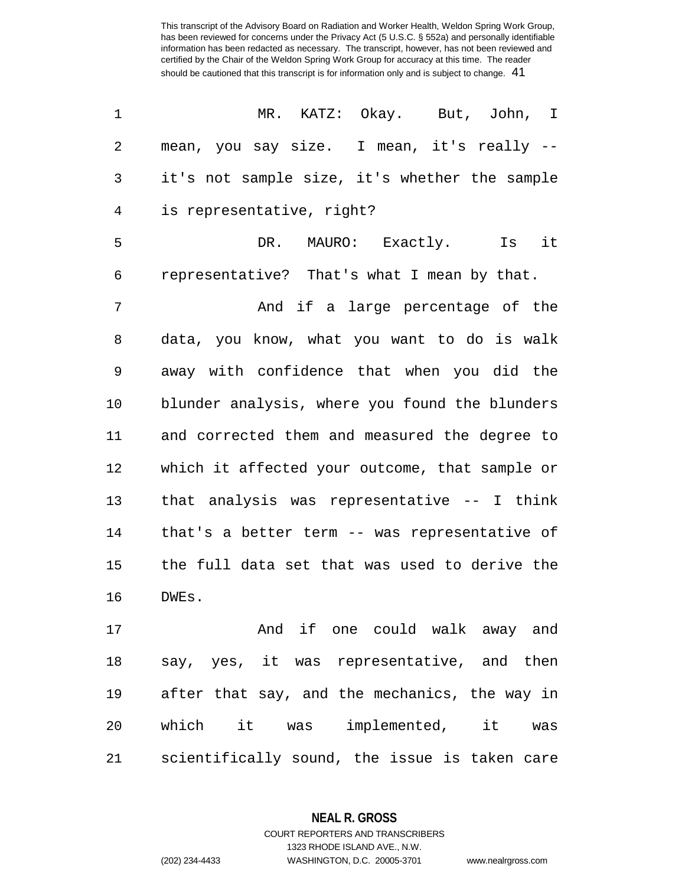MR. KATZ: Okay. But, John, I mean, you say size. I mean, it's really -- it's not sample size, it's whether the sample is representative, right?

DR. MAURO: Exactly. Is it representative? That's what I mean by that.

And if a large percentage of the data, you know, what you want to do is walk away with confidence that when you did the blunder analysis, where you found the blunders and corrected them and measured the degree to which it affected your outcome, that sample or that analysis was representative -- I think that's a better term -- was representative of the full data set that was used to derive the DWEs.

And if one could walk away and say, yes, it was representative, and then after that say, and the mechanics, the way in which it was implemented, it was scientifically sound, the issue is taken care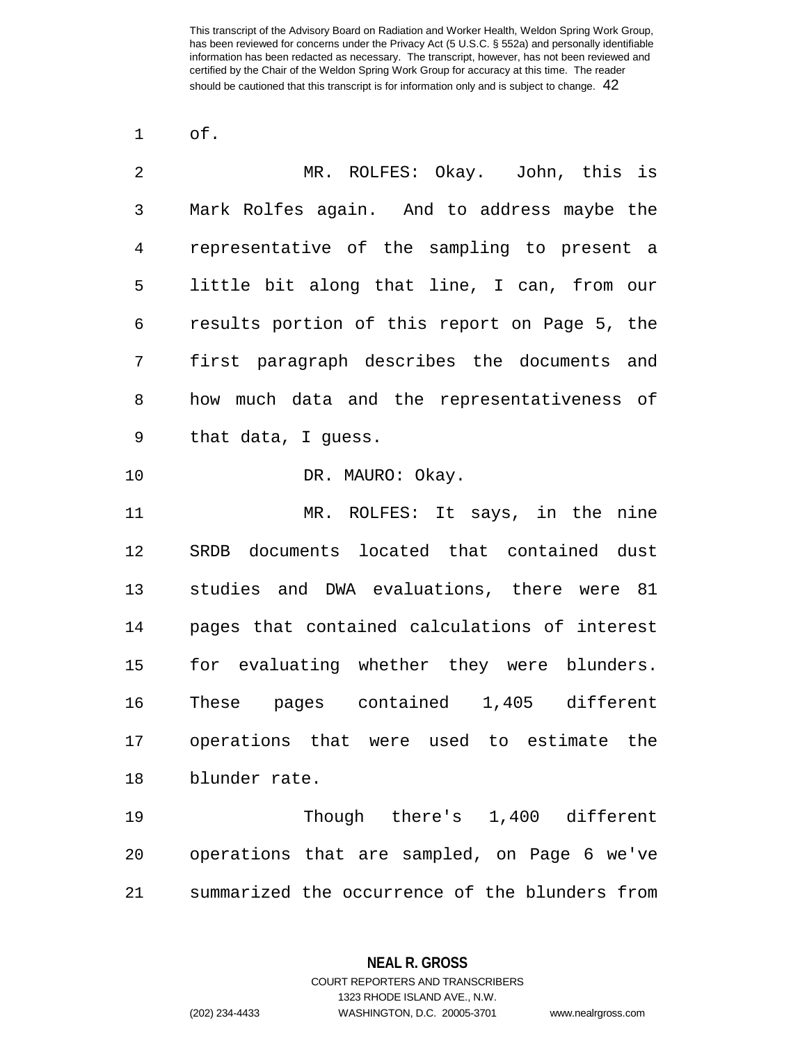of.

MR. ROLFES: Okay. John, this is Mark Rolfes again. And to address maybe the representative of the sampling to present a little bit along that line, I can, from our results portion of this report on Page 5, the first paragraph describes the documents and how much data and the representativeness of that data, I guess.

DR. MAURO: Okay.

MR. ROLFES: It says, in the nine SRDB documents located that contained dust studies and DWA evaluations, there were 81 pages that contained calculations of interest for evaluating whether they were blunders. These pages contained 1,405 different operations that were used to estimate the blunder rate.

Though there's 1,400 different operations that are sampled, on Page 6 we've summarized the occurrence of the blunders from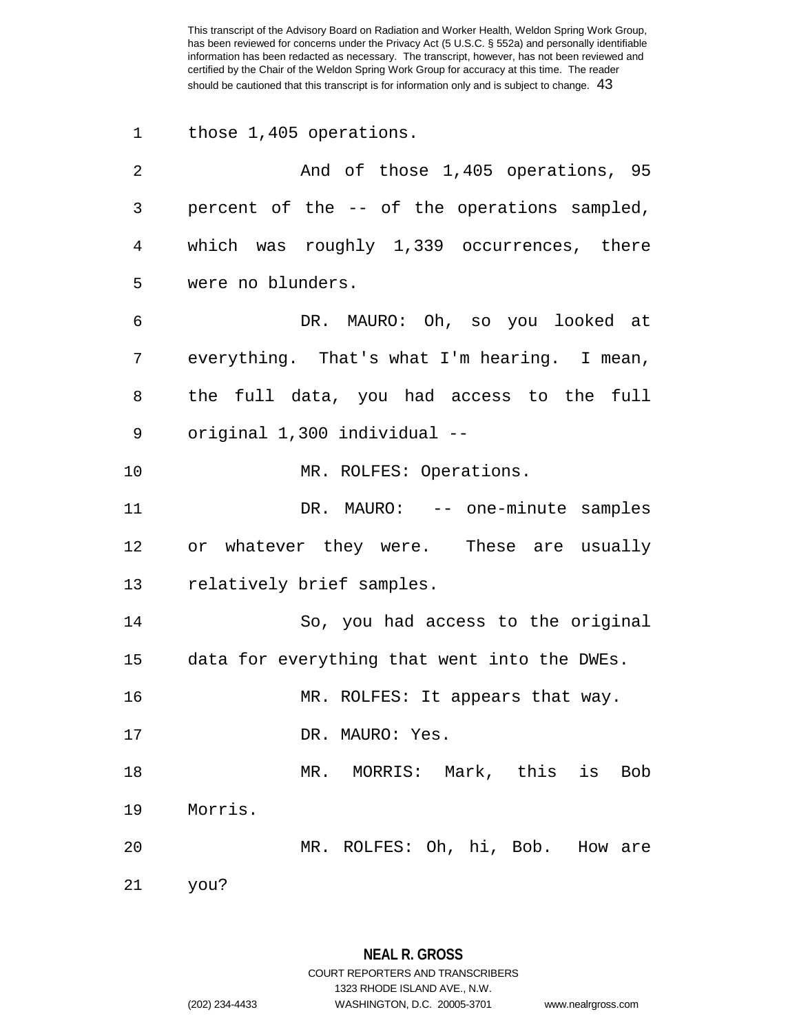those 1,405 operations.

And of those 1,405 operations, 95 percent of the -- of the operations sampled, which was roughly 1,339 occurrences, there were no blunders.

DR. MAURO: Oh, so you looked at everything. That's what I'm hearing. I mean, the full data, you had access to the full original 1,300 individual --

MR. ROLFES: Operations.

DR. MAURO: -- one-minute samples or whatever they were. These are usually relatively brief samples.

So, you had access to the original data for everything that went into the DWEs.

MR. ROLFES: It appears that way.

DR. MAURO: Yes.

MR. MORRIS: Mark, this is Bob Morris.

MR. ROLFES: Oh, hi, Bob. How are you?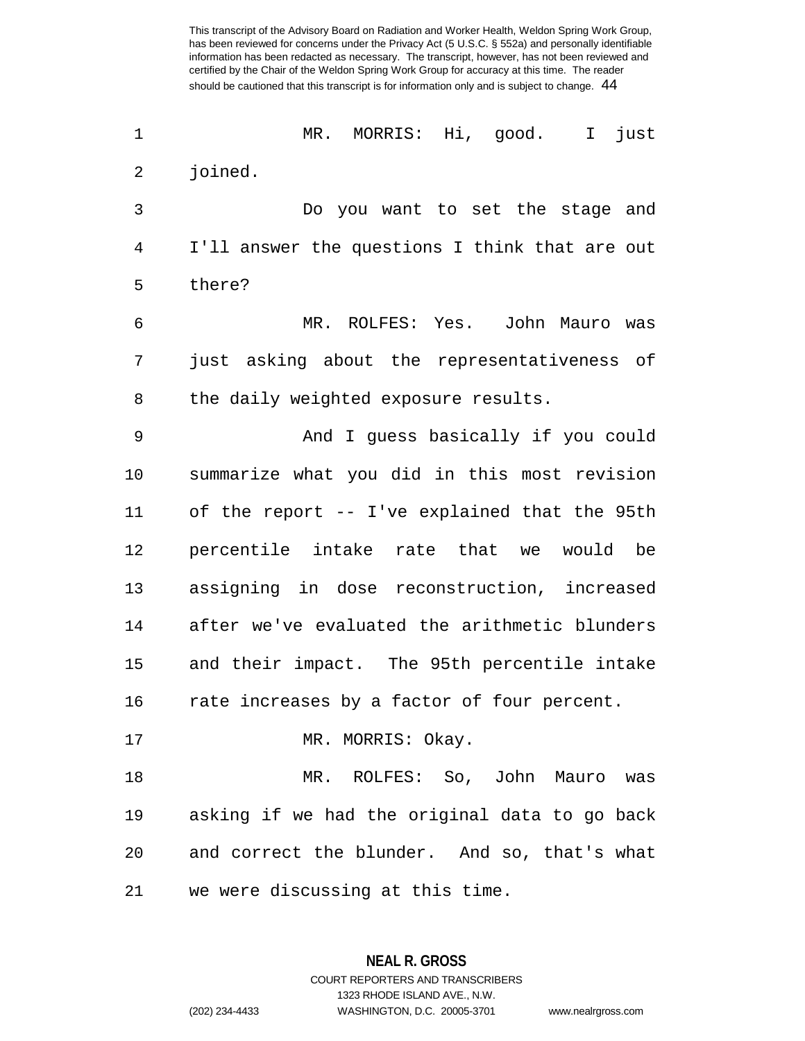MR. MORRIS: Hi, good. I just joined.

Do you want to set the stage and I'll answer the questions I think that are out there?

MR. ROLFES: Yes. John Mauro was just asking about the representativeness of the daily weighted exposure results.

And I guess basically if you could summarize what you did in this most revision of the report -- I've explained that the 95th percentile intake rate that we would be assigning in dose reconstruction, increased after we've evaluated the arithmetic blunders and their impact. The 95th percentile intake rate increases by a factor of four percent.

MR. MORRIS: Okay.

MR. ROLFES: So, John Mauro was asking if we had the original data to go back and correct the blunder. And so, that's what we were discussing at this time.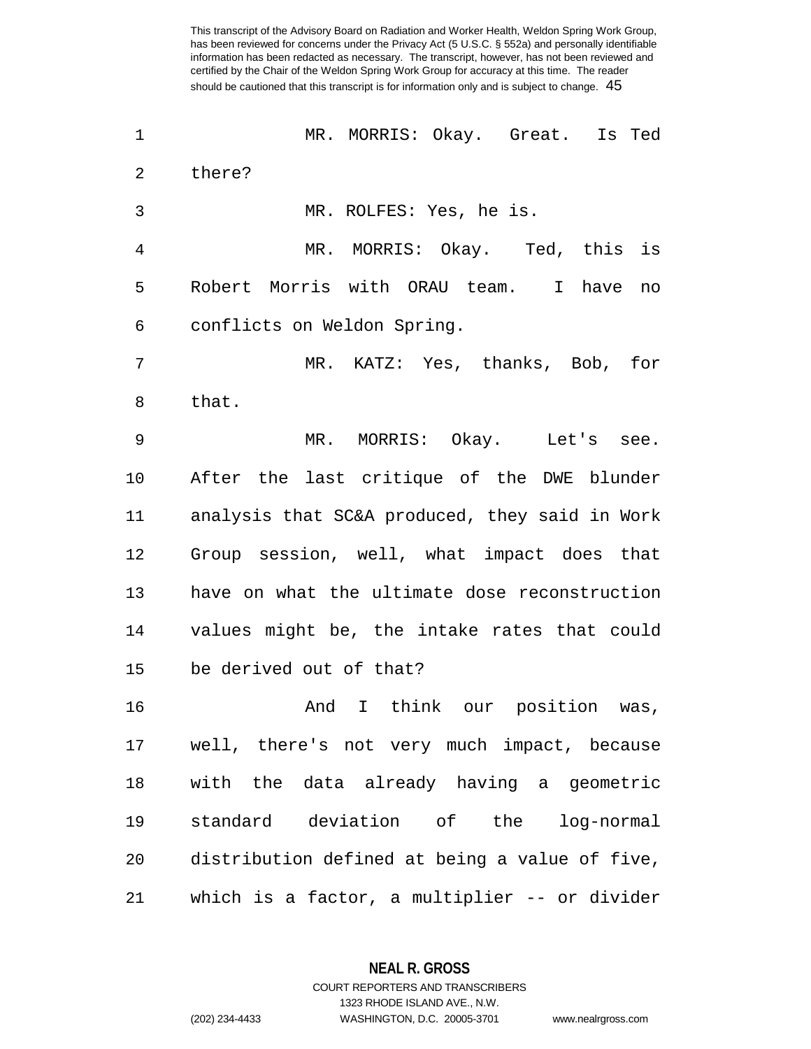MR. MORRIS: Okay. Great. Is Ted there?

MR. ROLFES: Yes, he is.

MR. MORRIS: Okay. Ted, this is Robert Morris with ORAU team. I have no conflicts on Weldon Spring.

MR. KATZ: Yes, thanks, Bob, for that.

MR. MORRIS: Okay. Let's see. After the last critique of the DWE blunder analysis that SC&A produced, they said in Work Group session, well, what impact does that have on what the ultimate dose reconstruction values might be, the intake rates that could be derived out of that?

And I think our position was, well, there's not very much impact, because with the data already having a geometric standard deviation of the log-normal distribution defined at being a value of five, which is a factor, a multiplier -- or divider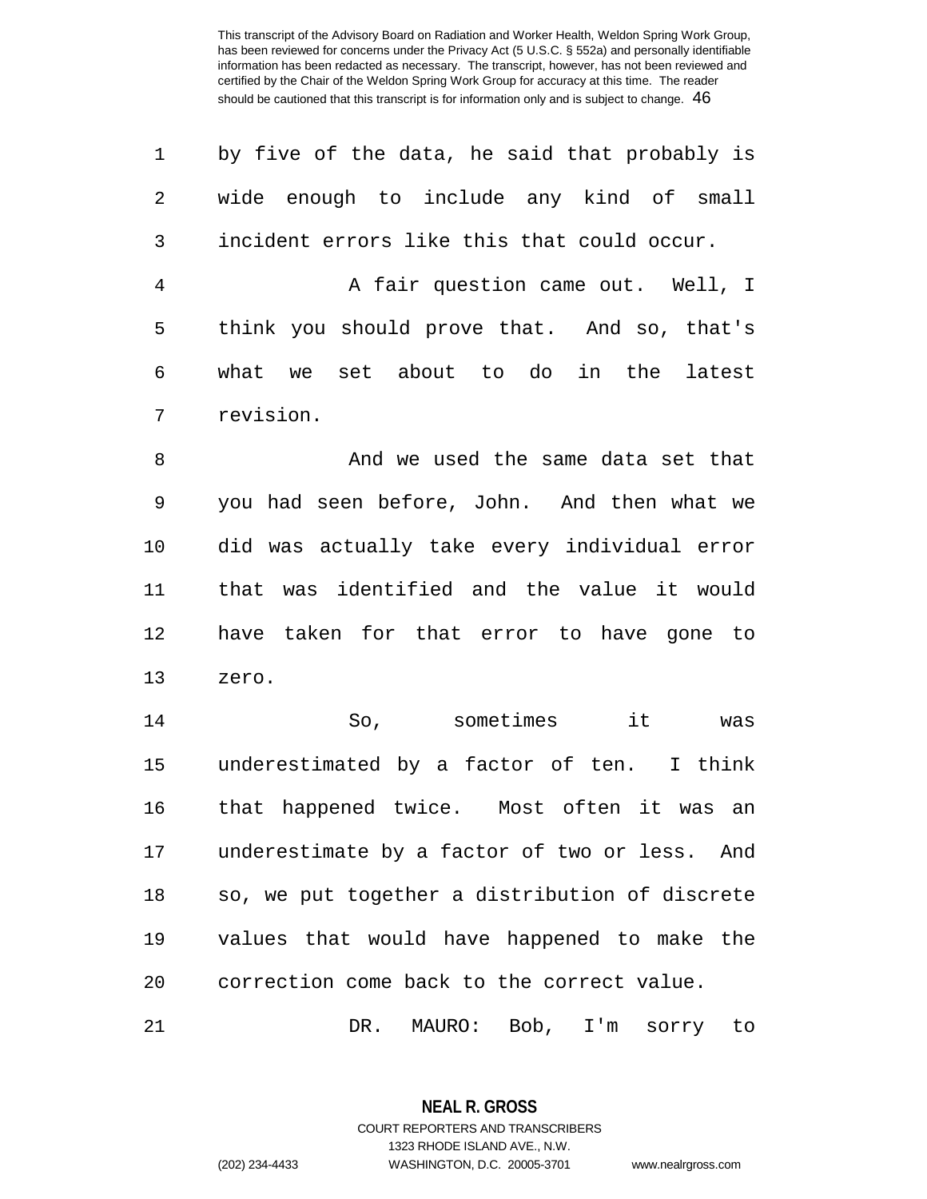by five of the data, he said that probably is wide enough to include any kind of small incident errors like this that could occur.

A fair question came out. Well, I think you should prove that. And so, that's what we set about to do in the latest revision.

And we used the same data set that you had seen before, John. And then what we did was actually take every individual error that was identified and the value it would have taken for that error to have gone to zero.

So, sometimes it was underestimated by a factor of ten. I think that happened twice. Most often it was an underestimate by a factor of two or less. And so, we put together a distribution of discrete values that would have happened to make the correction come back to the correct value.

DR. MAURO: Bob, I'm sorry to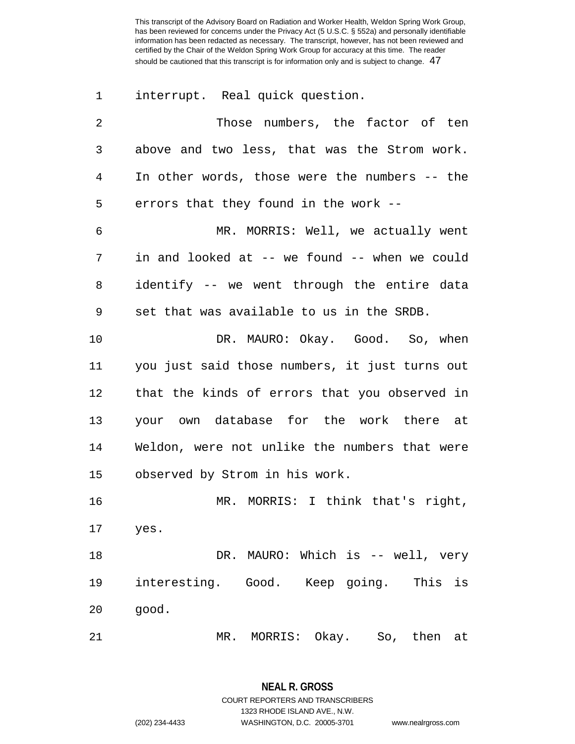interrupt. Real quick question.

Those numbers, the factor of ten above and two less, that was the Strom work. In other words, those were the numbers -- the errors that they found in the work --

MR. MORRIS: Well, we actually went in and looked at -- we found -- when we could identify -- we went through the entire data set that was available to us in the SRDB.

DR. MAURO: Okay. Good. So, when you just said those numbers, it just turns out that the kinds of errors that you observed in your own database for the work there at Weldon, were not unlike the numbers that were observed by Strom in his work.

MR. MORRIS: I think that's right, yes.

DR. MAURO: Which is -- well, very interesting. Good. Keep going. This is good.

MR. MORRIS: Okay. So, then at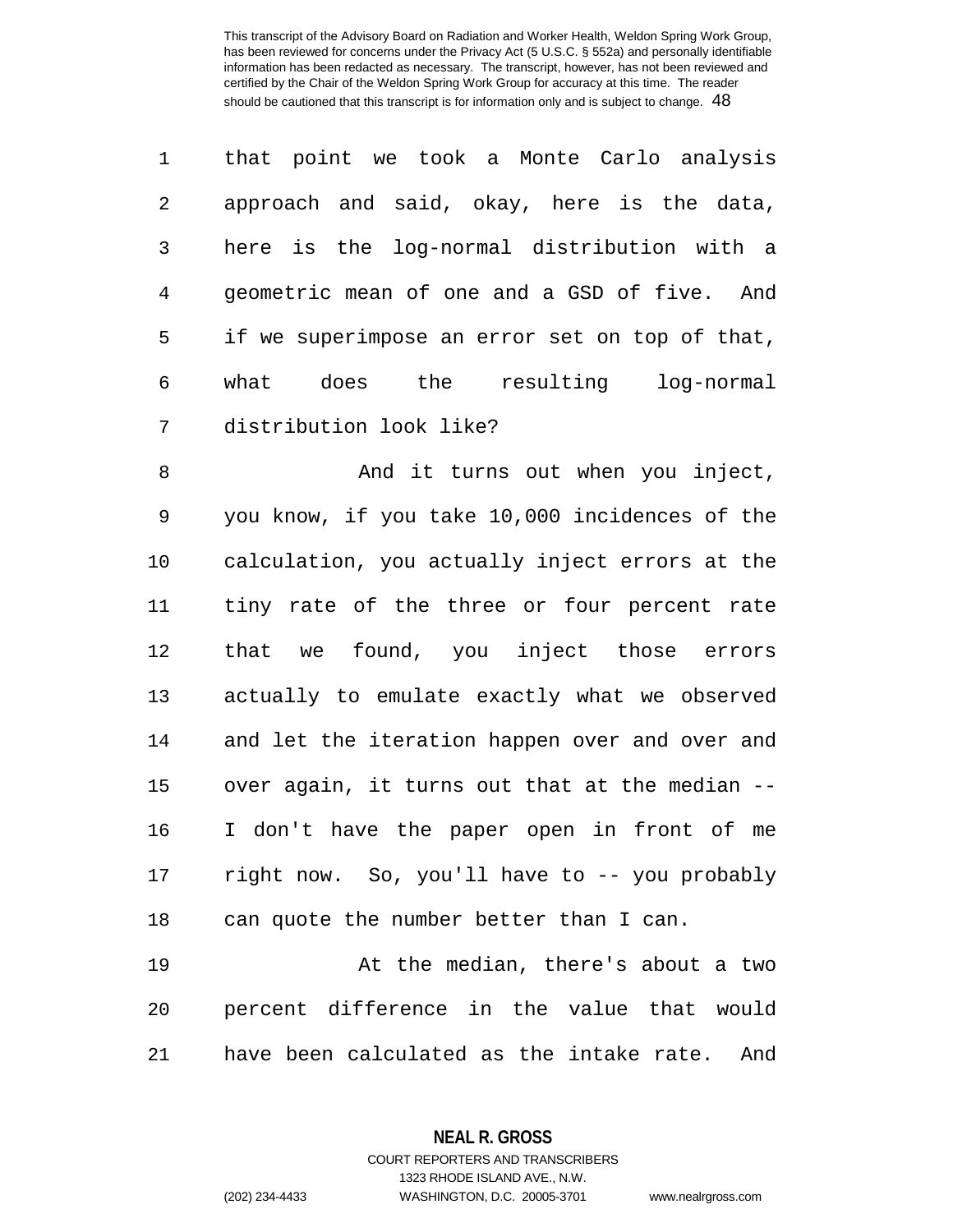that point we took a Monte Carlo analysis approach and said, okay, here is the data, here is the log-normal distribution with a geometric mean of one and a GSD of five. And if we superimpose an error set on top of that, what does the resulting log-normal distribution look like?

And it turns out when you inject, you know, if you take 10,000 incidences of the calculation, you actually inject errors at the tiny rate of the three or four percent rate that we found, you inject those errors actually to emulate exactly what we observed and let the iteration happen over and over and over again, it turns out that at the median -- I don't have the paper open in front of me right now. So, you'll have to -- you probably can quote the number better than I can.

At the median, there's about a two percent difference in the value that would have been calculated as the intake rate. And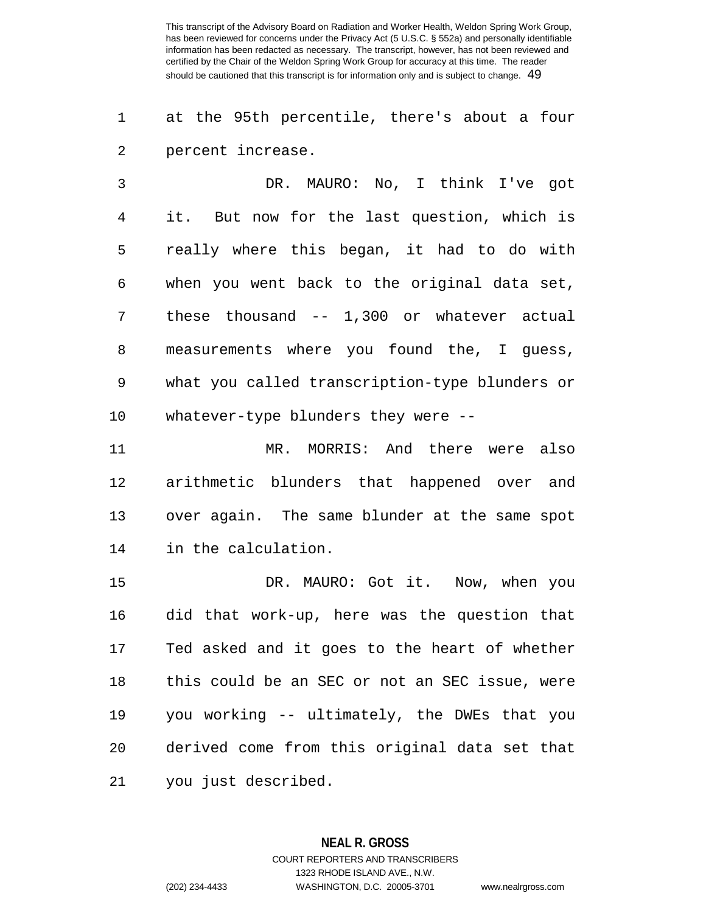at the 95th percentile, there's about a four percent increase.

DR. MAURO: No, I think I've got it. But now for the last question, which is really where this began, it had to do with when you went back to the original data set, these thousand -- 1,300 or whatever actual measurements where you found the, I guess, what you called transcription-type blunders or whatever-type blunders they were --

MR. MORRIS: And there were also arithmetic blunders that happened over and over again. The same blunder at the same spot in the calculation.

DR. MAURO: Got it. Now, when you did that work-up, here was the question that Ted asked and it goes to the heart of whether this could be an SEC or not an SEC issue, were you working -- ultimately, the DWEs that you derived come from this original data set that you just described.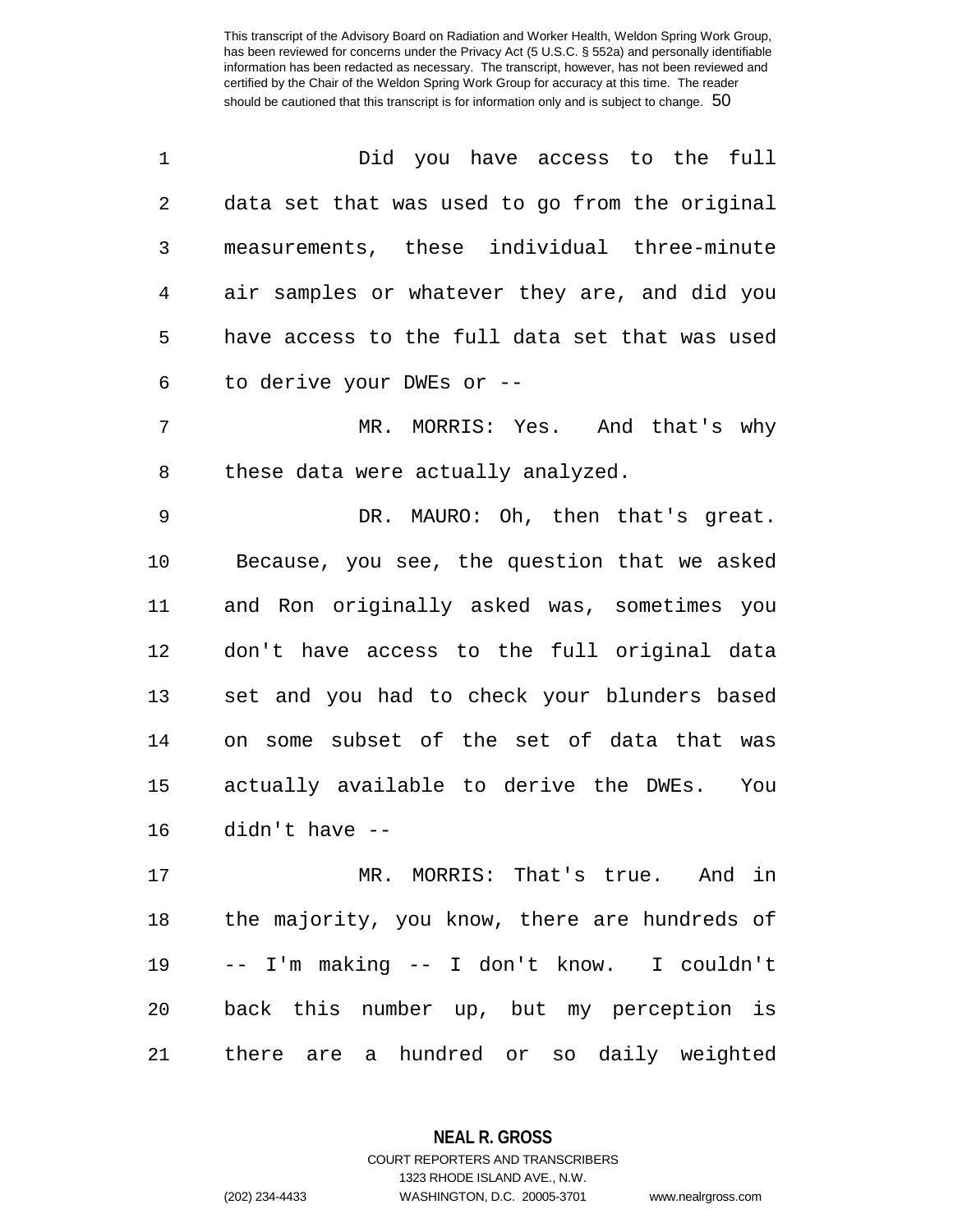Did you have access to the full data set that was used to go from the original measurements, these individual three-minute air samples or whatever they are, and did you have access to the full data set that was used to derive your DWEs or --

MR. MORRIS: Yes. And that's why these data were actually analyzed.

DR. MAURO: Oh, then that's great. Because, you see, the question that we asked and Ron originally asked was, sometimes you don't have access to the full original data set and you had to check your blunders based on some subset of the set of data that was actually available to derive the DWEs. You didn't have --

MR. MORRIS: That's true. And in the majority, you know, there are hundreds of -- I'm making -- I don't know. I couldn't back this number up, but my perception is there are a hundred or so daily weighted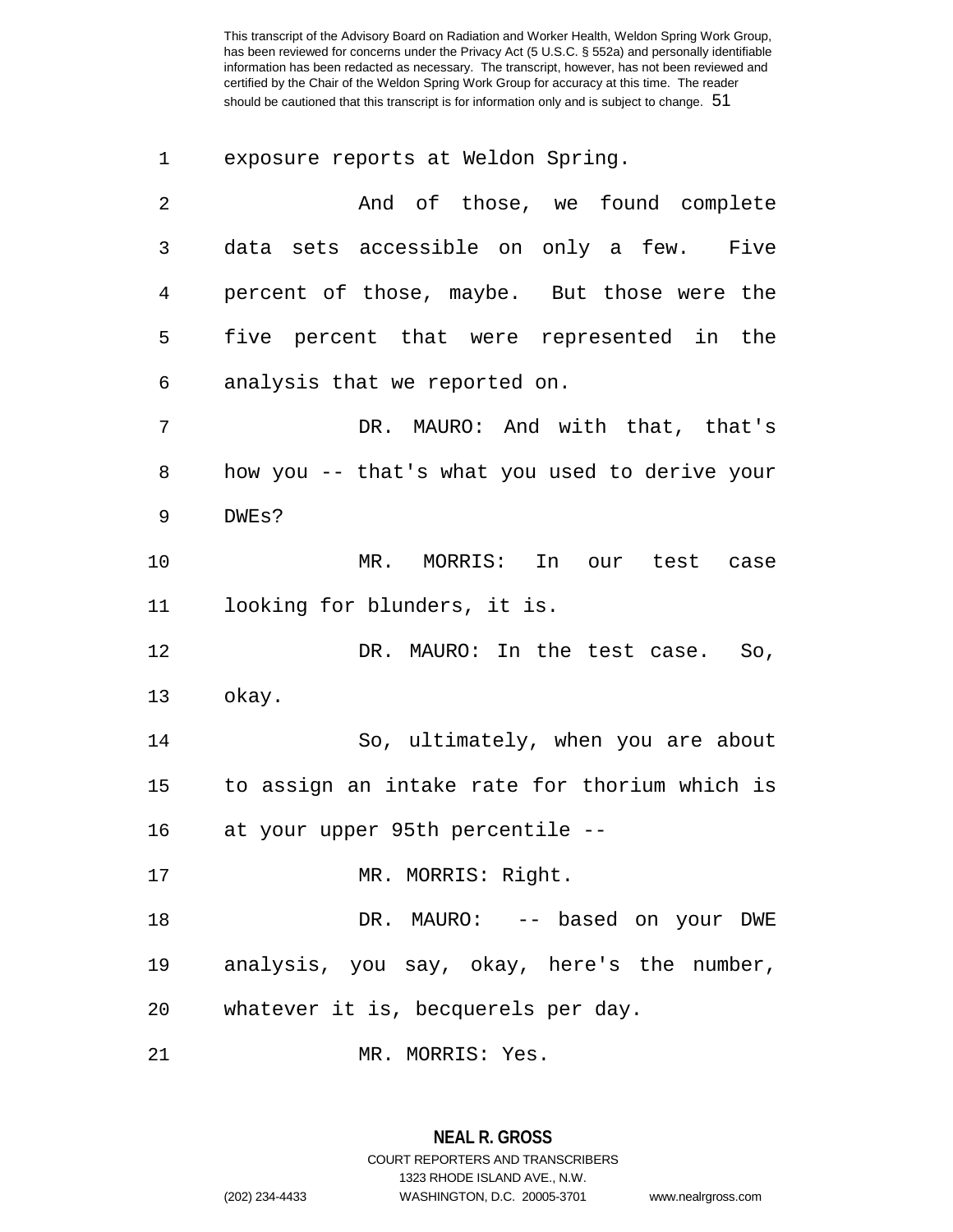exposure reports at Weldon Spring.

And of those, we found complete data sets accessible on only a few. Five percent of those, maybe. But those were the five percent that were represented in the analysis that we reported on.

DR. MAURO: And with that, that's how you -- that's what you used to derive your DWEs?

MR. MORRIS: In our test case looking for blunders, it is.

DR. MAURO: In the test case. So, okay.

So, ultimately, when you are about to assign an intake rate for thorium which is at your upper 95th percentile --

MR. MORRIS: Right.

DR. MAURO: -- based on your DWE analysis, you say, okay, here's the number, whatever it is, becquerels per day.

MR. MORRIS: Yes.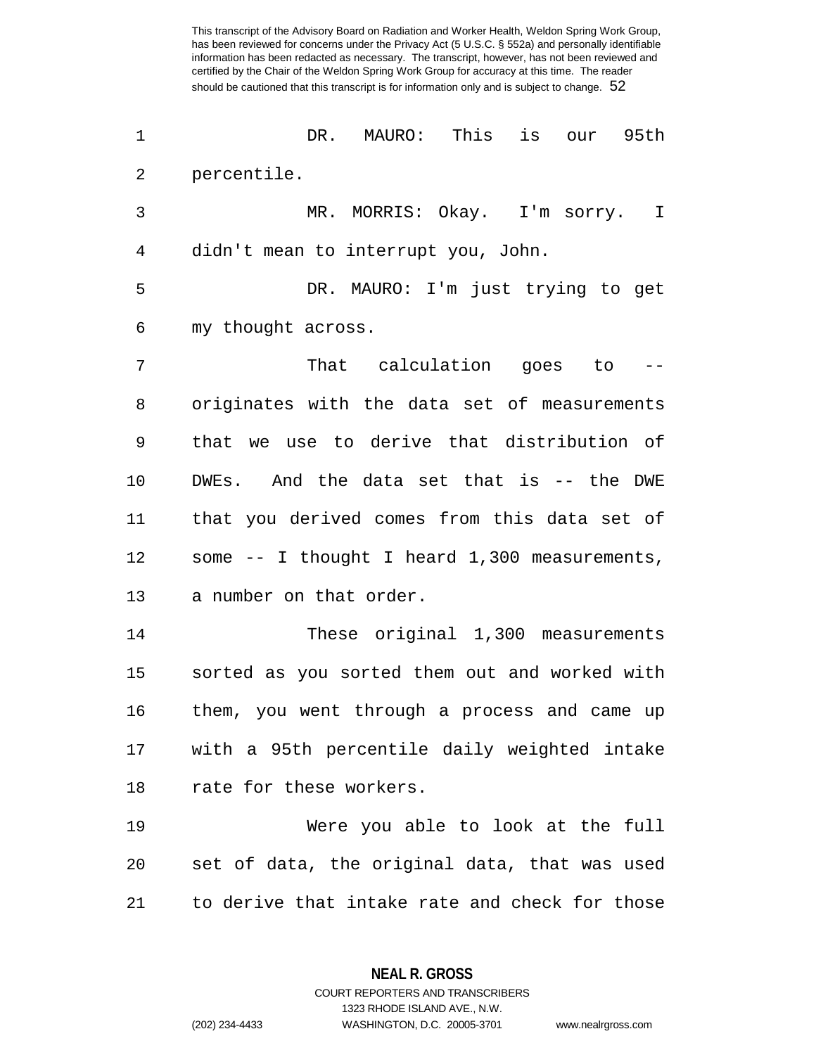DR. MAURO: This is our 95th percentile.

MR. MORRIS: Okay. I'm sorry. I didn't mean to interrupt you, John.

DR. MAURO: I'm just trying to get my thought across.

That calculation goes to -- originates with the data set of measurements that we use to derive that distribution of DWEs. And the data set that is -- the DWE that you derived comes from this data set of some -- I thought I heard 1,300 measurements, a number on that order.

These original 1,300 measurements sorted as you sorted them out and worked with them, you went through a process and came up with a 95th percentile daily weighted intake rate for these workers.

Were you able to look at the full set of data, the original data, that was used to derive that intake rate and check for those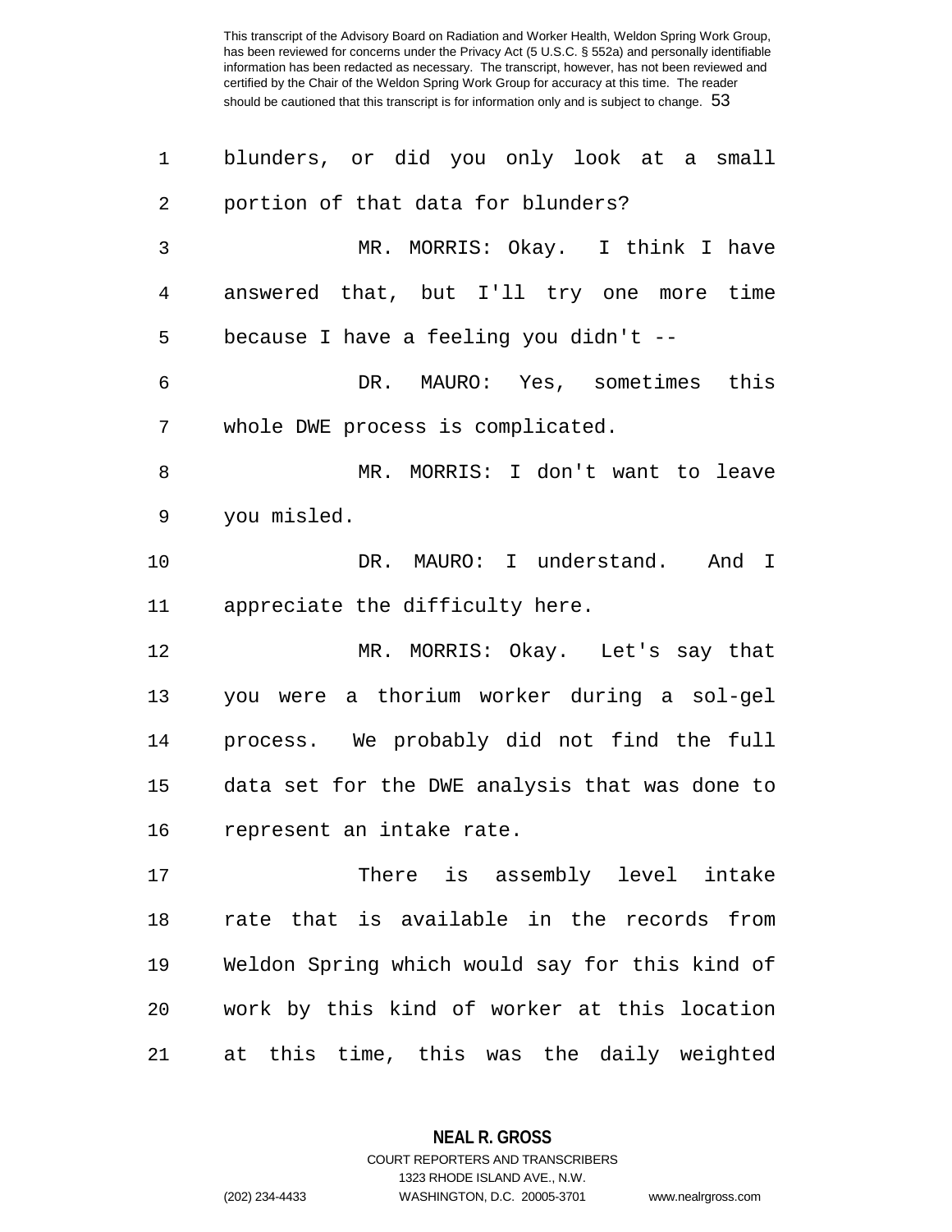blunders, or did you only look at a small portion of that data for blunders?

MR. MORRIS: Okay. I think I have answered that, but I'll try one more time because I have a feeling you didn't --

DR. MAURO: Yes, sometimes this whole DWE process is complicated.

MR. MORRIS: I don't want to leave you misled.

DR. MAURO: I understand. And I appreciate the difficulty here.

MR. MORRIS: Okay. Let's say that you were a thorium worker during a sol-gel process. We probably did not find the full data set for the DWE analysis that was done to represent an intake rate.

There is assembly level intake rate that is available in the records from Weldon Spring which would say for this kind of work by this kind of worker at this location at this time, this was the daily weighted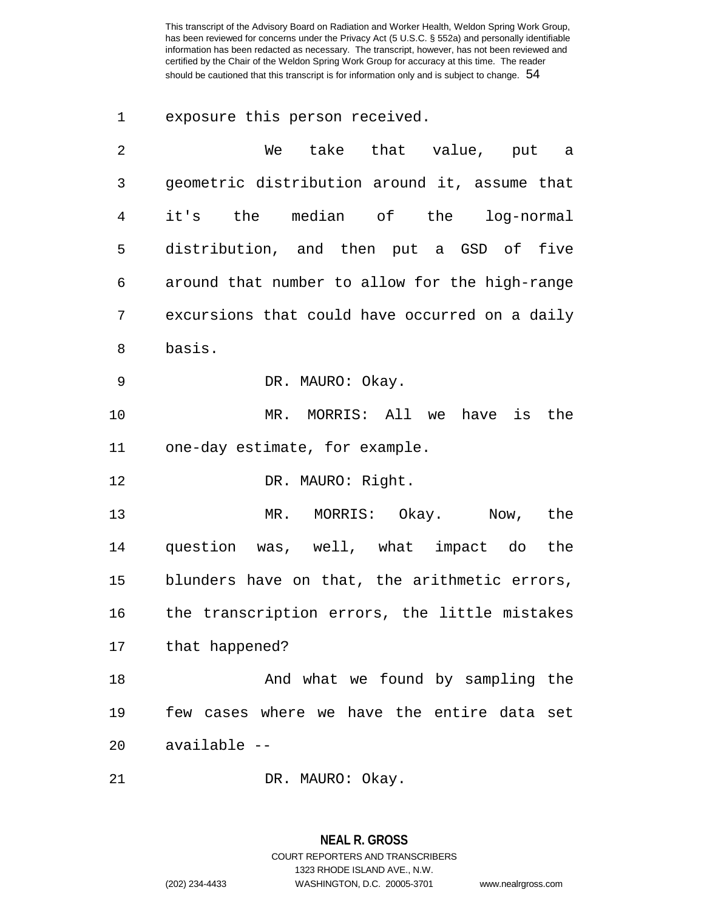exposure this person received.

We take that value, put a geometric distribution around it, assume that it's the median of the log-normal distribution, and then put a GSD of five around that number to allow for the high-range excursions that could have occurred on a daily basis.

DR. MAURO: Okay.

MR. MORRIS: All we have is the one-day estimate, for example.

DR. MAURO: Right.

MR. MORRIS: Okay. Now, the question was, well, what impact do the blunders have on that, the arithmetic errors, the transcription errors, the little mistakes that happened?

And what we found by sampling the few cases where we have the entire data set available --

DR. MAURO: Okay.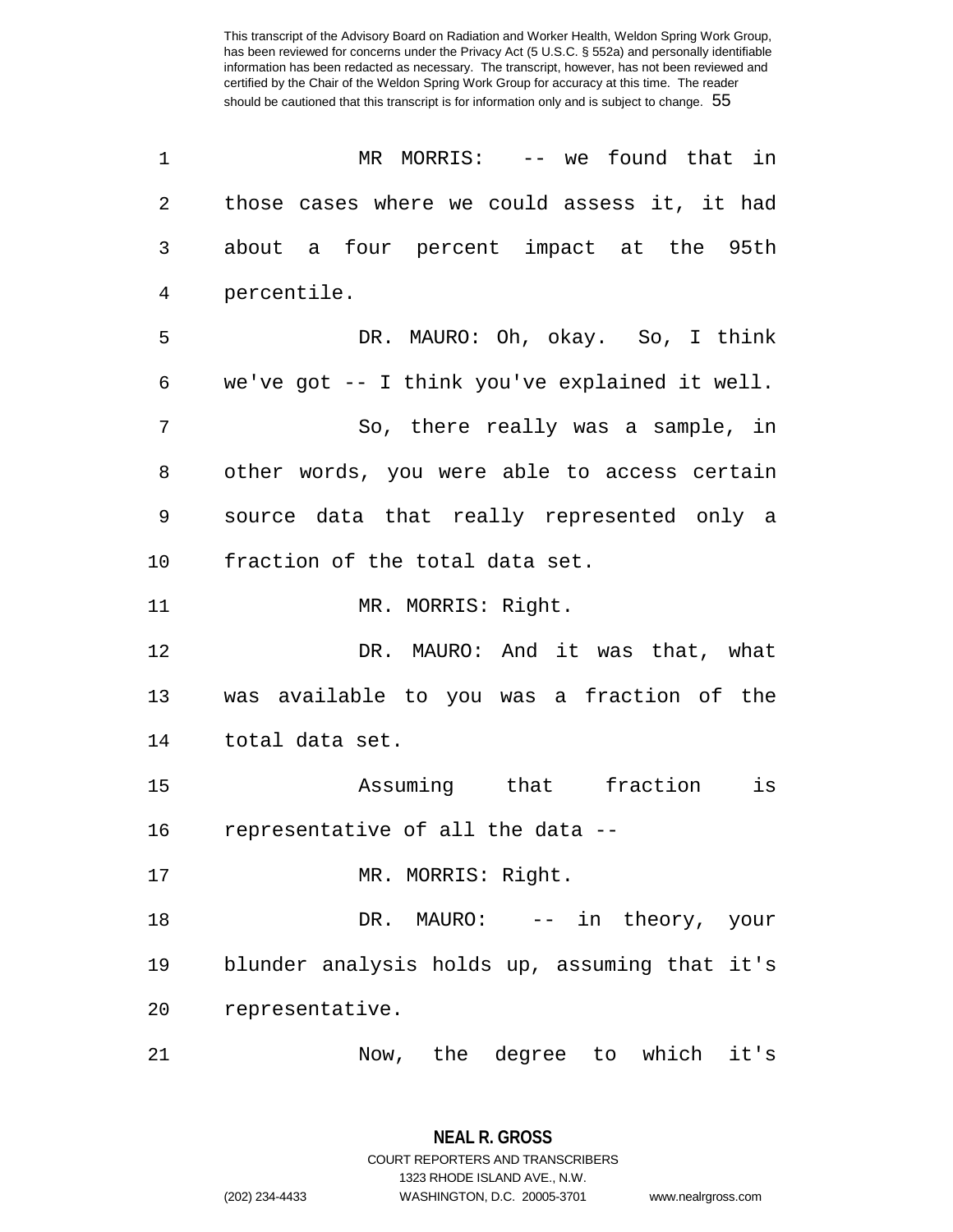MR MORRIS: -- we found that in those cases where we could assess it, it had about a four percent impact at the 95th percentile.

DR. MAURO: Oh, okay. So, I think we've got -- I think you've explained it well.

So, there really was a sample, in other words, you were able to access certain source data that really represented only a fraction of the total data set.

MR. MORRIS: Right.

DR. MAURO: And it was that, what was available to you was a fraction of the total data set.

Assuming that fraction is representative of all the data --

MR. MORRIS: Right.

DR. MAURO: -- in theory, your blunder analysis holds up, assuming that it's representative.

Now, the degree to which it's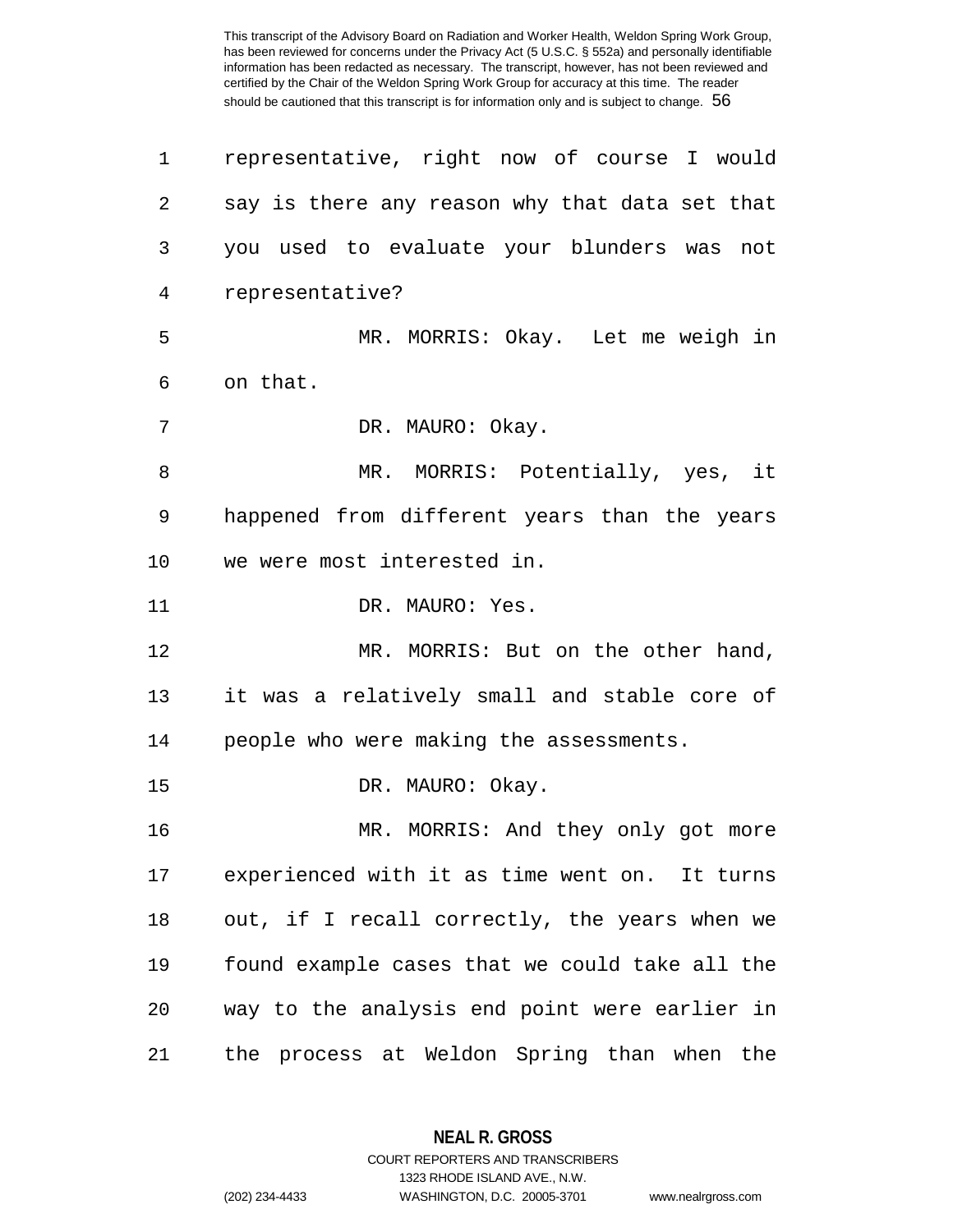representative, right now of course I would say is there any reason why that data set that you used to evaluate your blunders was not representative?

MR. MORRIS: Okay. Let me weigh in on that.

DR. MAURO: Okay.

MR. MORRIS: Potentially, yes, it happened from different years than the years we were most interested in.

DR. MAURO: Yes.

MR. MORRIS: But on the other hand, it was a relatively small and stable core of people who were making the assessments.

DR. MAURO: Okay.

MR. MORRIS: And they only got more experienced with it as time went on. It turns out, if I recall correctly, the years when we found example cases that we could take all the way to the analysis end point were earlier in the process at Weldon Spring than when the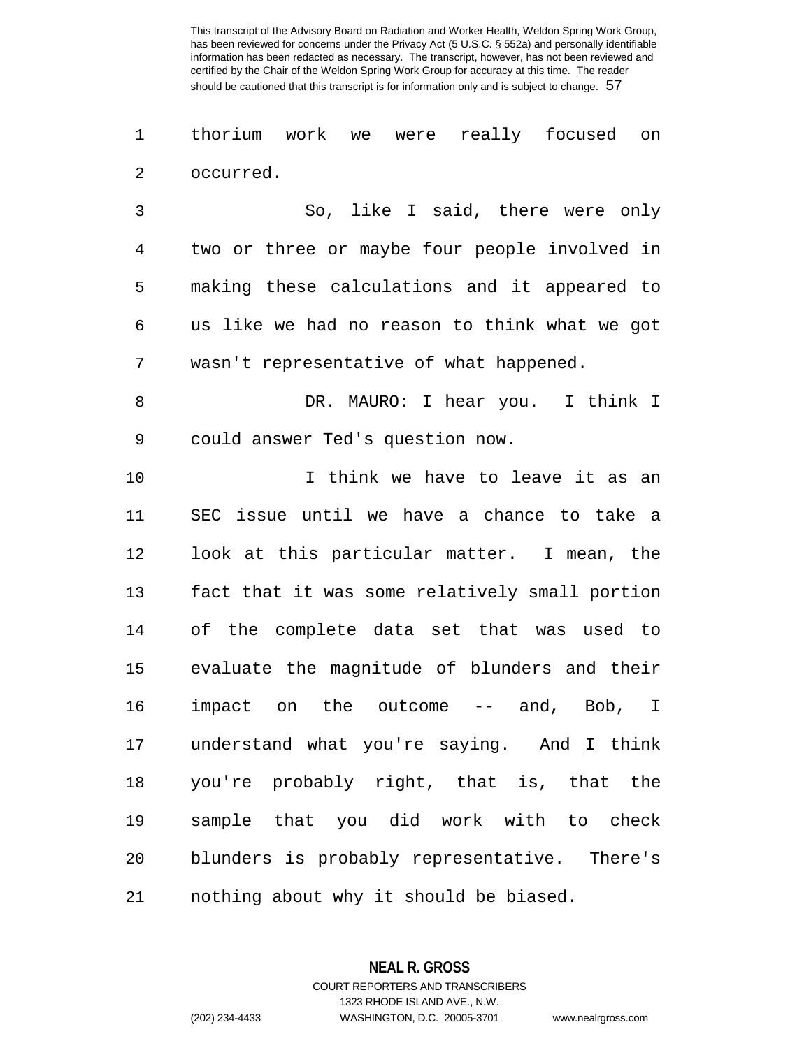thorium work we were really focused on occurred.

So, like I said, there were only two or three or maybe four people involved in making these calculations and it appeared to us like we had no reason to think what we got wasn't representative of what happened.

DR. MAURO: I hear you. I think I could answer Ted's question now.

I think we have to leave it as an SEC issue until we have a chance to take a look at this particular matter. I mean, the fact that it was some relatively small portion of the complete data set that was used to evaluate the magnitude of blunders and their impact on the outcome -- and, Bob, I understand what you're saying. And I think you're probably right, that is, that the sample that you did work with to check blunders is probably representative. There's nothing about why it should be biased.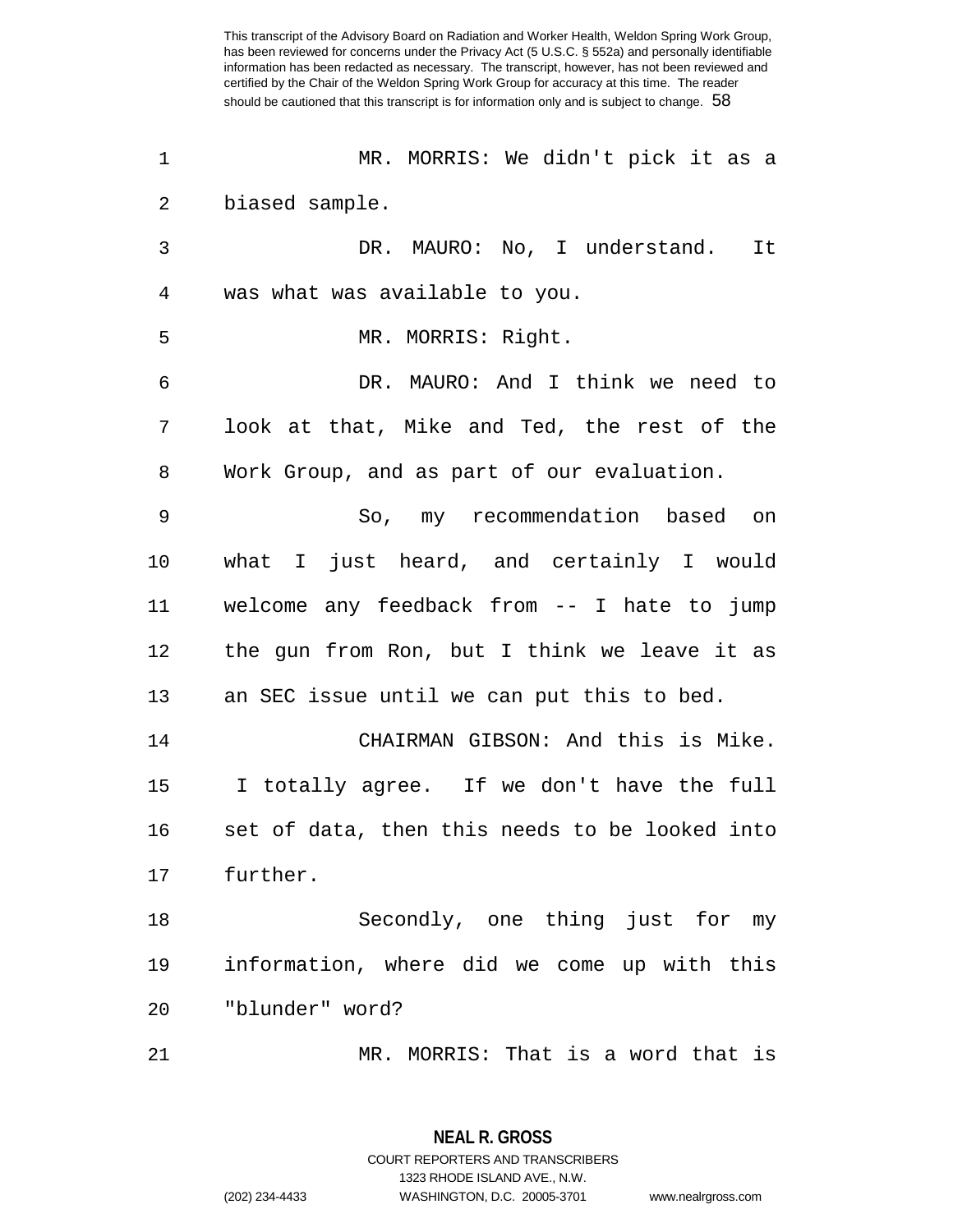MR. MORRIS: We didn't pick it as a biased sample.

DR. MAURO: No, I understand. It was what was available to you.

MR. MORRIS: Right.

DR. MAURO: And I think we need to look at that, Mike and Ted, the rest of the Work Group, and as part of our evaluation.

So, my recommendation based on what I just heard, and certainly I would welcome any feedback from -- I hate to jump the gun from Ron, but I think we leave it as an SEC issue until we can put this to bed.

CHAIRMAN GIBSON: And this is Mike. I totally agree. If we don't have the full set of data, then this needs to be looked into further.

Secondly, one thing just for my information, where did we come up with this "blunder" word?

MR. MORRIS: That is a word that is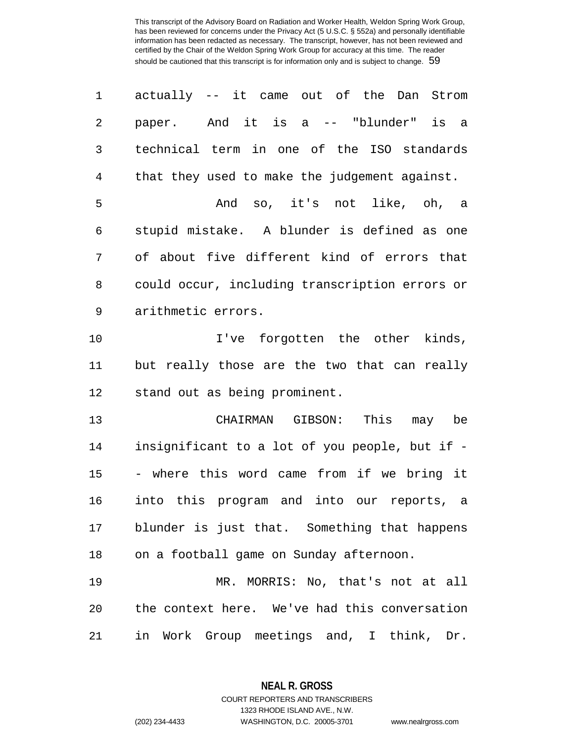actually -- it came out of the Dan Strom paper. And it is a -- "blunder" is a technical term in one of the ISO standards that they used to make the judgement against.

And so, it's not like, oh, a stupid mistake. A blunder is defined as one of about five different kind of errors that could occur, including transcription errors or arithmetic errors.

I've forgotten the other kinds, but really those are the two that can really stand out as being prominent.

CHAIRMAN GIBSON: This may be insignificant to a lot of you people, but if -- where this word came from if we bring it into this program and into our reports, a blunder is just that. Something that happens on a football game on Sunday afternoon.

MR. MORRIS: No, that's not at all the context here. We've had this conversation in Work Group meetings and, I think, Dr.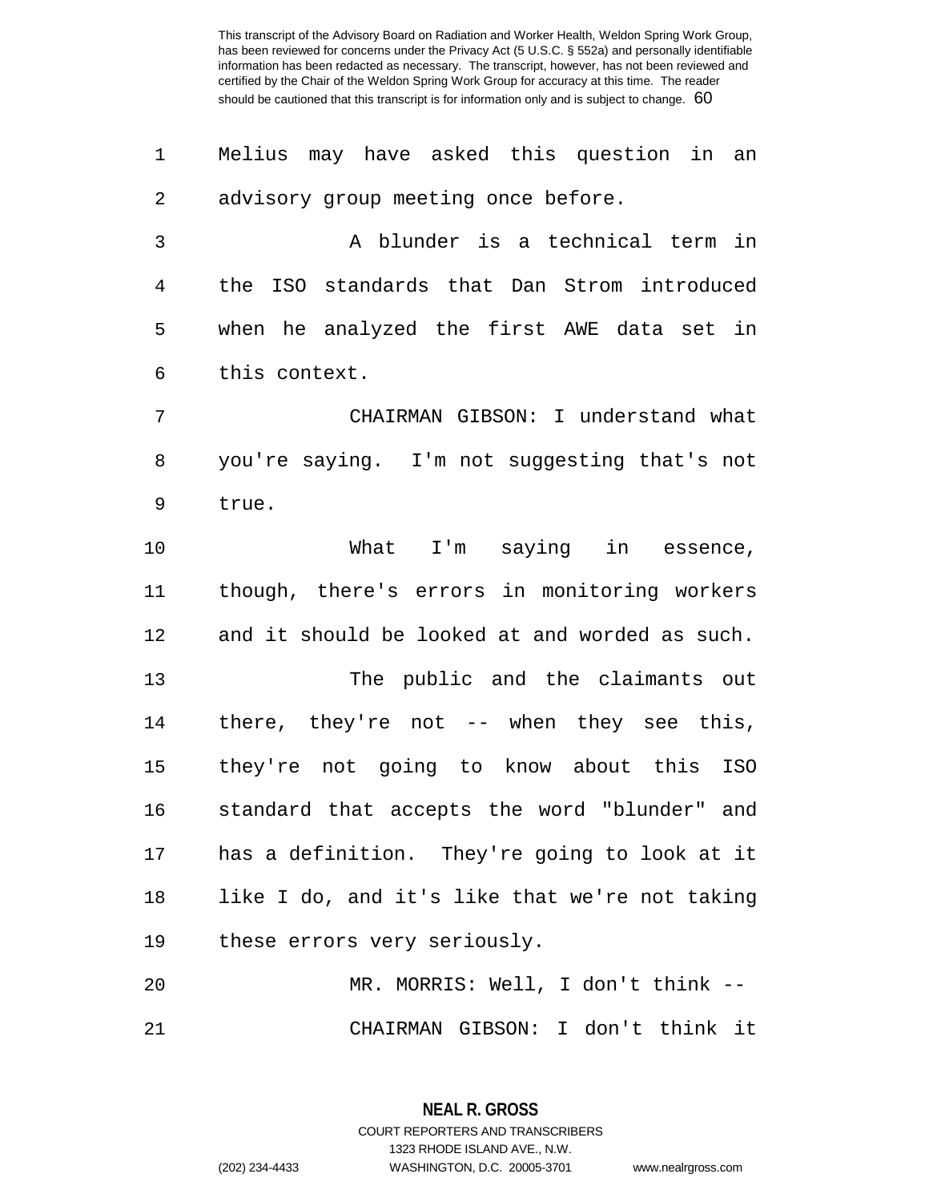Melius may have asked this question in an advisory group meeting once before.

A blunder is a technical term in the ISO standards that Dan Strom introduced when he analyzed the first AWE data set in this context.

CHAIRMAN GIBSON: I understand what you're saying. I'm not suggesting that's not true.

What I'm saying in essence, though, there's errors in monitoring workers and it should be looked at and worded as such.

The public and the claimants out there, they're not -- when they see this, they're not going to know about this ISO standard that accepts the word "blunder" and has a definition. They're going to look at it like I do, and it's like that we're not taking these errors very seriously.

MR. MORRIS: Well, I don't think --

CHAIRMAN GIBSON: I don't think it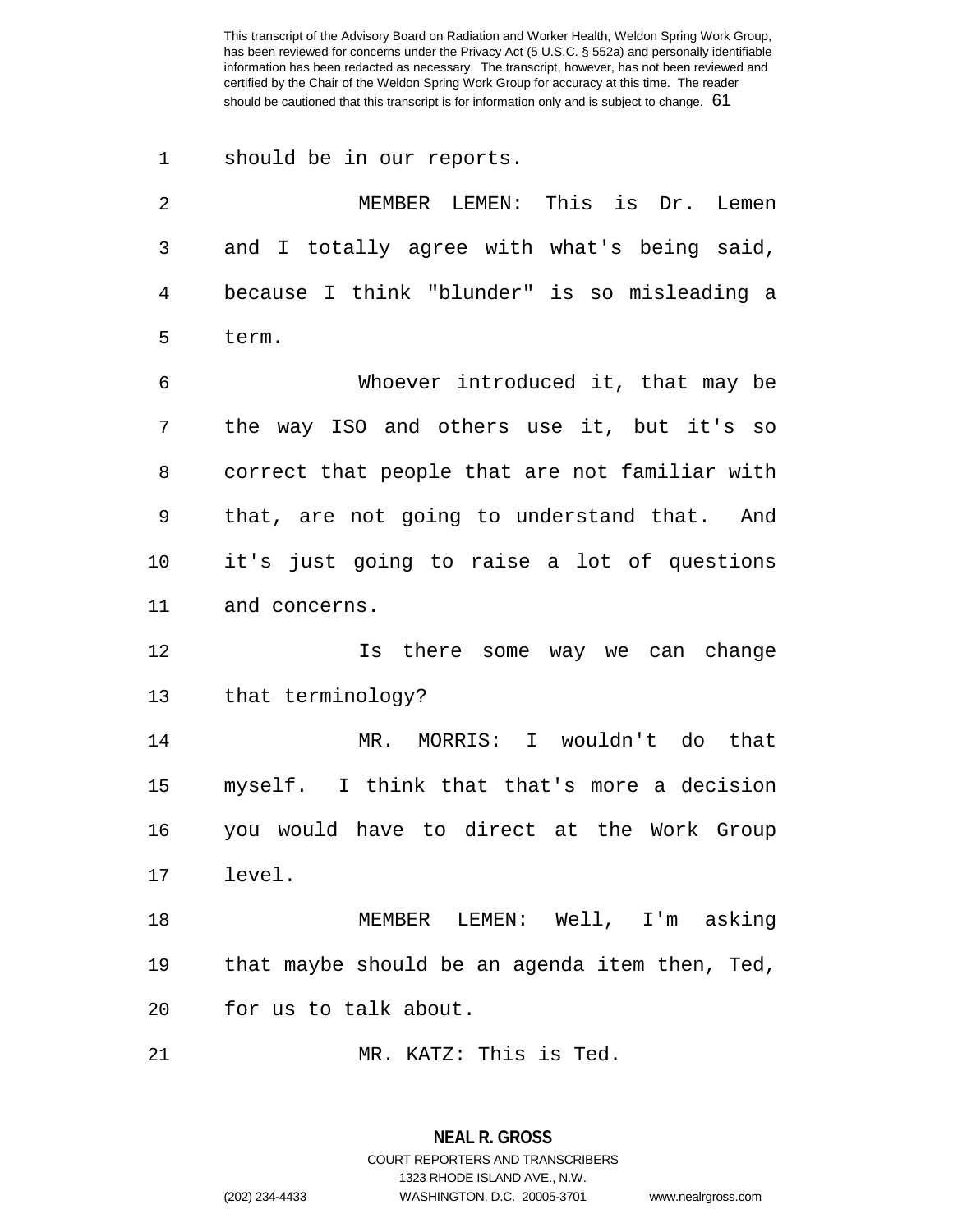should be in our reports.

MEMBER LEMEN: This is Dr. Lemen and I totally agree with what's being said, because I think "blunder" is so misleading a term.

Whoever introduced it, that may be the way ISO and others use it, but it's so correct that people that are not familiar with that, are not going to understand that. And it's just going to raise a lot of questions and concerns.

Is there some way we can change that terminology?

MR. MORRIS: I wouldn't do that myself. I think that that's more a decision you would have to direct at the Work Group level.

MEMBER LEMEN: Well, I'm asking that maybe should be an agenda item then, Ted, for us to talk about.

MR. KATZ: This is Ted.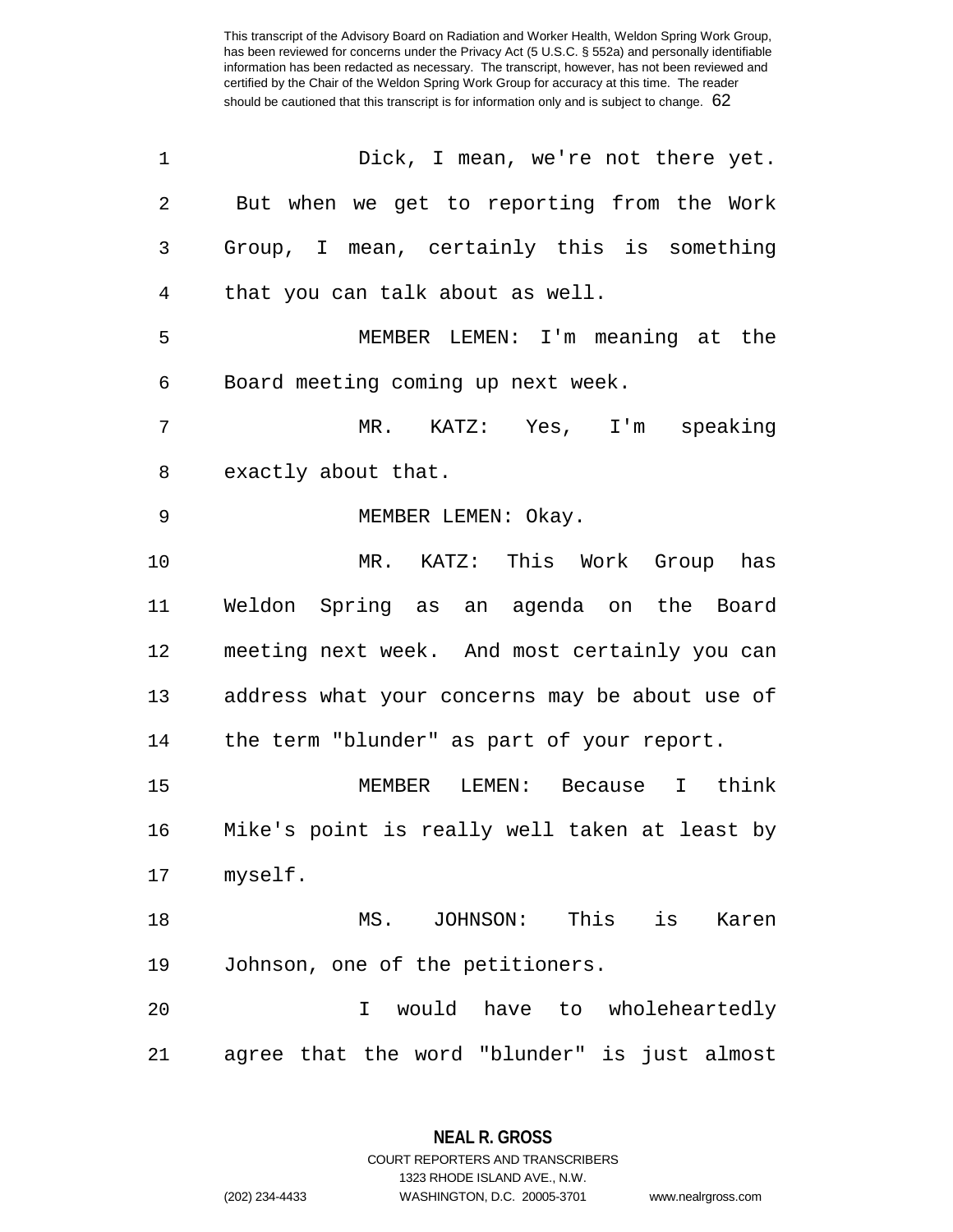Dick, I mean, we're not there yet. But when we get to reporting from the Work Group, I mean, certainly this is something that you can talk about as well.

MEMBER LEMEN: I'm meaning at the Board meeting coming up next week.

MR. KATZ: Yes, I'm speaking exactly about that.

MEMBER LEMEN: Okay.

MR. KATZ: This Work Group has Weldon Spring as an agenda on the Board meeting next week. And most certainly you can address what your concerns may be about use of the term "blunder" as part of your report.

MEMBER LEMEN: Because I think Mike's point is really well taken at least by myself.

MS. JOHNSON: This is Karen Johnson, one of the petitioners.

I would have to wholeheartedly agree that the word "blunder" is just almost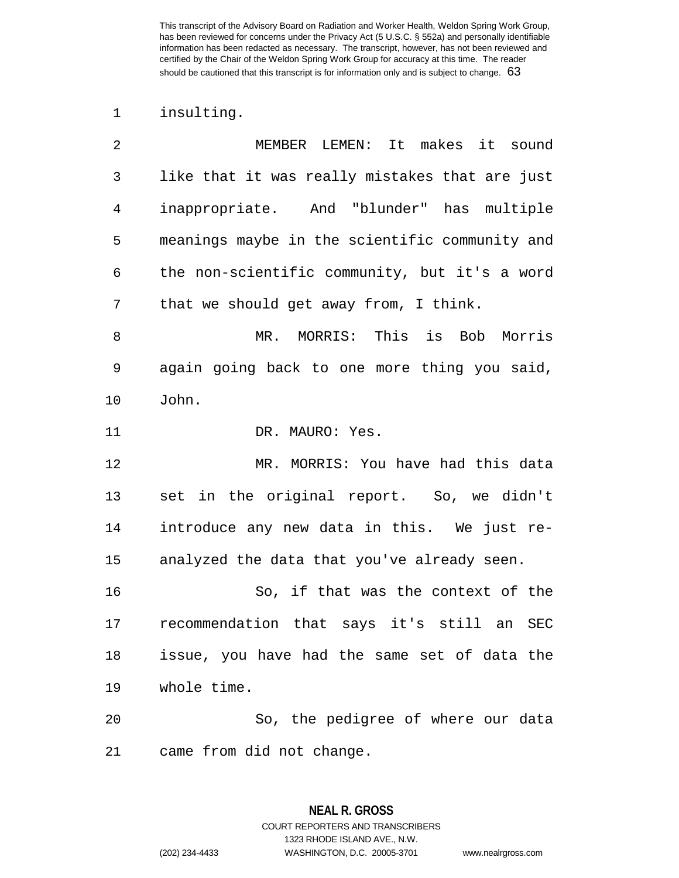insulting.

MEMBER LEMEN: It makes it sound like that it was really mistakes that are just inappropriate. And "blunder" has multiple meanings maybe in the scientific community and the non-scientific community, but it's a word that we should get away from, I think.

MR. MORRIS: This is Bob Morris again going back to one more thing you said, John.

DR. MAURO: Yes.

MR. MORRIS: You have had this data set in the original report. So, we didn't introduce any new data in this. We just re-analyzed the data that you've already seen.

So, if that was the context of the recommendation that says it's still an SEC issue, you have had the same set of data the whole time.

So, the pedigree of where our data came from did not change.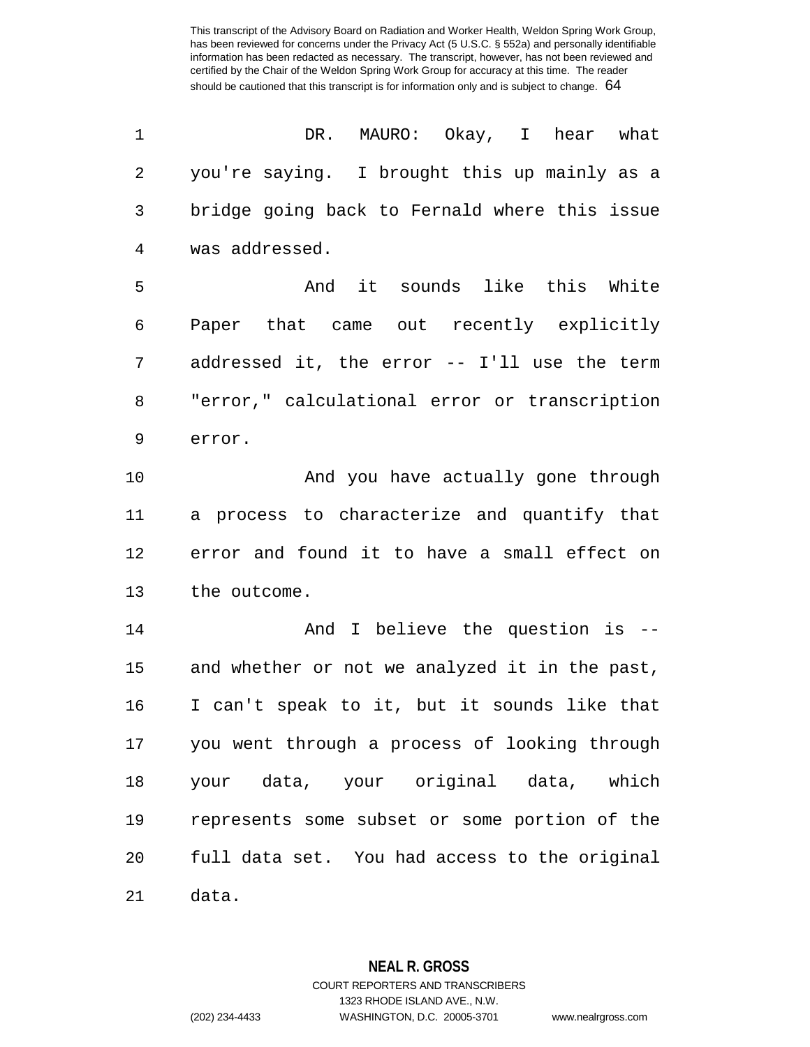DR. MAURO: Okay, I hear what you're saying. I brought this up mainly as a bridge going back to Fernald where this issue was addressed.

And it sounds like this White Paper that came out recently explicitly addressed it, the error -- I'll use the term "error," calculational error or transcription error.

And you have actually gone through a process to characterize and quantify that error and found it to have a small effect on the outcome.

And I believe the question is -- and whether or not we analyzed it in the past, I can't speak to it, but it sounds like that you went through a process of looking through your data, your original data, which represents some subset or some portion of the full data set. You had access to the original data.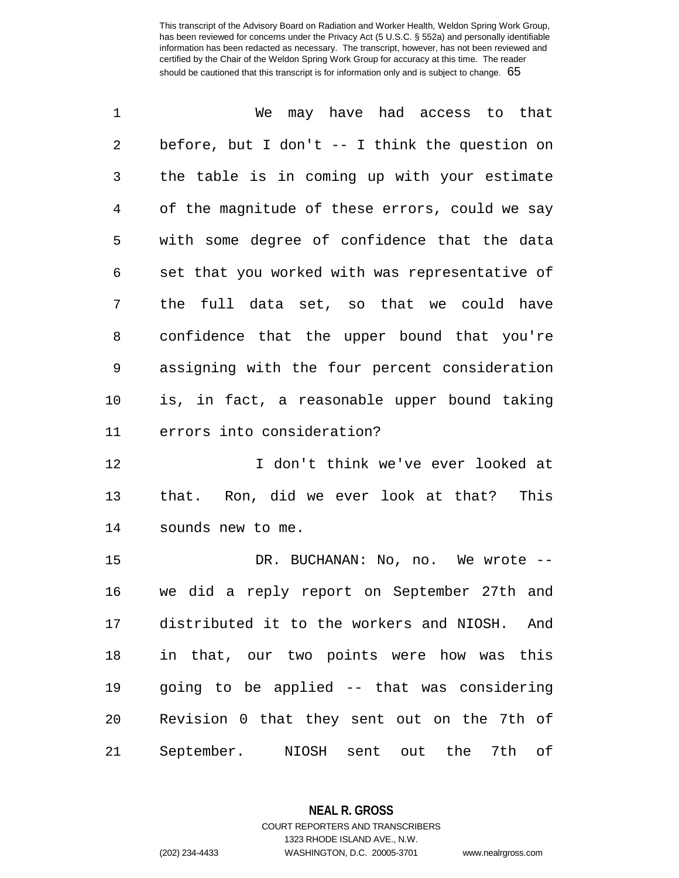We may have had access to that before, but I don't -- I think the question on the table is in coming up with your estimate of the magnitude of these errors, could we say with some degree of confidence that the data set that you worked with was representative of the full data set, so that we could have confidence that the upper bound that you're assigning with the four percent consideration is, in fact, a reasonable upper bound taking errors into consideration?

I don't think we've ever looked at that. Ron, did we ever look at that? This sounds new to me.

DR. BUCHANAN: No, no. We wrote -- we did a reply report on September 27th and distributed it to the workers and NIOSH. And in that, our two points were how was this going to be applied -- that was considering Revision 0 that they sent out on the 7th of September. NIOSH sent out the 7th of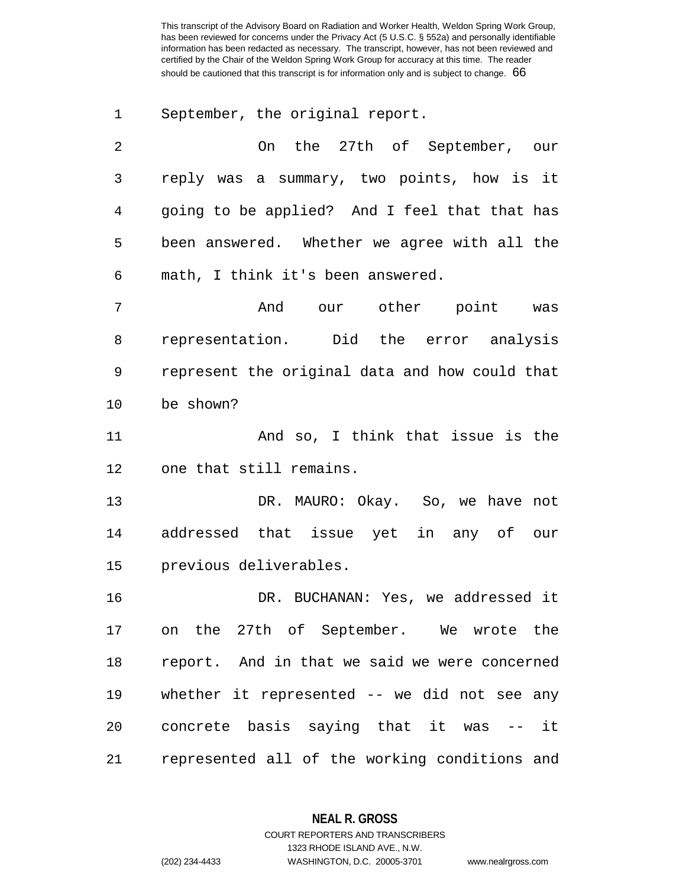September, the original report.

On the 27th of September, our reply was a summary, two points, how is it going to be applied? And I feel that that has been answered. Whether we agree with all the math, I think it's been answered.

And our other point was representation. Did the error analysis represent the original data and how could that be shown?

And so, I think that issue is the one that still remains.

DR. MAURO: Okay. So, we have not addressed that issue yet in any of our previous deliverables.

DR. BUCHANAN: Yes, we addressed it on the 27th of September. We wrote the report. And in that we said we were concerned whether it represented -- we did not see any concrete basis saying that it was -- it represented all of the working conditions and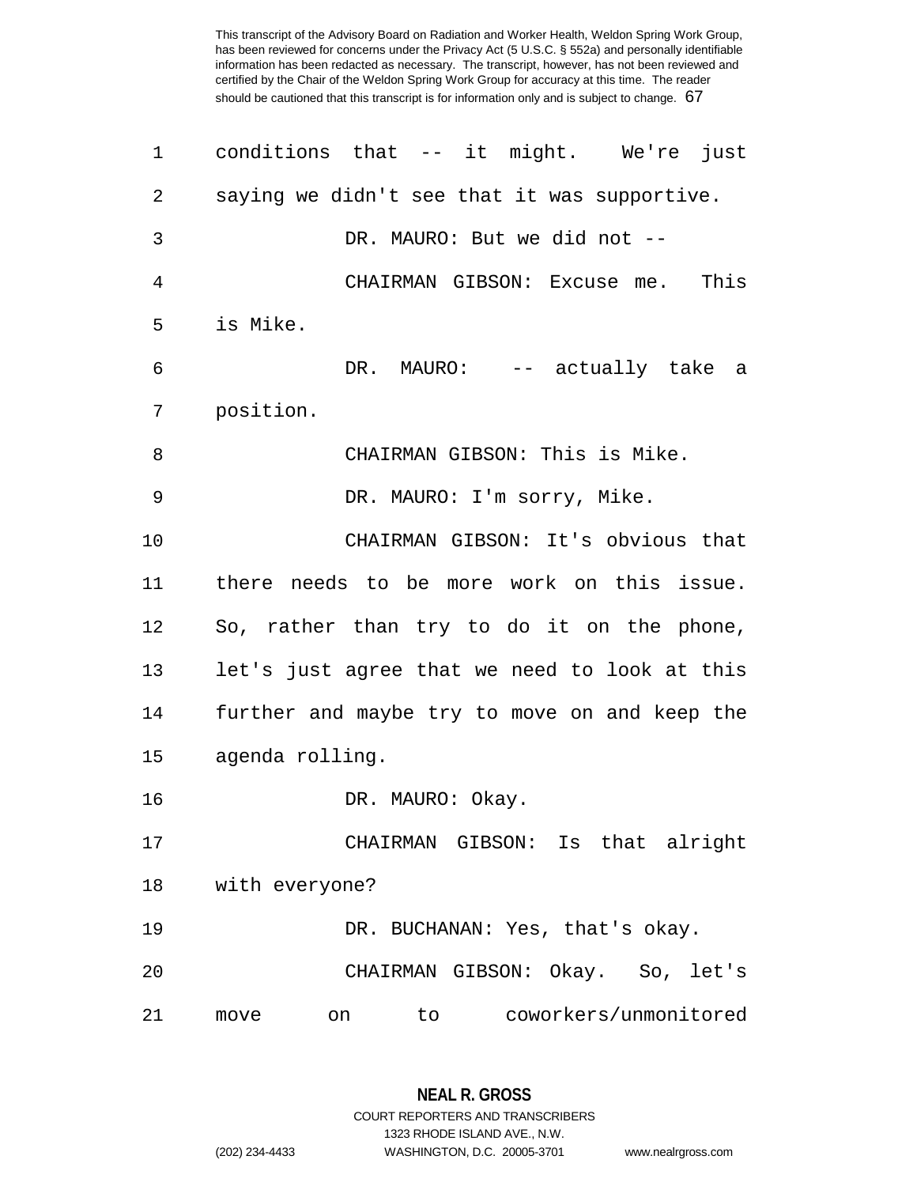conditions that -- it might. We're just saying we didn't see that it was supportive.

DR. MAURO: But we did not --

CHAIRMAN GIBSON: Excuse me. This is Mike.

DR. MAURO: -- actually take a position.

CHAIRMAN GIBSON: This is Mike.

DR. MAURO: I'm sorry, Mike.

CHAIRMAN GIBSON: It's obvious that there needs to be more work on this issue. So, rather than try to do it on the phone, let's just agree that we need to look at this further and maybe try to move on and keep the agenda rolling.

DR. MAURO: Okay.

CHAIRMAN GIBSON: Is that alright with everyone?

DR. BUCHANAN: Yes, that's okay.

CHAIRMAN GIBSON: Okay. So, let's move on to coworkers/unmonitored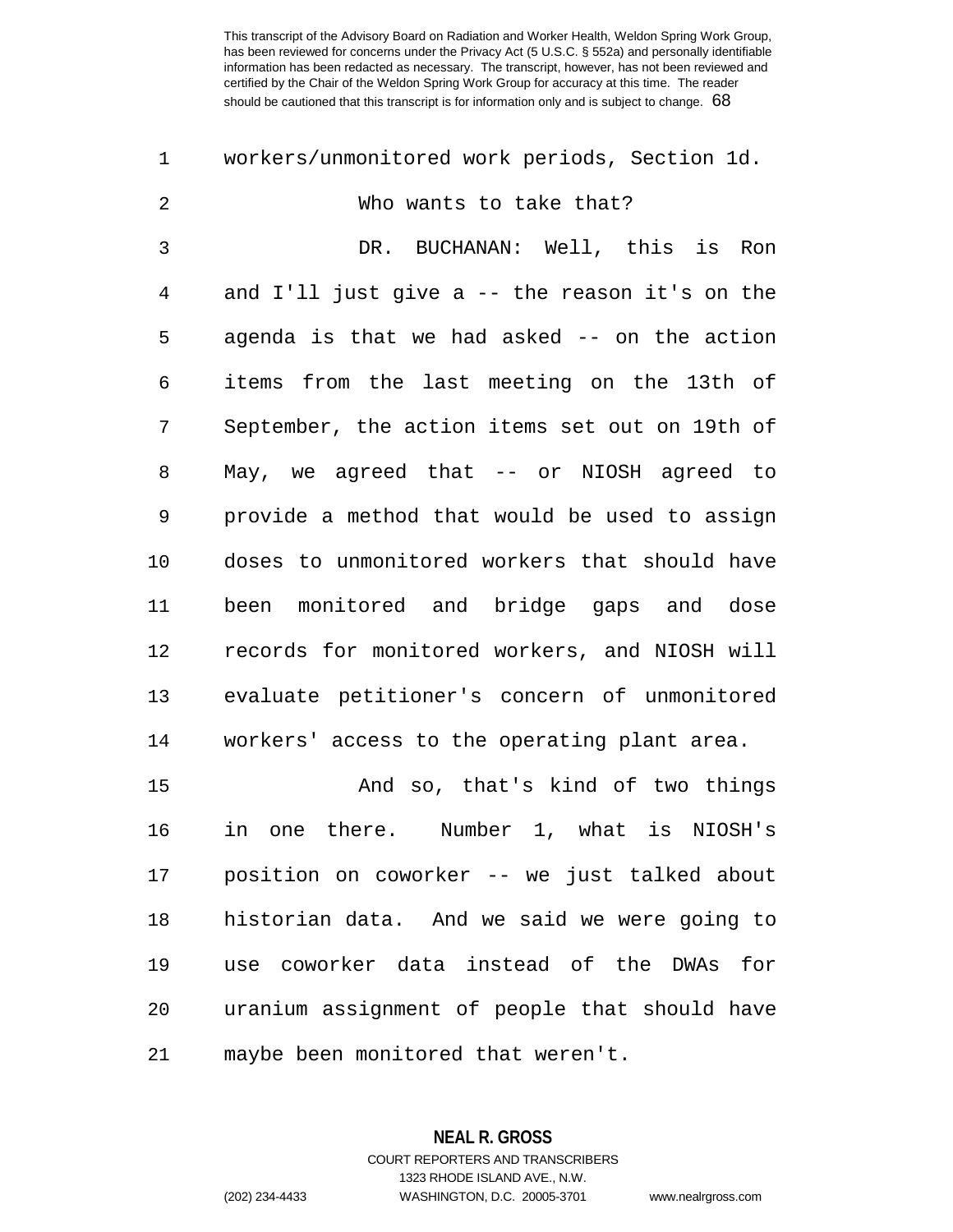workers/unmonitored work periods, Section 1d.

Who wants to take that?

DR. BUCHANAN: Well, this is Ron and I'll just give a -- the reason it's on the agenda is that we had asked -- on the action items from the last meeting on the 13th of September, the action items set out on 19th of May, we agreed that -- or NIOSH agreed to provide a method that would be used to assign doses to unmonitored workers that should have been monitored and bridge gaps and dose records for monitored workers, and NIOSH will evaluate petitioner's concern of unmonitored workers' access to the operating plant area.

And so, that's kind of two things in one there. Number 1, what is NIOSH's position on coworker -- we just talked about historian data. And we said we were going to use coworker data instead of the DWAs for uranium assignment of people that should have maybe been monitored that weren't.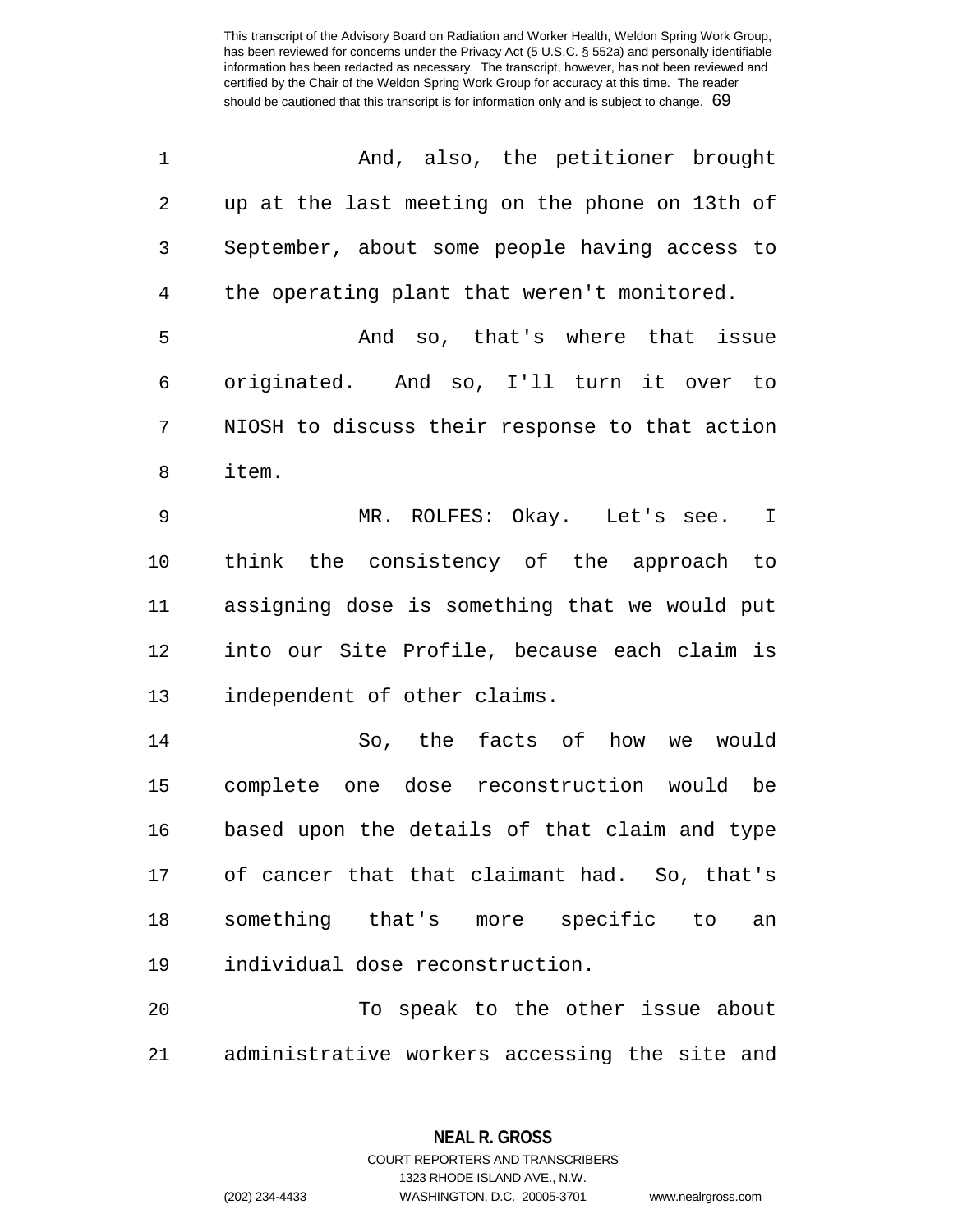And, also, the petitioner brought up at the last meeting on the phone on 13th of September, about some people having access to the operating plant that weren't monitored.

And so, that's where that issue originated. And so, I'll turn it over to NIOSH to discuss their response to that action item.

MR. ROLFES: Okay. Let's see. I think the consistency of the approach to assigning dose is something that we would put into our Site Profile, because each claim is independent of other claims.

So, the facts of how we would complete one dose reconstruction would be based upon the details of that claim and type of cancer that that claimant had. So, that's something that's more specific to an individual dose reconstruction.

To speak to the other issue about administrative workers accessing the site and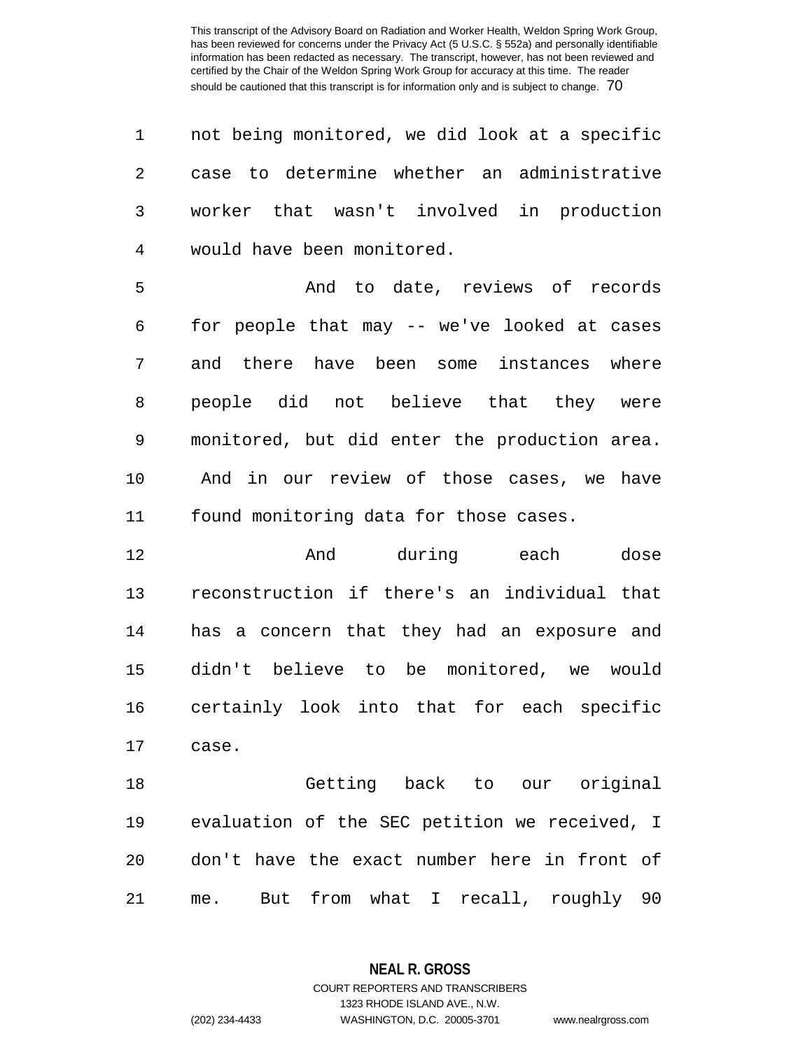not being monitored, we did look at a specific case to determine whether an administrative worker that wasn't involved in production would have been monitored.

And to date, reviews of records for people that may -- we've looked at cases and there have been some instances where people did not believe that they were monitored, but did enter the production area. And in our review of those cases, we have found monitoring data for those cases.

And during each dose reconstruction if there's an individual that has a concern that they had an exposure and didn't believe to be monitored, we would certainly look into that for each specific case.

Getting back to our original evaluation of the SEC petition we received, I don't have the exact number here in front of me. But from what I recall, roughly 90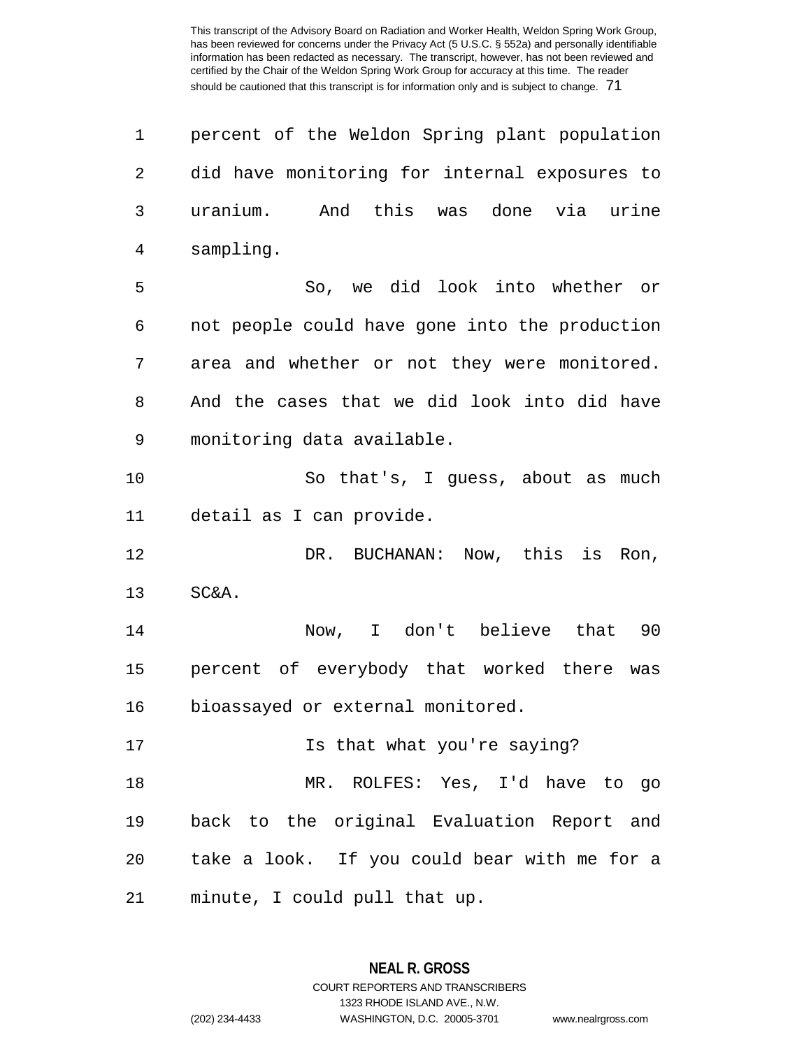percent of the Weldon Spring plant population did have monitoring for internal exposures to uranium. And this was done via urine sampling.

So, we did look into whether or not people could have gone into the production area and whether or not they were monitored. And the cases that we did look into did have monitoring data available.

So that's, I guess, about as much detail as I can provide.

DR. BUCHANAN: Now, this is Ron, SC&A.

Now, I don't believe that 90 percent of everybody that worked there was bioassayed or external monitored.

Is that what you're saying?

MR. ROLFES: Yes, I'd have to go back to the original Evaluation Report and take a look. If you could bear with me for a minute, I could pull that up.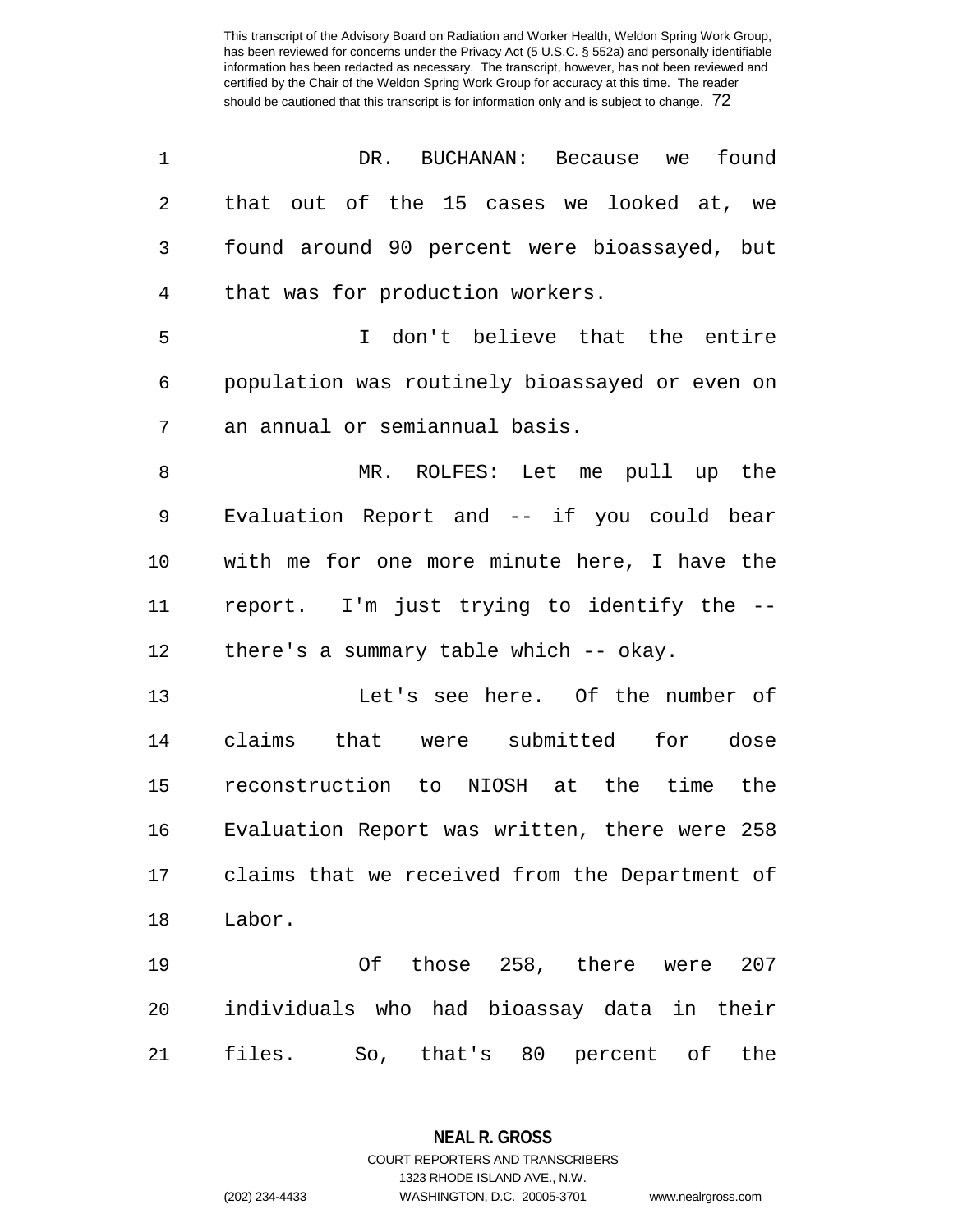DR. BUCHANAN: Because we found that out of the 15 cases we looked at, we found around 90 percent were bioassayed, but that was for production workers.

I don't believe that the entire population was routinely bioassayed or even on an annual or semiannual basis.

MR. ROLFES: Let me pull up the Evaluation Report and -- if you could bear with me for one more minute here, I have the report. I'm just trying to identify the -- there's a summary table which -- okay.

Let's see here. Of the number of claims that were submitted for dose reconstruction to NIOSH at the time the Evaluation Report was written, there were 258 claims that we received from the Department of Labor.

Of those 258, there were 207 individuals who had bioassay data in their files. So, that's 80 percent of the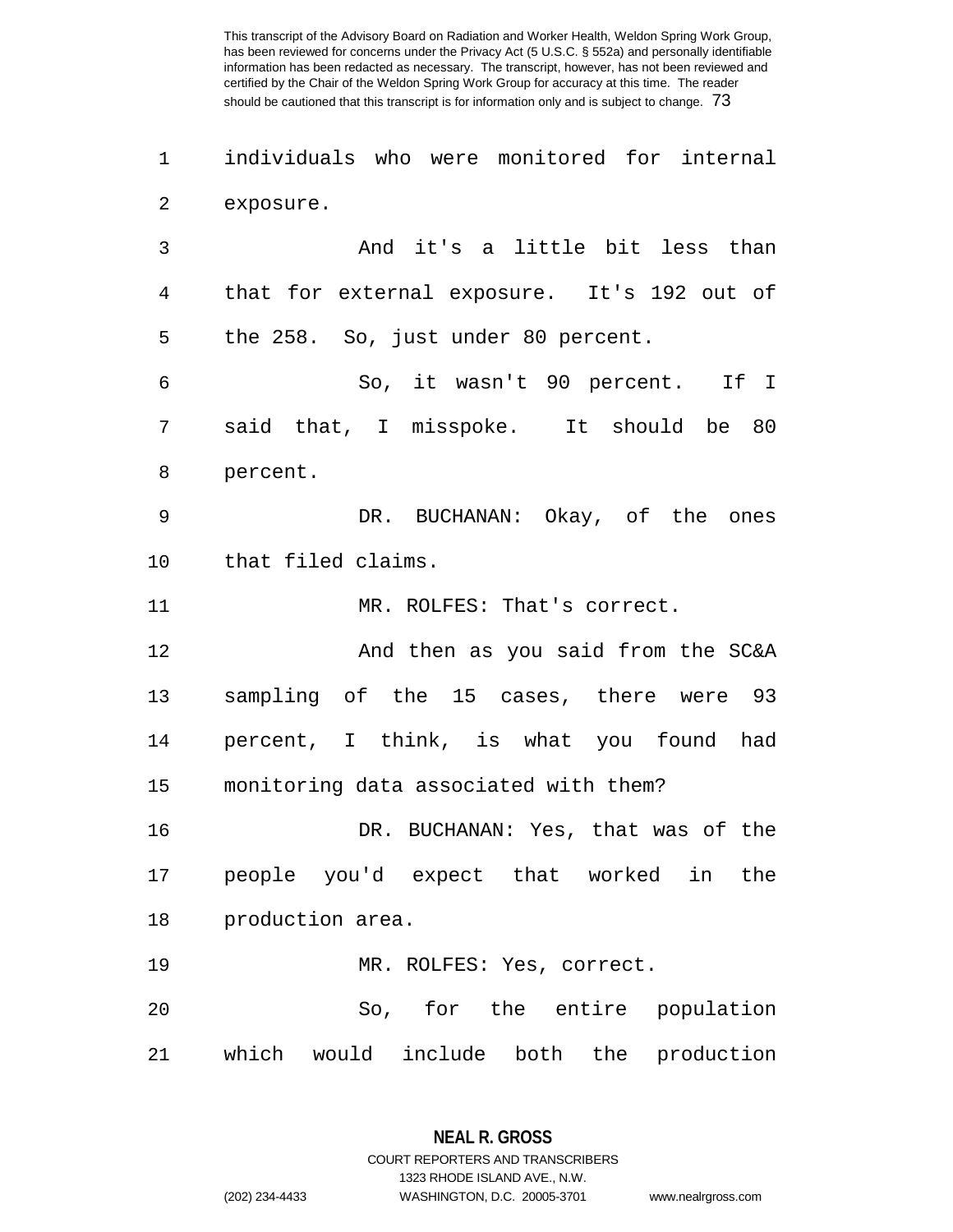individuals who were monitored for internal exposure.

And it's a little bit less than that for external exposure. It's 192 out of the 258. So, just under 80 percent.

So, it wasn't 90 percent. If I said that, I misspoke. It should be 80 percent.

DR. BUCHANAN: Okay, of the ones that filed claims.

MR. ROLFES: That's correct.

And then as you said from the SC&A sampling of the 15 cases, there were 93 percent, I think, is what you found had monitoring data associated with them?

DR. BUCHANAN: Yes, that was of the people you'd expect that worked in the production area.

MR. ROLFES: Yes, correct.

So, for the entire population which would include both the production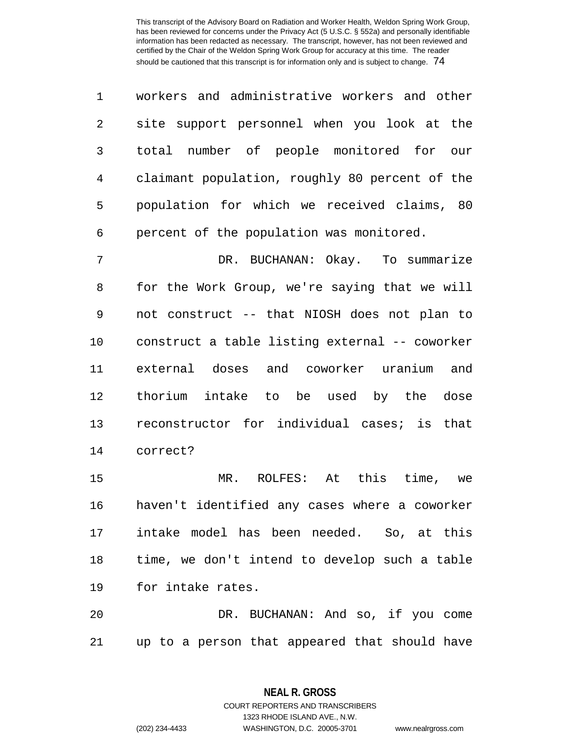workers and administrative workers and other site support personnel when you look at the total number of people monitored for our claimant population, roughly 80 percent of the population for which we received claims, 80 percent of the population was monitored.

DR. BUCHANAN: Okay. To summarize for the Work Group, we're saying that we will not construct -- that NIOSH does not plan to construct a table listing external -- coworker external doses and coworker uranium and thorium intake to be used by the dose reconstructor for individual cases; is that correct?

MR. ROLFES: At this time, we haven't identified any cases where a coworker intake model has been needed. So, at this time, we don't intend to develop such a table for intake rates.

DR. BUCHANAN: And so, if you come up to a person that appeared that should have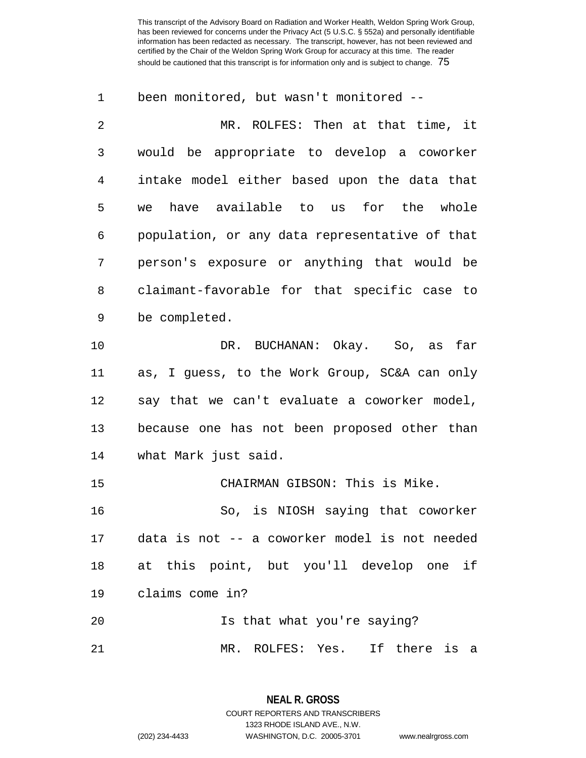been monitored, but wasn't monitored --

MR. ROLFES: Then at that time, it would be appropriate to develop a coworker intake model either based upon the data that we have available to us for the whole population, or any data representative of that person's exposure or anything that would be claimant-favorable for that specific case to be completed.

DR. BUCHANAN: Okay. So, as far as, I guess, to the Work Group, SC&A can only say that we can't evaluate a coworker model, because one has not been proposed other than what Mark just said.

CHAIRMAN GIBSON: This is Mike.

So, is NIOSH saying that coworker data is not -- a coworker model is not needed at this point, but you'll develop one if claims come in?

Is that what you're saying?

MR. ROLFES: Yes. If there is a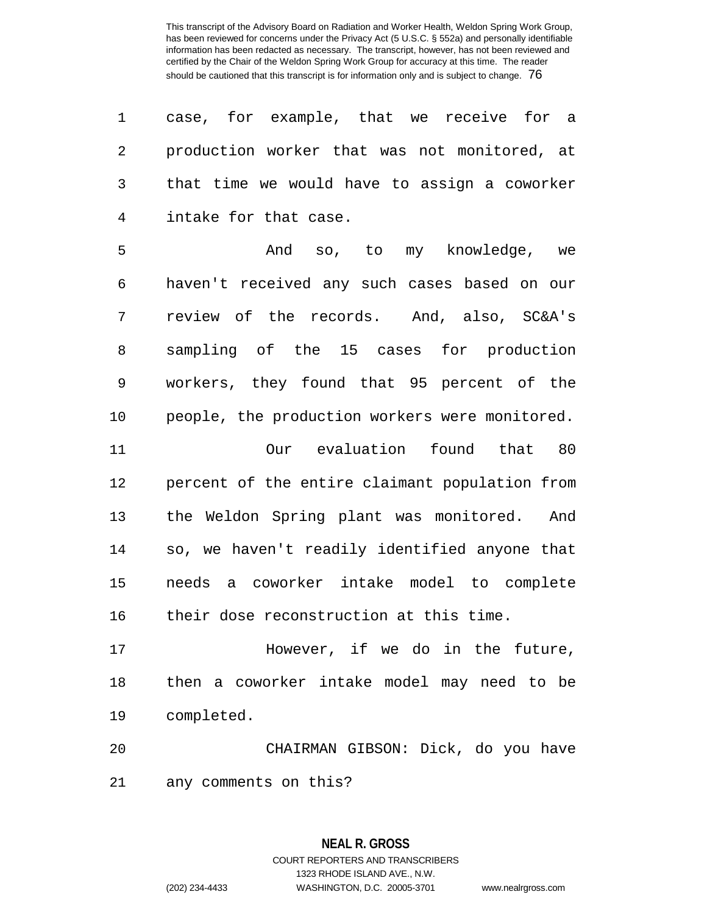case, for example, that we receive for a production worker that was not monitored, at that time we would have to assign a coworker intake for that case.

And so, to my knowledge, we haven't received any such cases based on our review of the records. And, also, SC&A's sampling of the 15 cases for production workers, they found that 95 percent of the people, the production workers were monitored.

Our evaluation found that 80 percent of the entire claimant population from the Weldon Spring plant was monitored. And so, we haven't readily identified anyone that needs a coworker intake model to complete their dose reconstruction at this time.

However, if we do in the future, then a coworker intake model may need to be completed.

CHAIRMAN GIBSON: Dick, do you have any comments on this?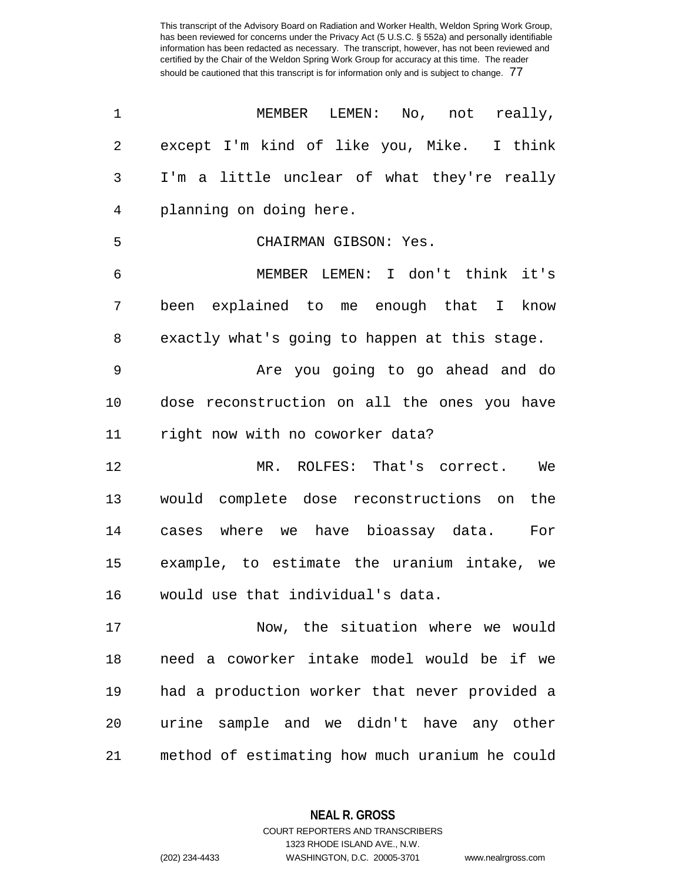MEMBER LEMEN: No, not really, except I'm kind of like you, Mike. I think I'm a little unclear of what they're really planning on doing here.

CHAIRMAN GIBSON: Yes.

MEMBER LEMEN: I don't think it's been explained to me enough that I know exactly what's going to happen at this stage.

Are you going to go ahead and do dose reconstruction on all the ones you have right now with no coworker data?

MR. ROLFES: That's correct. We would complete dose reconstructions on the cases where we have bioassay data. For example, to estimate the uranium intake, we would use that individual's data.

Now, the situation where we would need a coworker intake model would be if we had a production worker that never provided a urine sample and we didn't have any other method of estimating how much uranium he could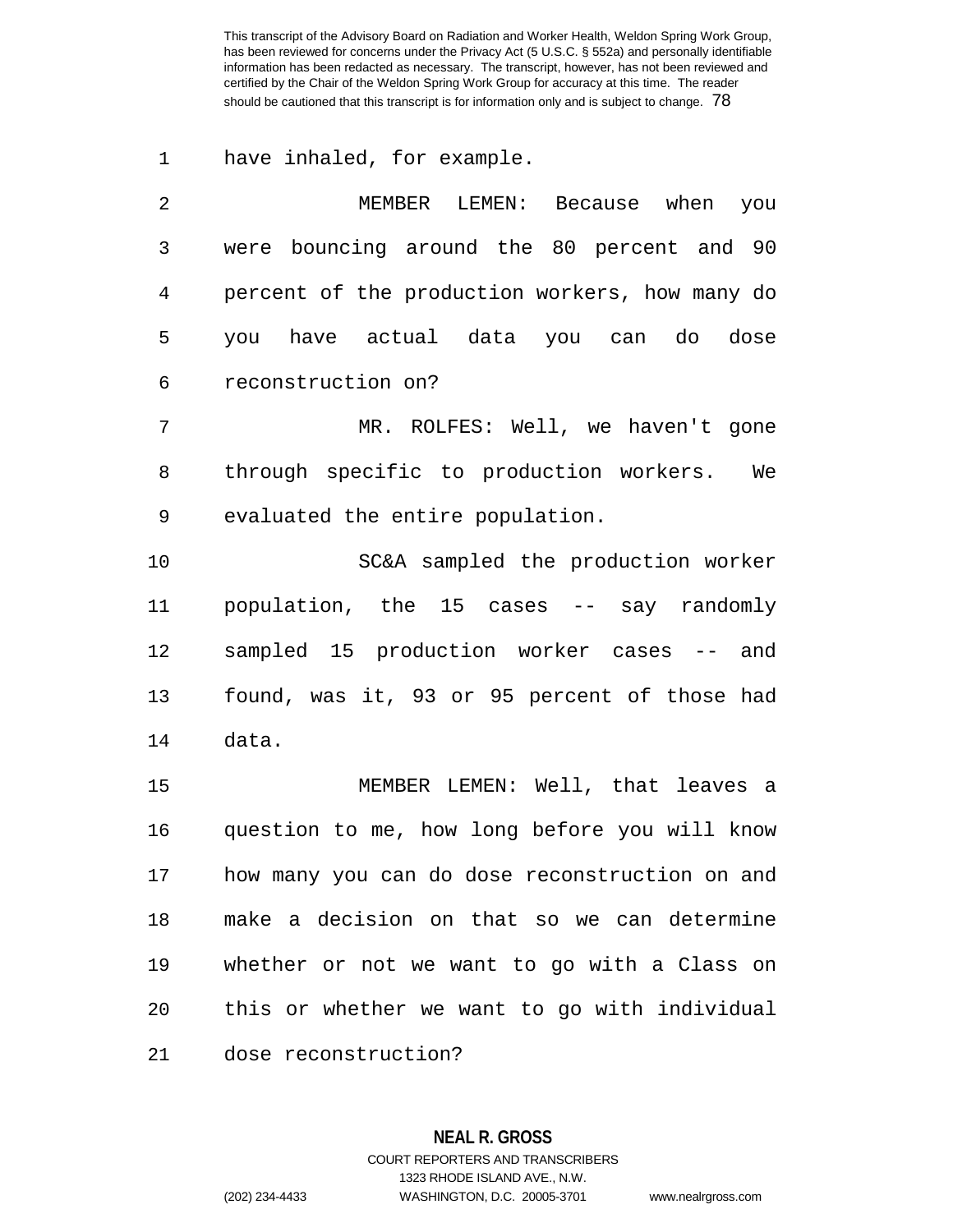have inhaled, for example.

MEMBER LEMEN: Because when you were bouncing around the 80 percent and 90 percent of the production workers, how many do you have actual data you can do dose reconstruction on?

MR. ROLFES: Well, we haven't gone through specific to production workers. We evaluated the entire population.

SC&A sampled the production worker population, the 15 cases -- say randomly sampled 15 production worker cases -- and found, was it, 93 or 95 percent of those had data.

MEMBER LEMEN: Well, that leaves a question to me, how long before you will know how many you can do dose reconstruction on and make a decision on that so we can determine whether or not we want to go with a Class on this or whether we want to go with individual dose reconstruction?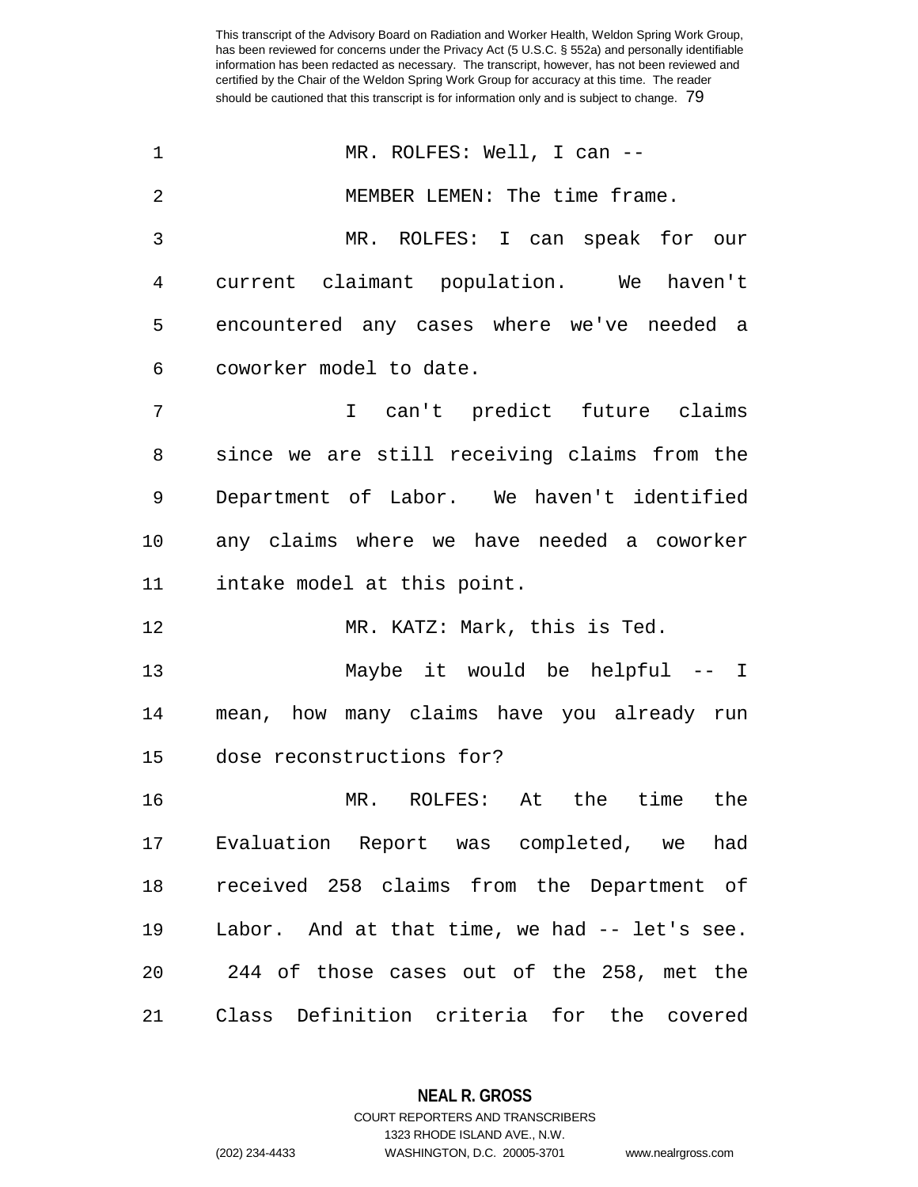MR. ROLFES: Well, I can --

MEMBER LEMEN: The time frame.

MR. ROLFES: I can speak for our current claimant population. We haven't encountered any cases where we've needed a coworker model to date.

I can't predict future claims since we are still receiving claims from the Department of Labor. We haven't identified any claims where we have needed a coworker intake model at this point.

MR. KATZ: Mark, this is Ted.

Maybe it would be helpful -- I mean, how many claims have you already run dose reconstructions for?

MR. ROLFES: At the time the Evaluation Report was completed, we had received 258 claims from the Department of Labor. And at that time, we had -- let's see. 244 of those cases out of the 258, met the Class Definition criteria for the covered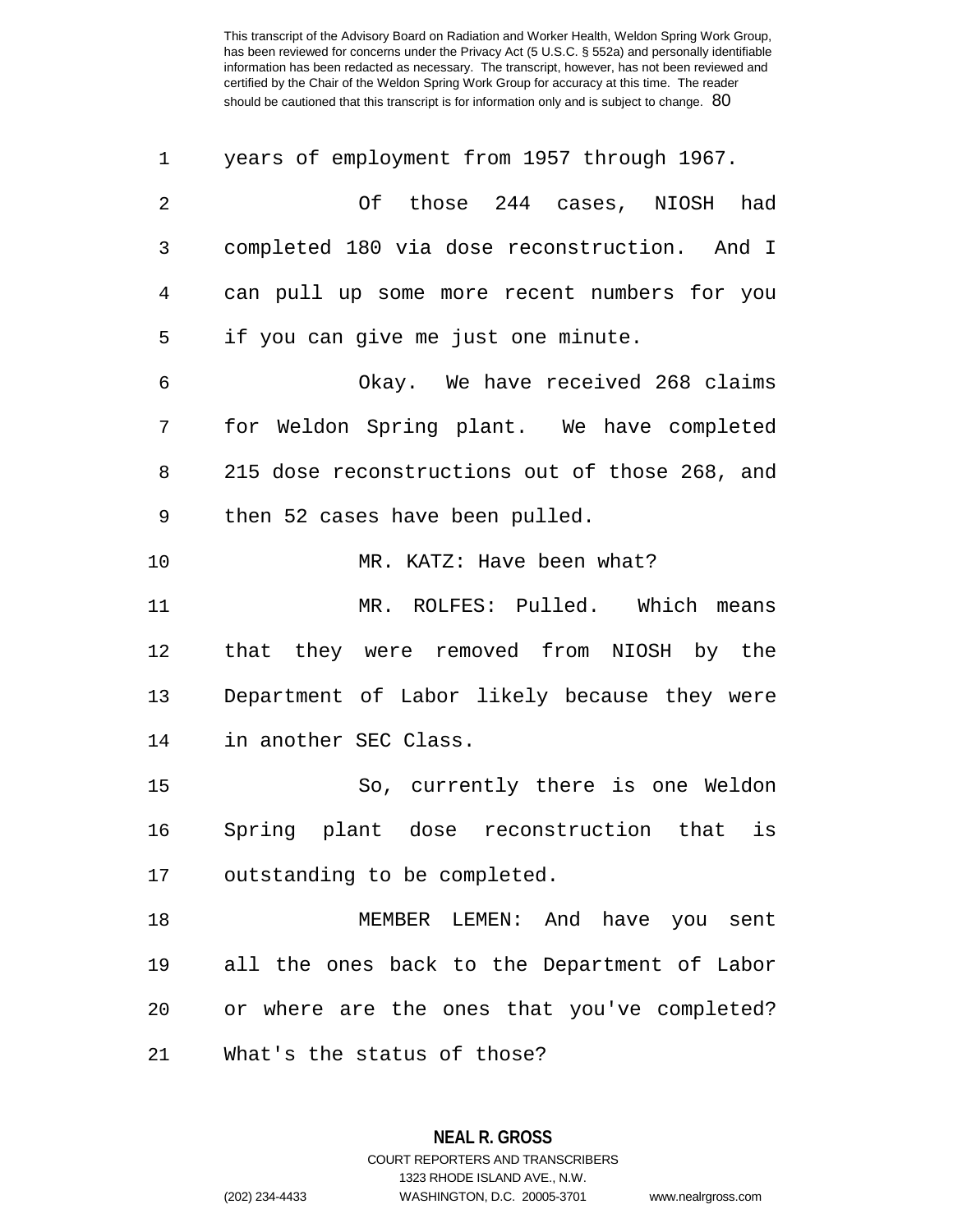years of employment from 1957 through 1967.

Of those 244 cases, NIOSH had completed 180 via dose reconstruction. And I can pull up some more recent numbers for you if you can give me just one minute.

Okay. We have received 268 claims for Weldon Spring plant. We have completed 215 dose reconstructions out of those 268, and then 52 cases have been pulled.

MR. KATZ: Have been what?

MR. ROLFES: Pulled. Which means that they were removed from NIOSH by the Department of Labor likely because they were in another SEC Class.

So, currently there is one Weldon Spring plant dose reconstruction that is outstanding to be completed.

MEMBER LEMEN: And have you sent all the ones back to the Department of Labor or where are the ones that you've completed? What's the status of those?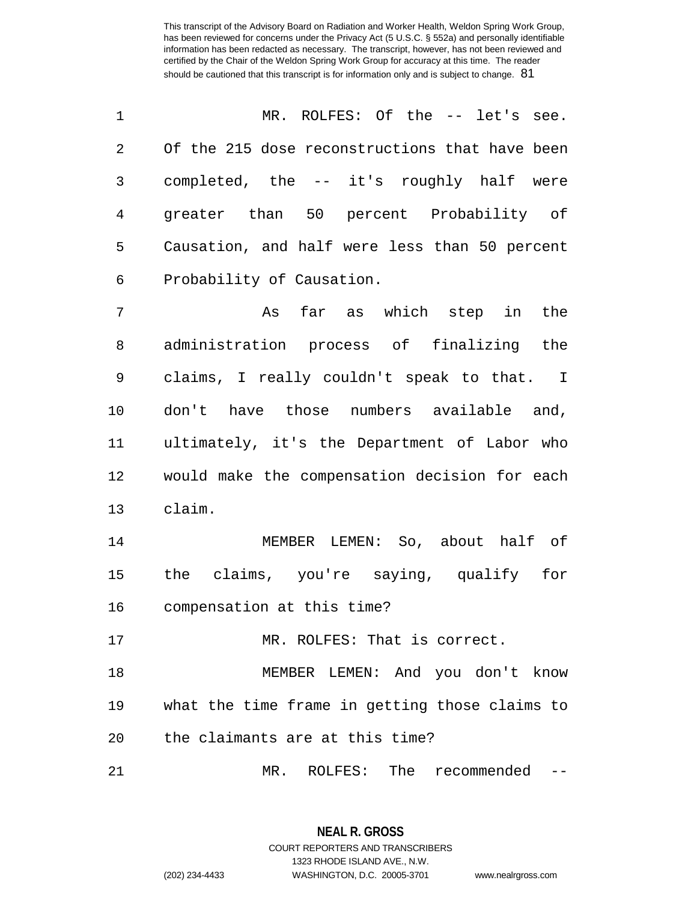MR. ROLFES: Of the -- let's see. Of the 215 dose reconstructions that have been completed, the -- it's roughly half were greater than 50 percent Probability of Causation, and half were less than 50 percent Probability of Causation.

As far as which step in the administration process of finalizing the claims, I really couldn't speak to that. I don't have those numbers available and, ultimately, it's the Department of Labor who would make the compensation decision for each claim.

MEMBER LEMEN: So, about half of the claims, you're saying, qualify for compensation at this time?

MR. ROLFES: That is correct.

MEMBER LEMEN: And you don't know what the time frame in getting those claims to the claimants are at this time?

MR. ROLFES: The recommended --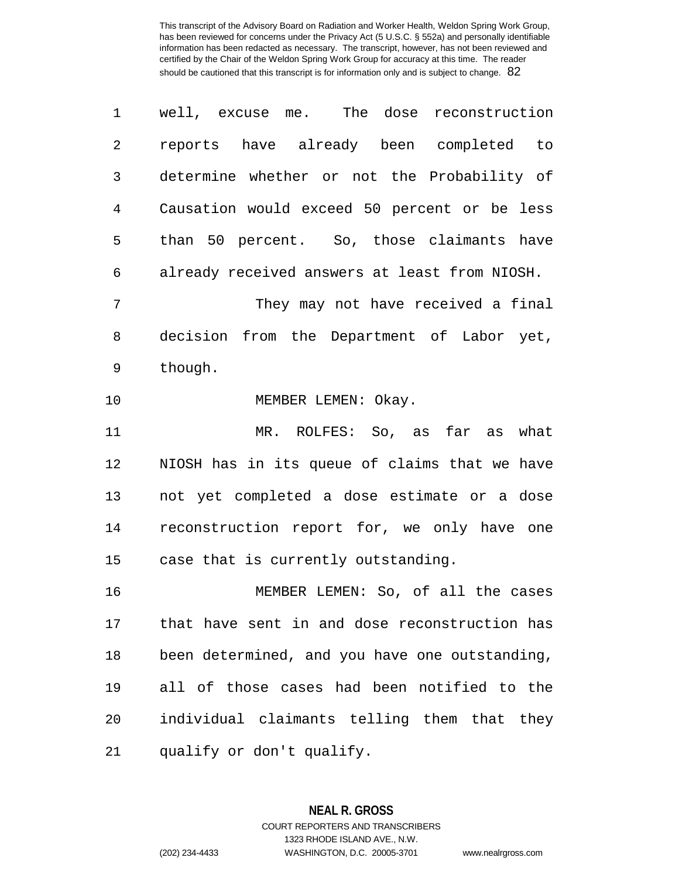well, excuse me. The dose reconstruction reports have already been completed to determine whether or not the Probability of Causation would exceed 50 percent or be less than 50 percent. So, those claimants have already received answers at least from NIOSH.

They may not have received a final decision from the Department of Labor yet, though.

MEMBER LEMEN: Okay.

MR. ROLFES: So, as far as what NIOSH has in its queue of claims that we have not yet completed a dose estimate or a dose reconstruction report for, we only have one case that is currently outstanding.

MEMBER LEMEN: So, of all the cases that have sent in and dose reconstruction has been determined, and you have one outstanding, all of those cases had been notified to the individual claimants telling them that they qualify or don't qualify.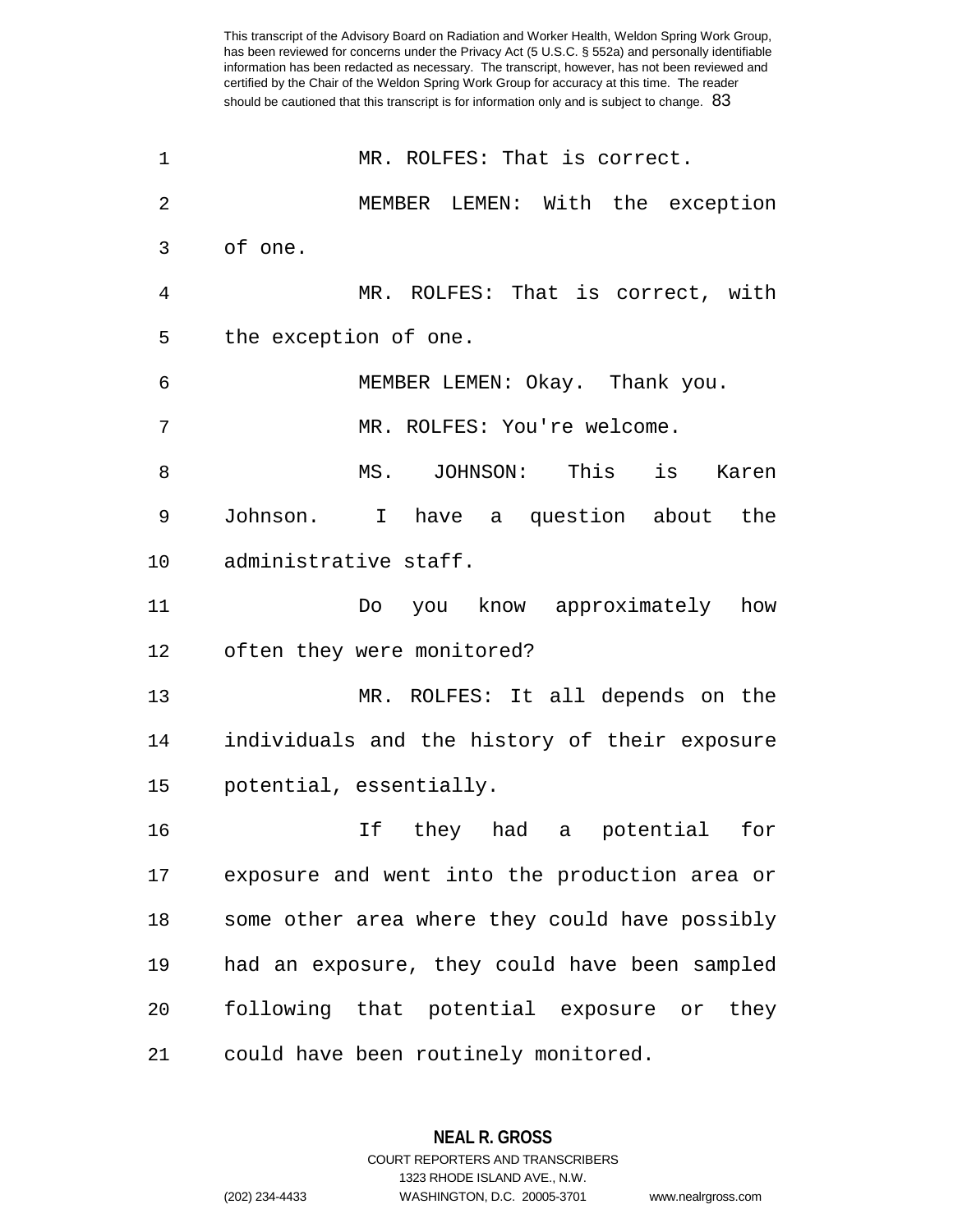MR. ROLFES: That is correct.

MEMBER LEMEN: With the exception of one.

MR. ROLFES: That is correct, with the exception of one.

MEMBER LEMEN: Okay. Thank you.

MR. ROLFES: You're welcome.

MS. JOHNSON: This is Karen Johnson. I have a question about the administrative staff.

Do you know approximately how often they were monitored?

MR. ROLFES: It all depends on the individuals and the history of their exposure potential, essentially.

If they had a potential for exposure and went into the production area or some other area where they could have possibly had an exposure, they could have been sampled following that potential exposure or they could have been routinely monitored.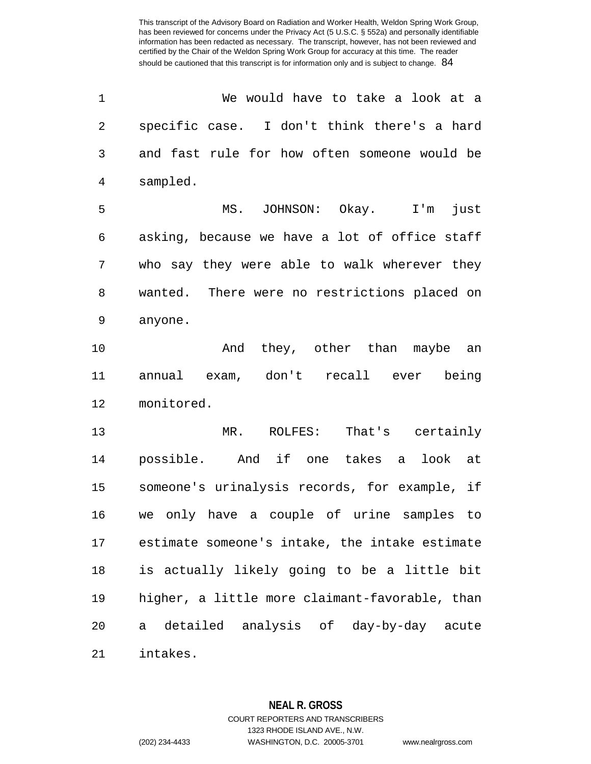We would have to take a look at a specific case. I don't think there's a hard and fast rule for how often someone would be sampled.

MS. JOHNSON: Okay. I'm just asking, because we have a lot of office staff who say they were able to walk wherever they wanted. There were no restrictions placed on anyone.

And they, other than maybe an annual exam, don't recall ever being monitored.

MR. ROLFES: That's certainly possible. And if one takes a look at someone's urinalysis records, for example, if we only have a couple of urine samples to estimate someone's intake, the intake estimate is actually likely going to be a little bit higher, a little more claimant-favorable, than a detailed analysis of day-by-day acute intakes.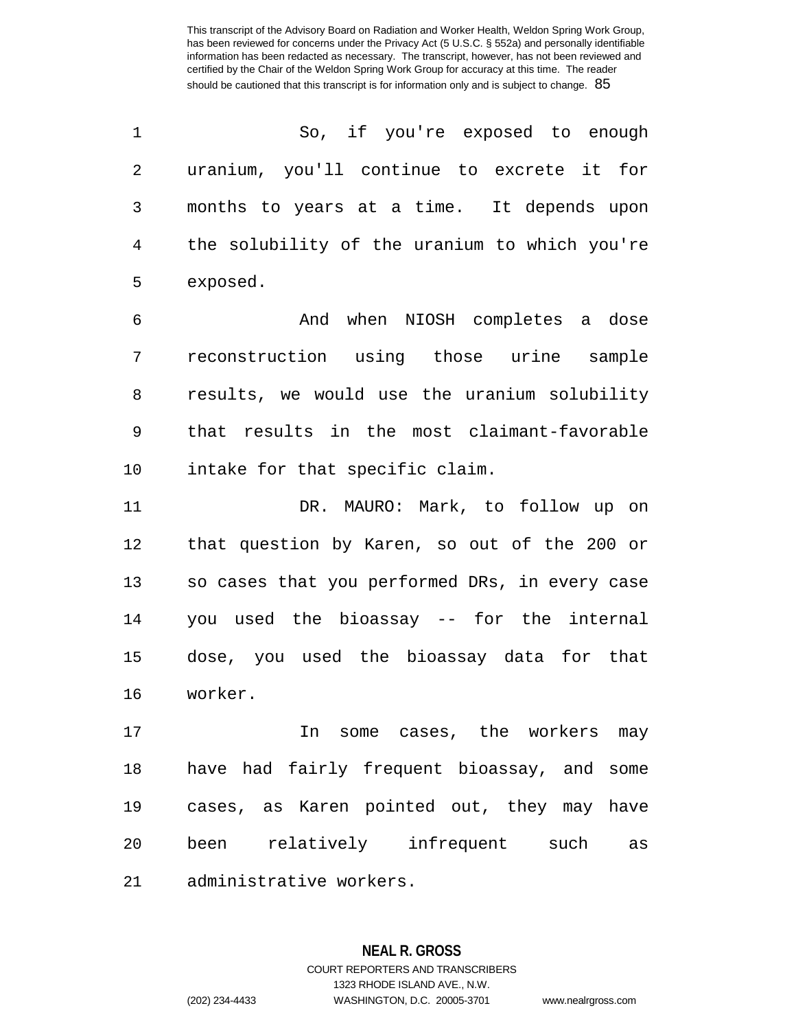So, if you're exposed to enough uranium, you'll continue to excrete it for months to years at a time. It depends upon the solubility of the uranium to which you're exposed.

And when NIOSH completes a dose reconstruction using those urine sample results, we would use the uranium solubility that results in the most claimant-favorable intake for that specific claim.

DR. MAURO: Mark, to follow up on that question by Karen, so out of the 200 or so cases that you performed DRs, in every case you used the bioassay -- for the internal dose, you used the bioassay data for that worker.

In some cases, the workers may have had fairly frequent bioassay, and some cases, as Karen pointed out, they may have been relatively infrequent such as administrative workers.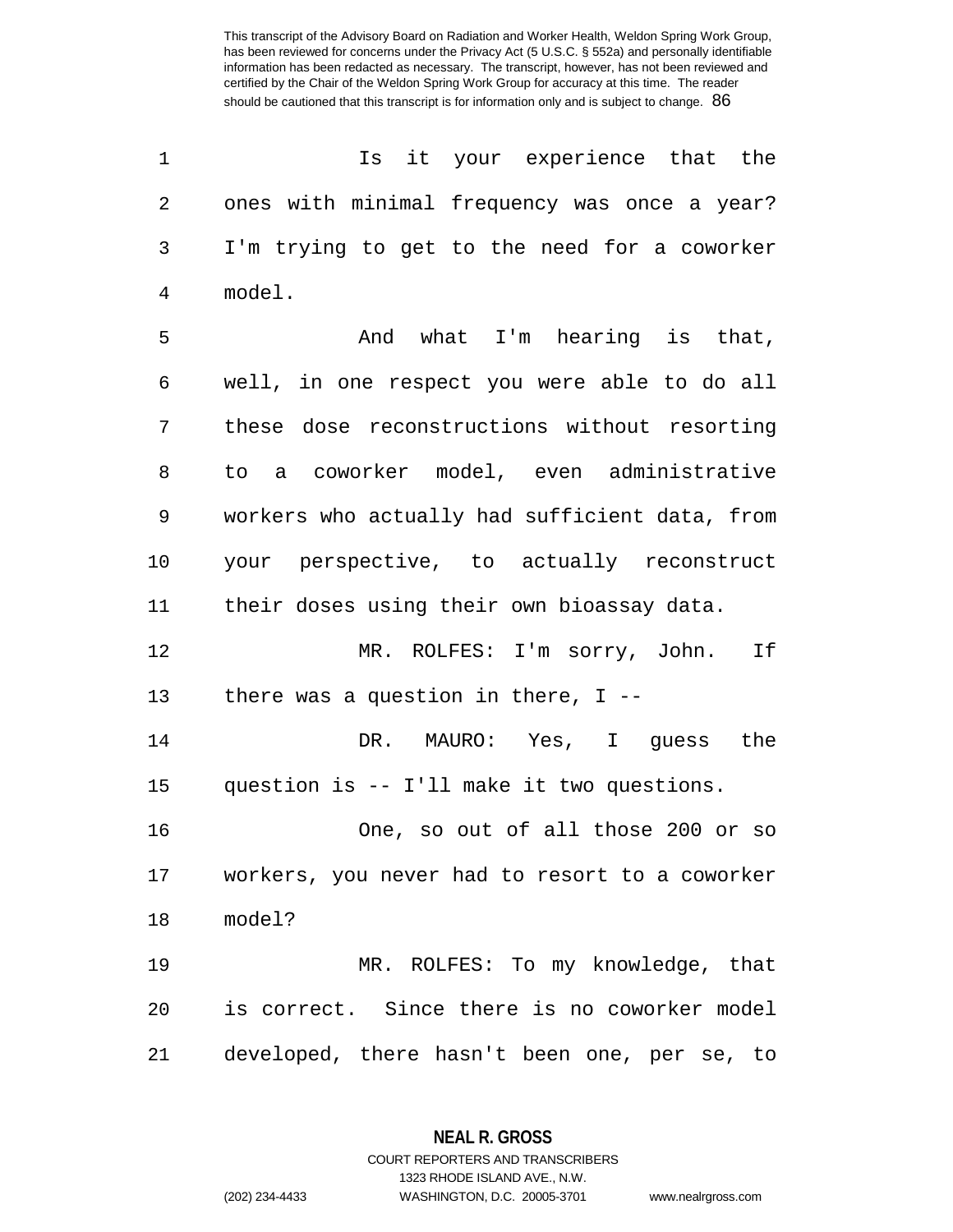Is it your experience that the ones with minimal frequency was once a year? I'm trying to get to the need for a coworker model.

And what I'm hearing is that, well, in one respect you were able to do all these dose reconstructions without resorting to a coworker model, even administrative workers who actually had sufficient data, from your perspective, to actually reconstruct their doses using their own bioassay data.

MR. ROLFES: I'm sorry, John. If there was a question in there, I --

DR. MAURO: Yes, I guess the question is -- I'll make it two questions.

One, so out of all those 200 or so workers, you never had to resort to a coworker model?

MR. ROLFES: To my knowledge, that is correct. Since there is no coworker model developed, there hasn't been one, per se, to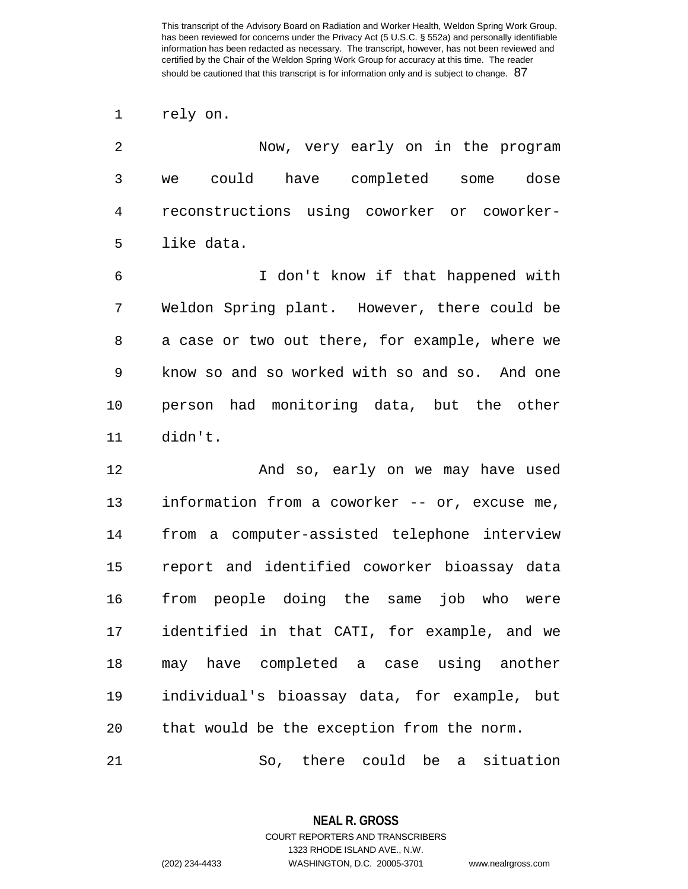rely on.

Now, very early on in the program we could have completed some dose reconstructions using coworker or coworker-like data.

I don't know if that happened with Weldon Spring plant. However, there could be a case or two out there, for example, where we know so and so worked with so and so. And one person had monitoring data, but the other didn't.

And so, early on we may have used information from a coworker -- or, excuse me, from a computer-assisted telephone interview report and identified coworker bioassay data from people doing the same job who were identified in that CATI, for example, and we may have completed a case using another individual's bioassay data, for example, but that would be the exception from the norm.

So, there could be a situation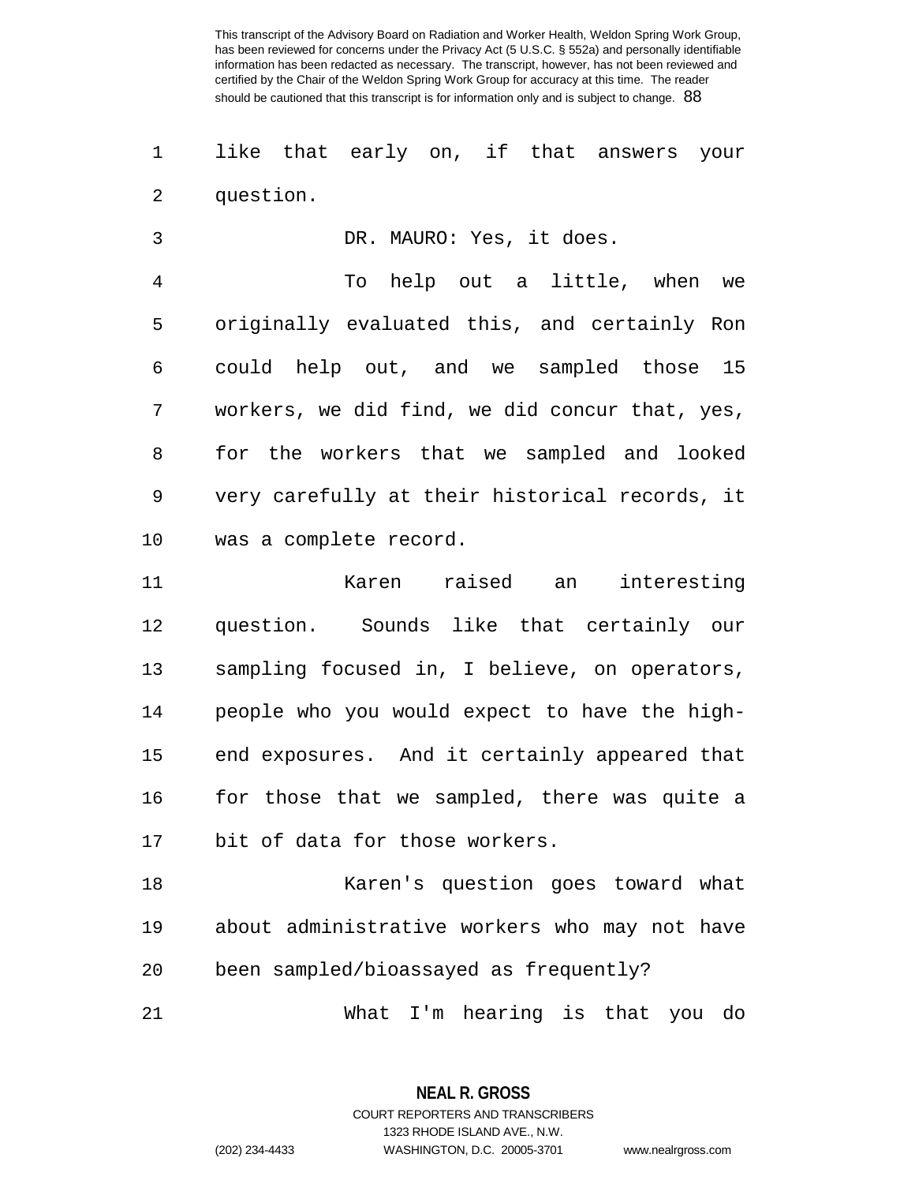like that early on, if that answers your question.

DR. MAURO: Yes, it does.

To help out a little, when we originally evaluated this, and certainly Ron could help out, and we sampled those 15 workers, we did find, we did concur that, yes, for the workers that we sampled and looked very carefully at their historical records, it was a complete record.

Karen raised an interesting question. Sounds like that certainly our sampling focused in, I believe, on operators, people who you would expect to have the high-end exposures. And it certainly appeared that for those that we sampled, there was quite a bit of data for those workers.

Karen's question goes toward what about administrative workers who may not have been sampled/bioassayed as frequently?

What I'm hearing is that you do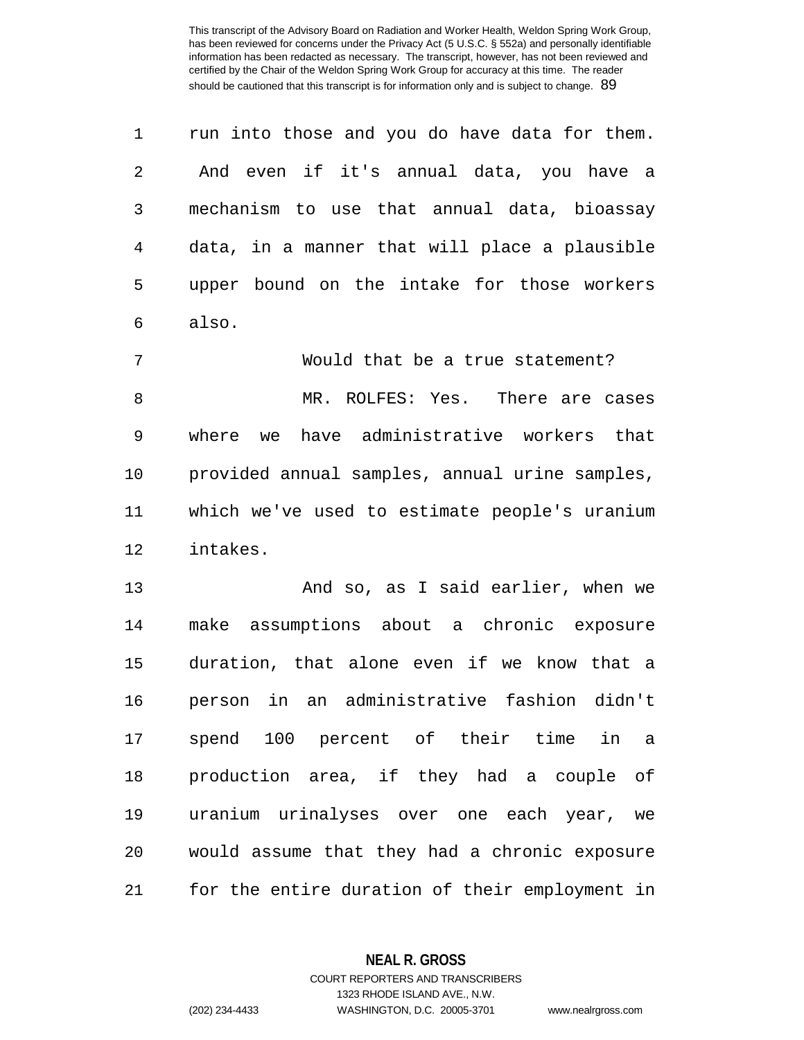run into those and you do have data for them. And even if it's annual data, you have a mechanism to use that annual data, bioassay data, in a manner that will place a plausible upper bound on the intake for those workers also.

Would that be a true statement?

MR. ROLFES: Yes. There are cases where we have administrative workers that provided annual samples, annual urine samples, which we've used to estimate people's uranium intakes.

And so, as I said earlier, when we make assumptions about a chronic exposure duration, that alone even if we know that a person in an administrative fashion didn't spend 100 percent of their time in a production area, if they had a couple of uranium urinalyses over one each year, we would assume that they had a chronic exposure for the entire duration of their employment in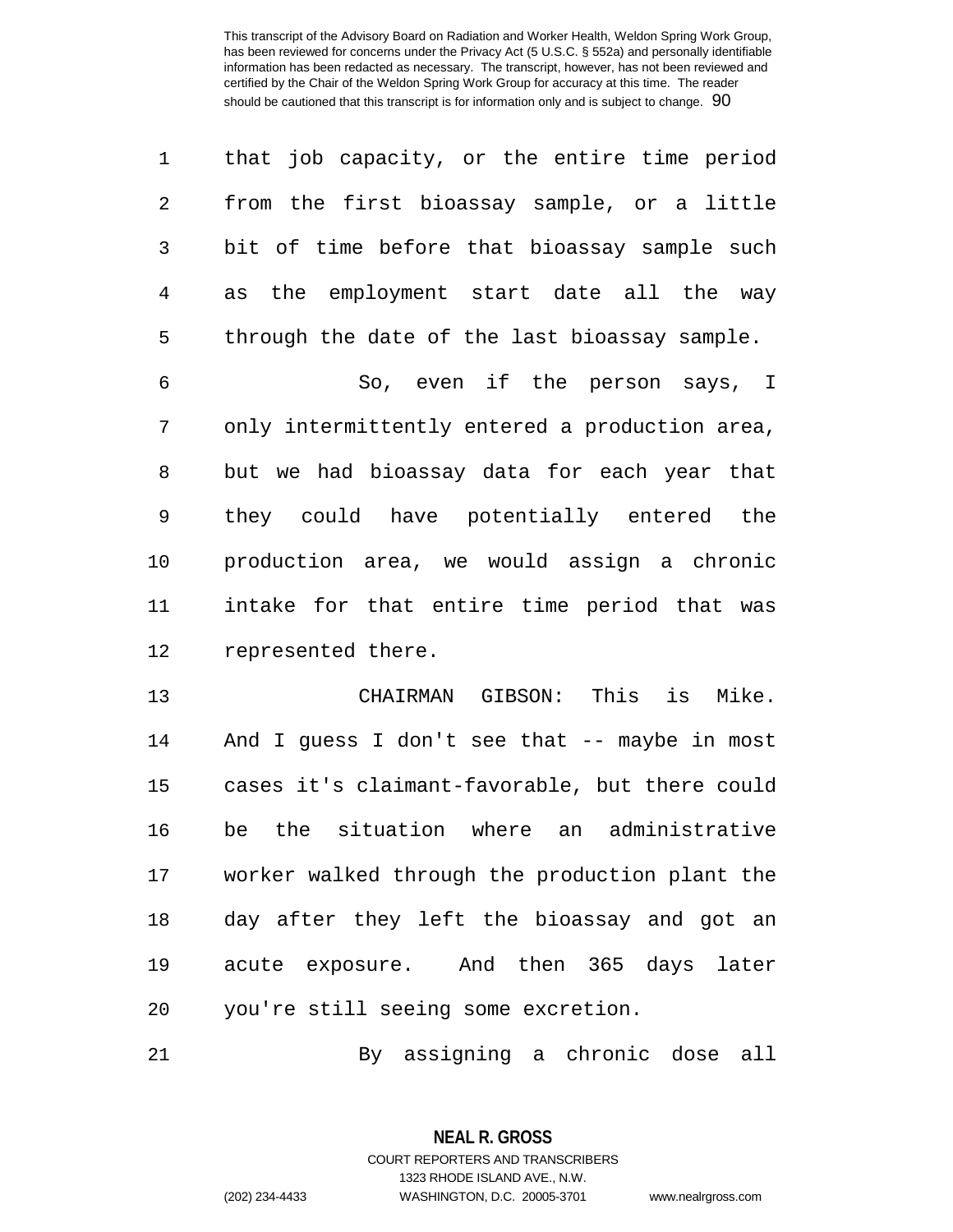that job capacity, or the entire time period from the first bioassay sample, or a little bit of time before that bioassay sample such as the employment start date all the way through the date of the last bioassay sample.

So, even if the person says, I only intermittently entered a production area, but we had bioassay data for each year that they could have potentially entered the production area, we would assign a chronic intake for that entire time period that was represented there.

CHAIRMAN GIBSON: This is Mike. And I guess I don't see that -- maybe in most cases it's claimant-favorable, but there could be the situation where an administrative worker walked through the production plant the day after they left the bioassay and got an acute exposure. And then 365 days later you're still seeing some excretion.

By assigning a chronic dose all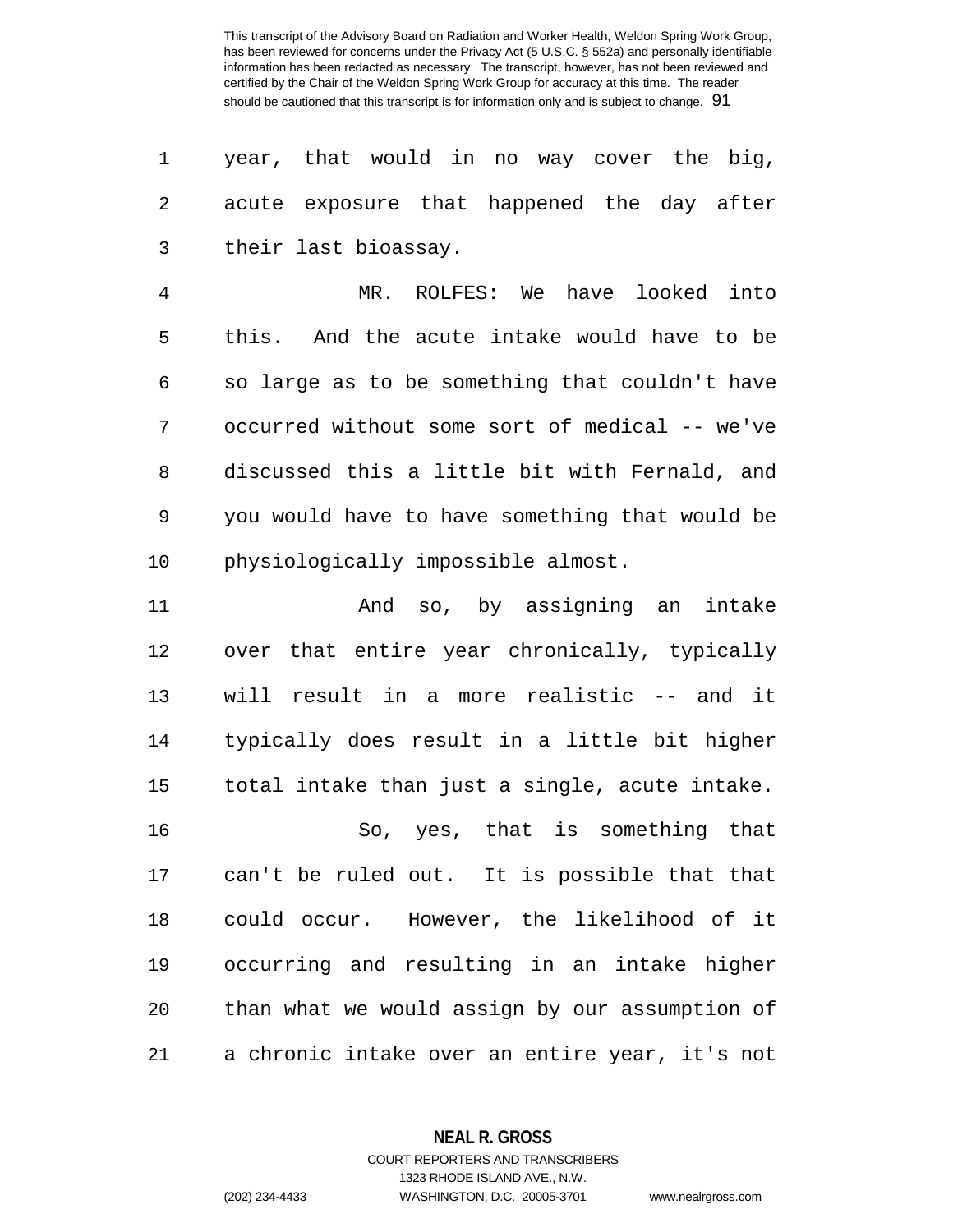year, that would in no way cover the big, acute exposure that happened the day after their last bioassay.

MR. ROLFES: We have looked into this. And the acute intake would have to be so large as to be something that couldn't have occurred without some sort of medical -- we've discussed this a little bit with Fernald, and you would have to have something that would be physiologically impossible almost.

And so, by assigning an intake over that entire year chronically, typically will result in a more realistic -- and it typically does result in a little bit higher total intake than just a single, acute intake.

So, yes, that is something that can't be ruled out. It is possible that that could occur. However, the likelihood of it occurring and resulting in an intake higher than what we would assign by our assumption of a chronic intake over an entire year, it's not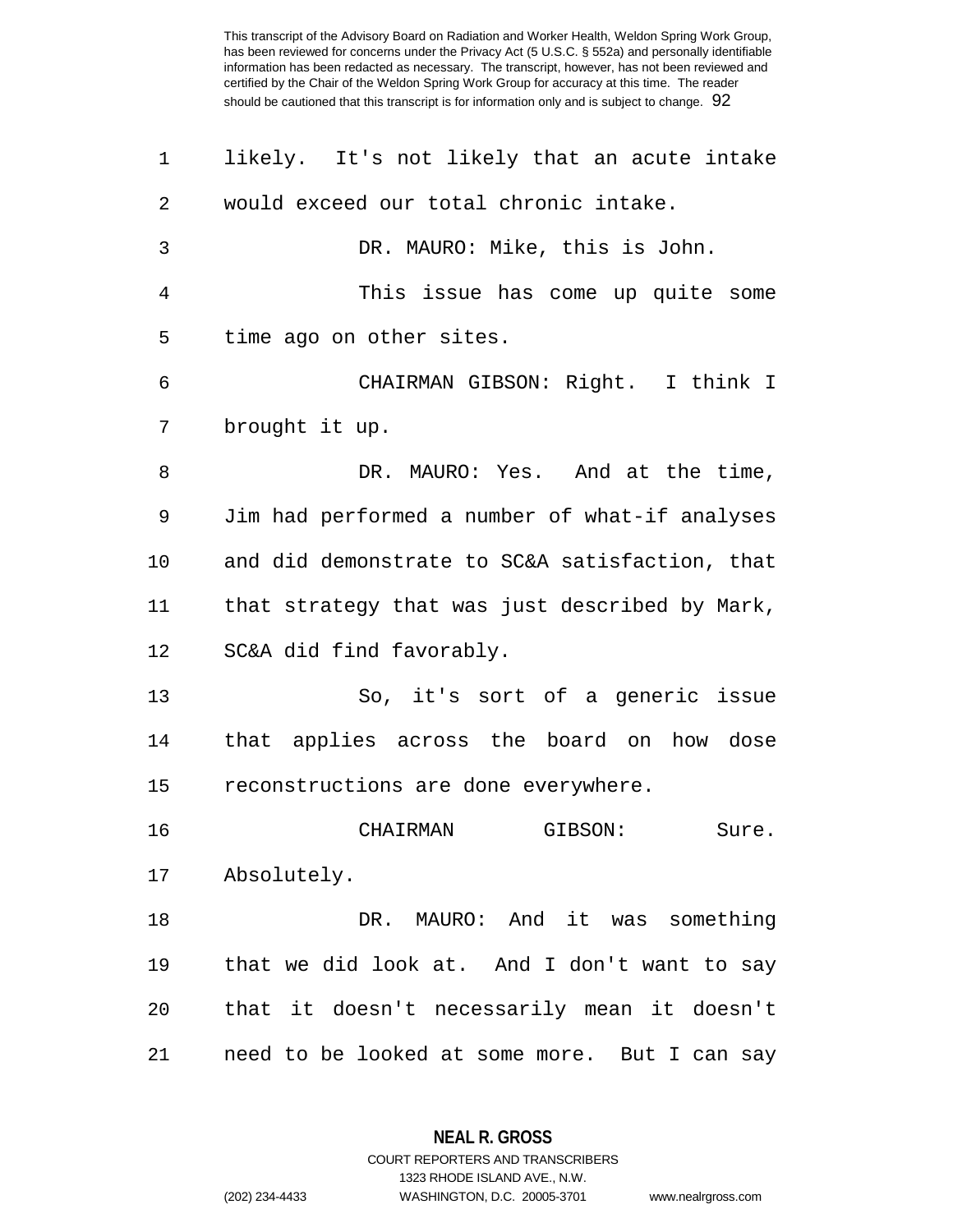likely. It's not likely that an acute intake would exceed our total chronic intake.

DR. MAURO: Mike, this is John.

This issue has come up quite some time ago on other sites.

CHAIRMAN GIBSON: Right. I think I brought it up.

DR. MAURO: Yes. And at the time, Jim had performed a number of what-if analyses and did demonstrate to SC&A satisfaction, that that strategy that was just described by Mark, SC&A did find favorably.

So, it's sort of a generic issue that applies across the board on how dose reconstructions are done everywhere.

CHAIRMAN GIBSON: Sure. Absolutely.

DR. MAURO: And it was something that we did look at. And I don't want to say that it doesn't necessarily mean it doesn't need to be looked at some more. But I can say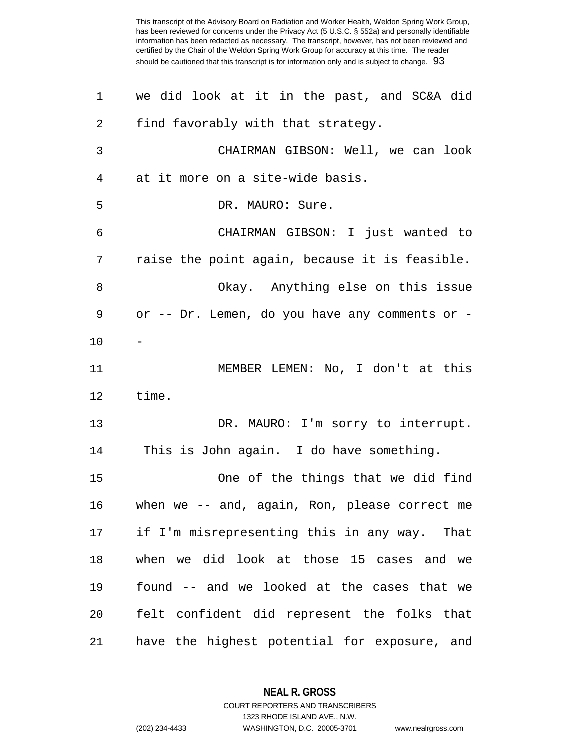we did look at it in the past, and SC&A did find favorably with that strategy.

CHAIRMAN GIBSON: Well, we can look at it more on a site-wide basis.

DR. MAURO: Sure.

CHAIRMAN GIBSON: I just wanted to raise the point again, because it is feasible.

Okay. Anything else on this issue or -- Dr. Lemen, do you have any comments or --

MEMBER LEMEN: No, I don't at this time.

DR. MAURO: I'm sorry to interrupt. This is John again. I do have something.

One of the things that we did find when we -- and, again, Ron, please correct me if I'm misrepresenting this in any way. That when we did look at those 15 cases and we found -- and we looked at the cases that we felt confident did represent the folks that have the highest potential for exposure, and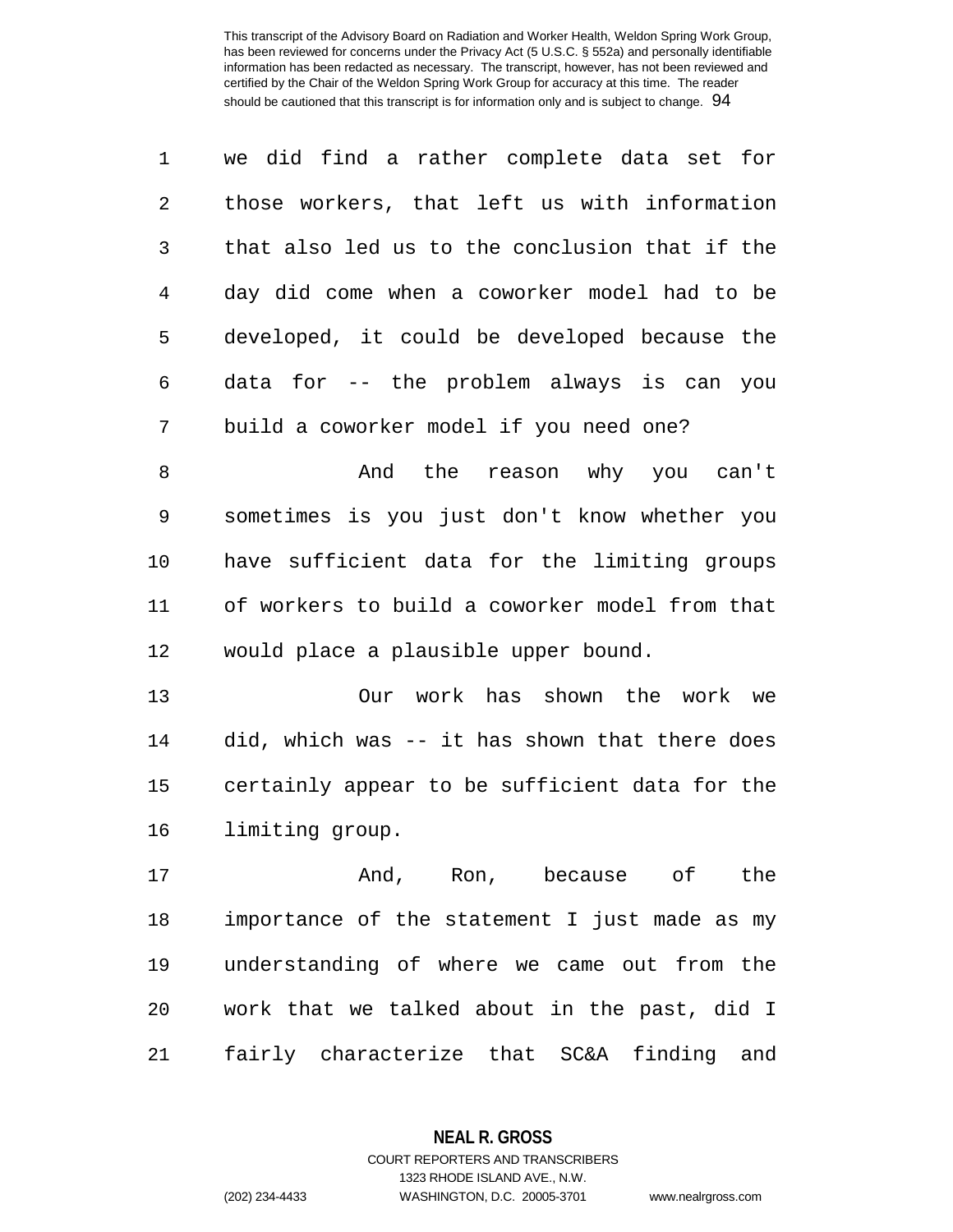we did find a rather complete data set for those workers, that left us with information that also led us to the conclusion that if the day did come when a coworker model had to be developed, it could be developed because the data for -- the problem always is can you build a coworker model if you need one?

And the reason why you can't sometimes is you just don't know whether you have sufficient data for the limiting groups of workers to build a coworker model from that would place a plausible upper bound.

Our work has shown the work we did, which was -- it has shown that there does certainly appear to be sufficient data for the limiting group.

And, Ron, because of the importance of the statement I just made as my understanding of where we came out from the work that we talked about in the past, did I fairly characterize that SC&A finding and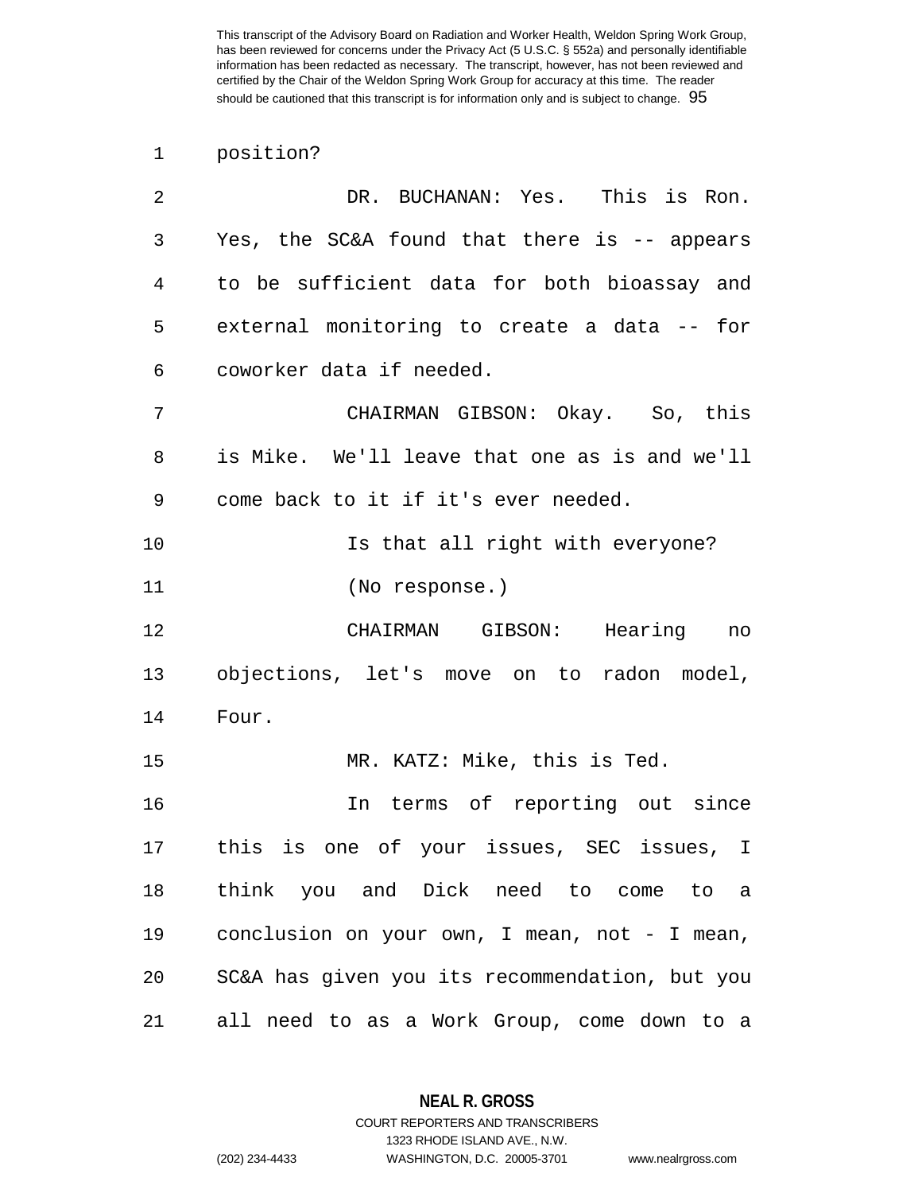position?

DR. BUCHANAN: Yes. This is Ron. Yes, the SC&A found that there is -- appears to be sufficient data for both bioassay and external monitoring to create a data -- for coworker data if needed.

CHAIRMAN GIBSON: Okay. So, this is Mike. We'll leave that one as is and we'll come back to it if it's ever needed.

Is that all right with everyone?

(No response.)

CHAIRMAN GIBSON: Hearing no objections, let's move on to radon model, Four.

MR. KATZ: Mike, this is Ted.

In terms of reporting out since this is one of your issues, SEC issues, I think you and Dick need to come to a conclusion on your own, I mean, not - I mean, SC&A has given you its recommendation, but you all need to as a Work Group, come down to a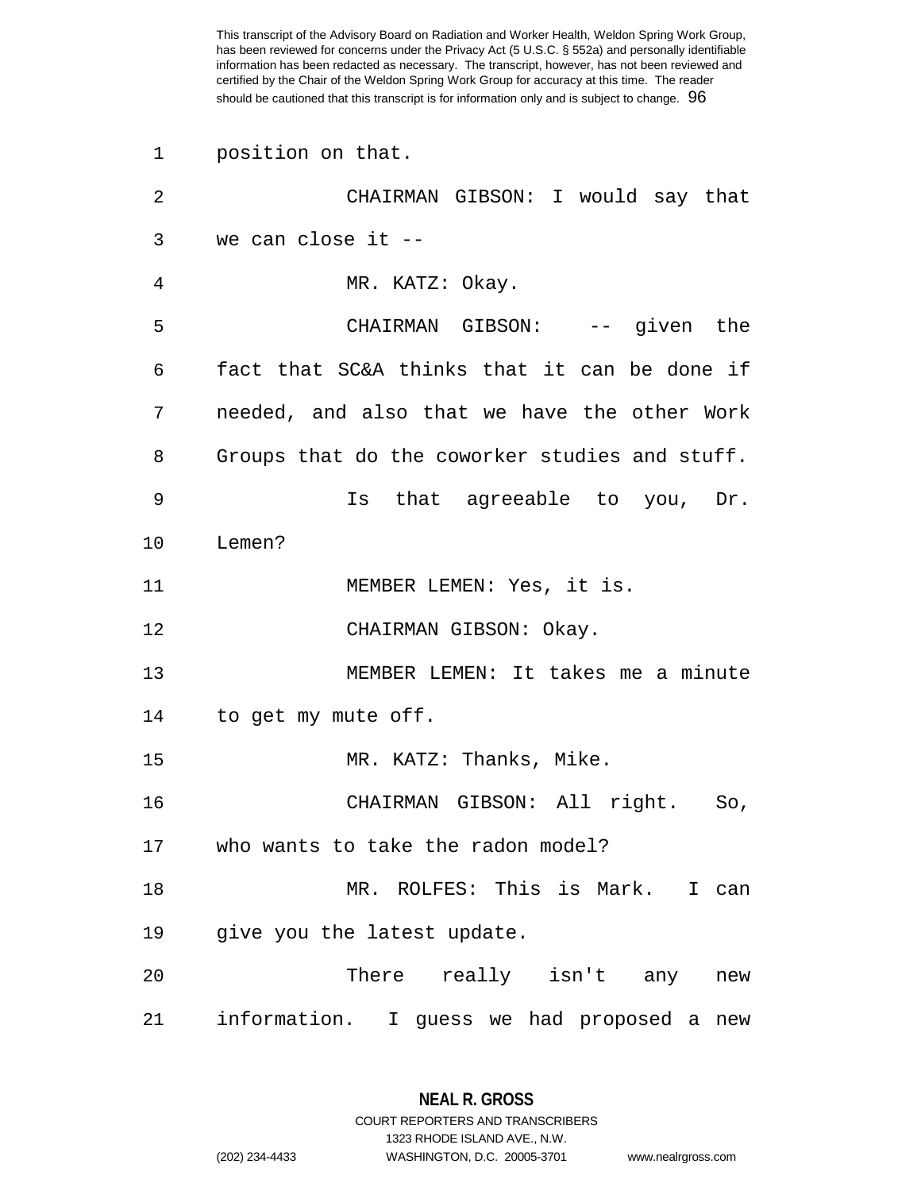position on that.

CHAIRMAN GIBSON: I would say that we can close it --

MR. KATZ: Okay.

CHAIRMAN GIBSON: -- given the fact that SC&A thinks that it can be done if needed, and also that we have the other Work Groups that do the coworker studies and stuff.

Is that agreeable to you, Dr. Lemen?

MEMBER LEMEN: Yes, it is.

CHAIRMAN GIBSON: Okay.

MEMBER LEMEN: It takes me a minute to get my mute off.

MR. KATZ: Thanks, Mike.

CHAIRMAN GIBSON: All right. So, who wants to take the radon model?

MR. ROLFES: This is Mark. I can give you the latest update.

There really isn't any new information. I guess we had proposed a new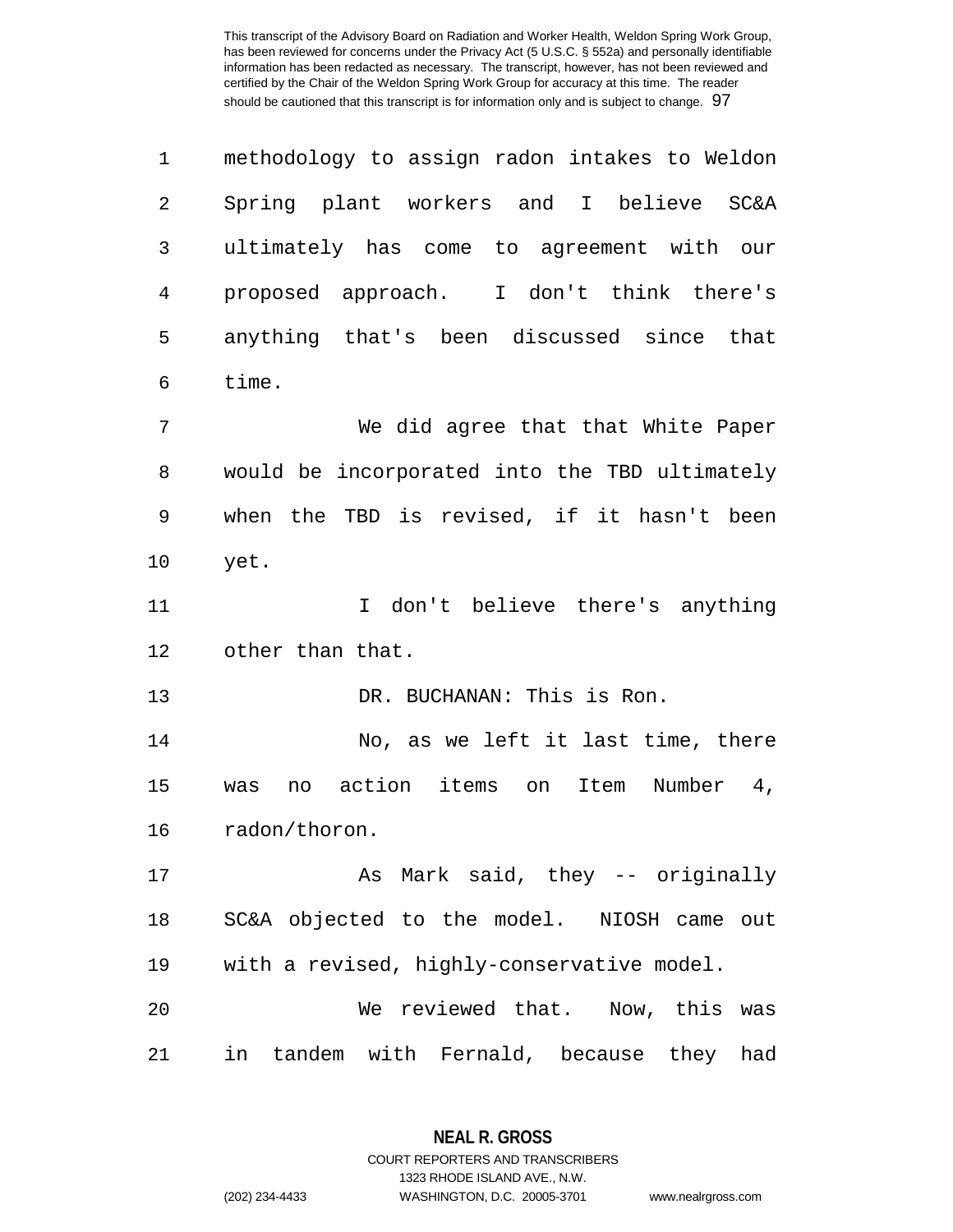methodology to assign radon intakes to Weldon Spring plant workers and I believe SC&A ultimately has come to agreement with our proposed approach. I don't think there's anything that's been discussed since that time.

We did agree that that White Paper would be incorporated into the TBD ultimately when the TBD is revised, if it hasn't been yet.

I don't believe there's anything other than that.

DR. BUCHANAN: This is Ron.

No, as we left it last time, there was no action items on Item Number 4, radon/thoron.

As Mark said, they -- originally SC&A objected to the model. NIOSH came out with a revised, highly-conservative model.

We reviewed that. Now, this was in tandem with Fernald, because they had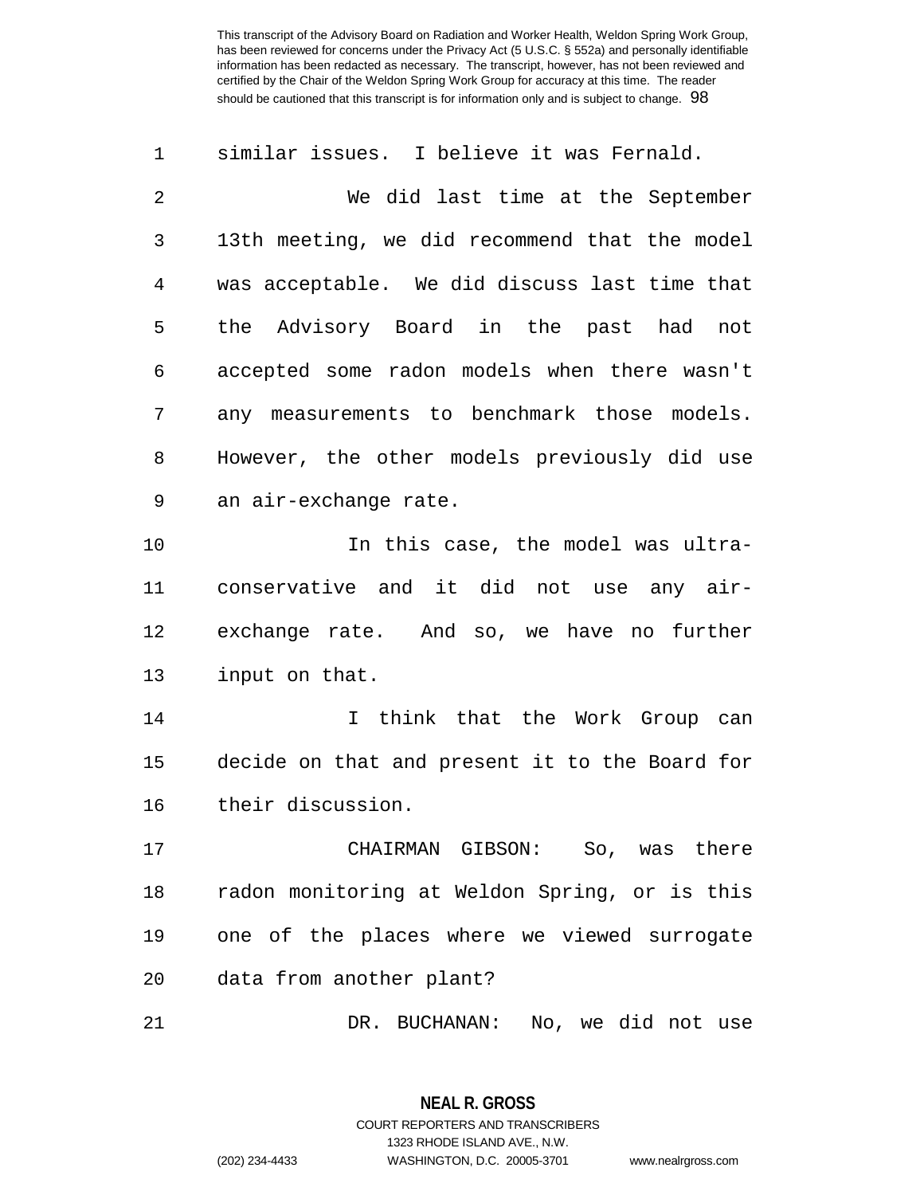similar issues. I believe it was Fernald.

We did last time at the September 13th meeting, we did recommend that the model was acceptable. We did discuss last time that the Advisory Board in the past had not accepted some radon models when there wasn't any measurements to benchmark those models. However, the other models previously did use an air-exchange rate.

In this case, the model was ultra-conservative and it did not use any air-exchange rate. And so, we have no further input on that.

I think that the Work Group can decide on that and present it to the Board for their discussion.

CHAIRMAN GIBSON: So, was there radon monitoring at Weldon Spring, or is this one of the places where we viewed surrogate data from another plant?

DR. BUCHANAN: No, we did not use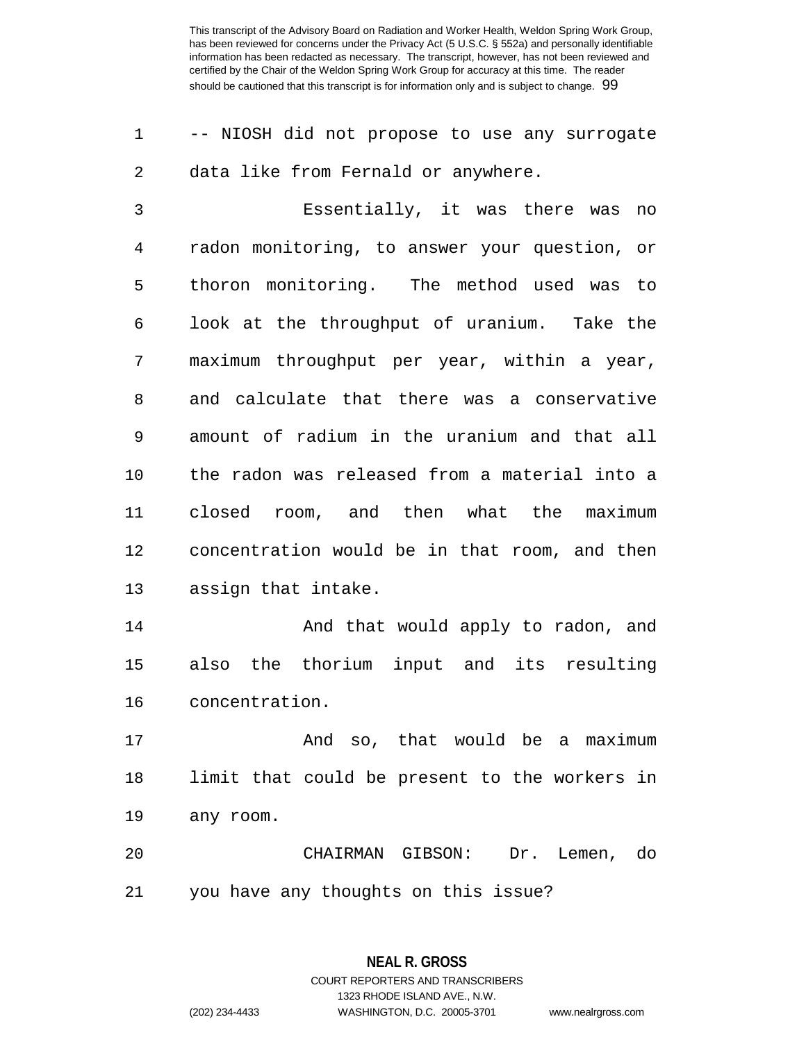-- NIOSH did not propose to use any surrogate data like from Fernald or anywhere.

Essentially, it was there was no radon monitoring, to answer your question, or thoron monitoring. The method used was to look at the throughput of uranium. Take the maximum throughput per year, within a year, and calculate that there was a conservative amount of radium in the uranium and that all the radon was released from a material into a closed room, and then what the maximum concentration would be in that room, and then assign that intake.

And that would apply to radon, and also the thorium input and its resulting concentration.

And so, that would be a maximum limit that could be present to the workers in any room.

CHAIRMAN GIBSON: Dr. Lemen, do you have any thoughts on this issue?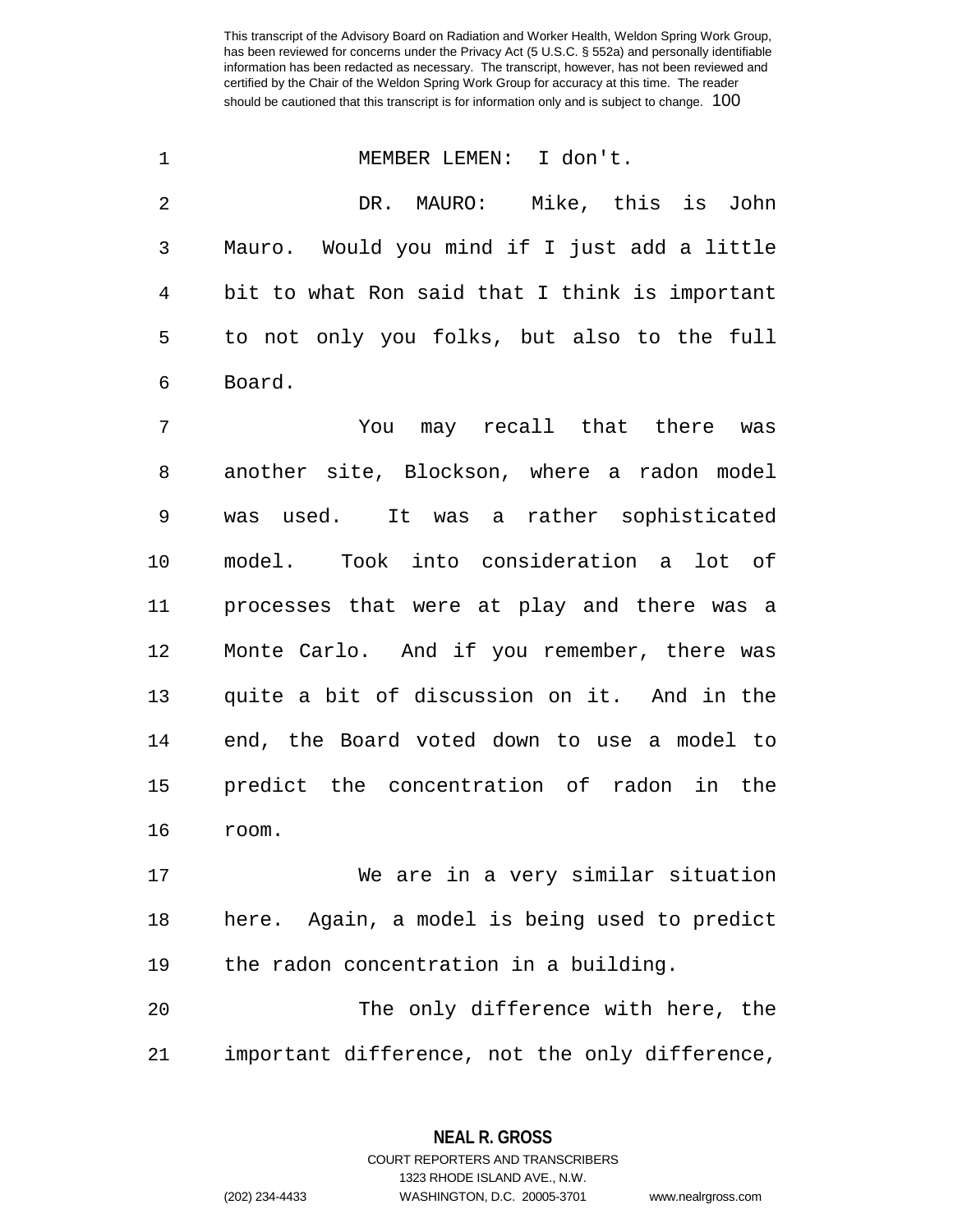MEMBER LEMEN: I don't.

DR. MAURO: Mike, this is John Mauro. Would you mind if I just add a little bit to what Ron said that I think is important to not only you folks, but also to the full Board.

You may recall that there was another site, Blockson, where a radon model was used. It was a rather sophisticated model. Took into consideration a lot of processes that were at play and there was a Monte Carlo. And if you remember, there was quite a bit of discussion on it. And in the end, the Board voted down to use a model to predict the concentration of radon in the room.

We are in a very similar situation here. Again, a model is being used to predict the radon concentration in a building.

The only difference with here, the important difference, not the only difference,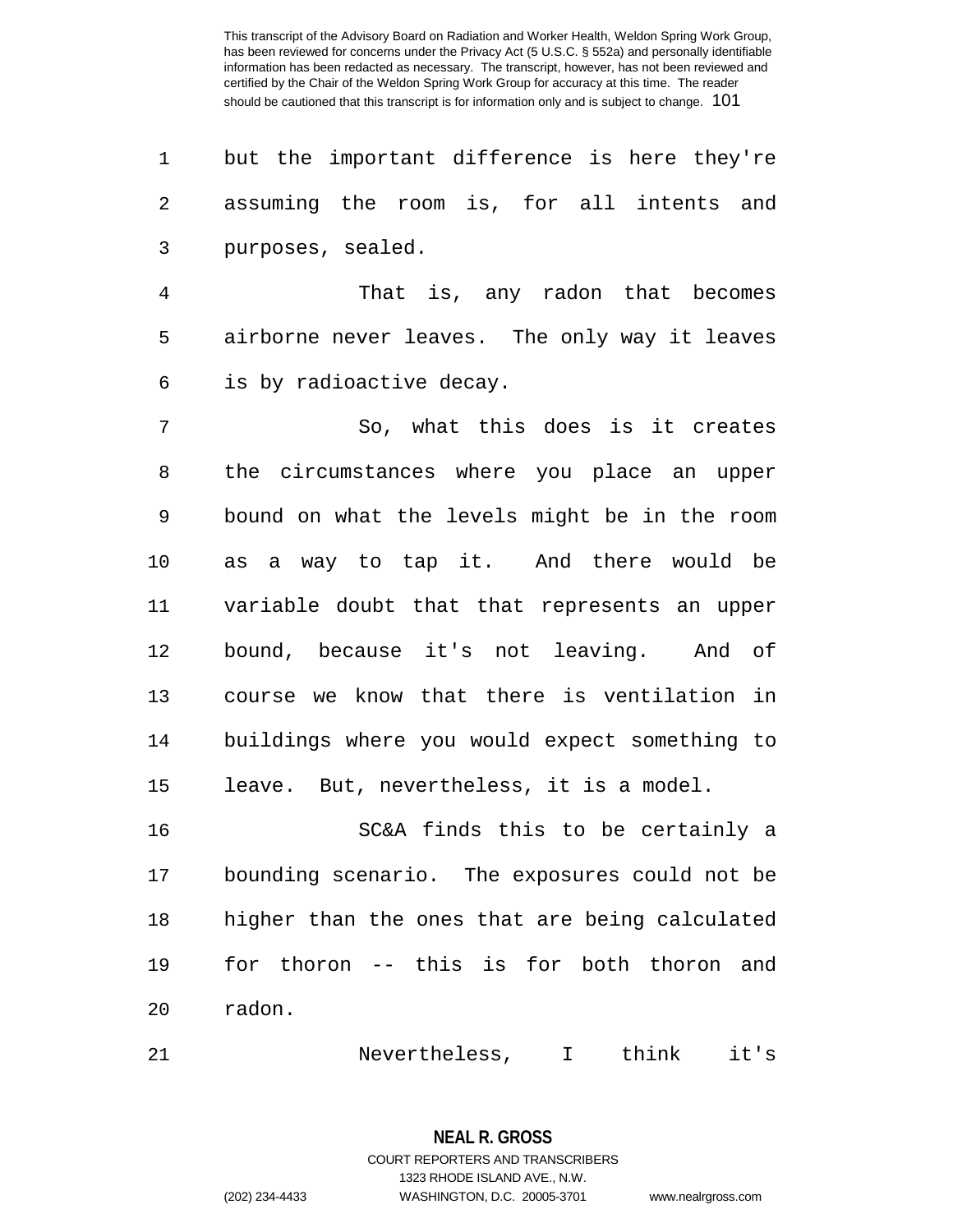but the important difference is here they're assuming the room is, for all intents and purposes, sealed.

That is, any radon that becomes airborne never leaves. The only way it leaves is by radioactive decay.

So, what this does is it creates the circumstances where you place an upper bound on what the levels might be in the room as a way to tap it. And there would be variable doubt that that represents an upper bound, because it's not leaving. And of course we know that there is ventilation in buildings where you would expect something to leave. But, nevertheless, it is a model.

SC&A finds this to be certainly a bounding scenario. The exposures could not be higher than the ones that are being calculated for thoron -- this is for both thoron and radon.

Nevertheless, I think it's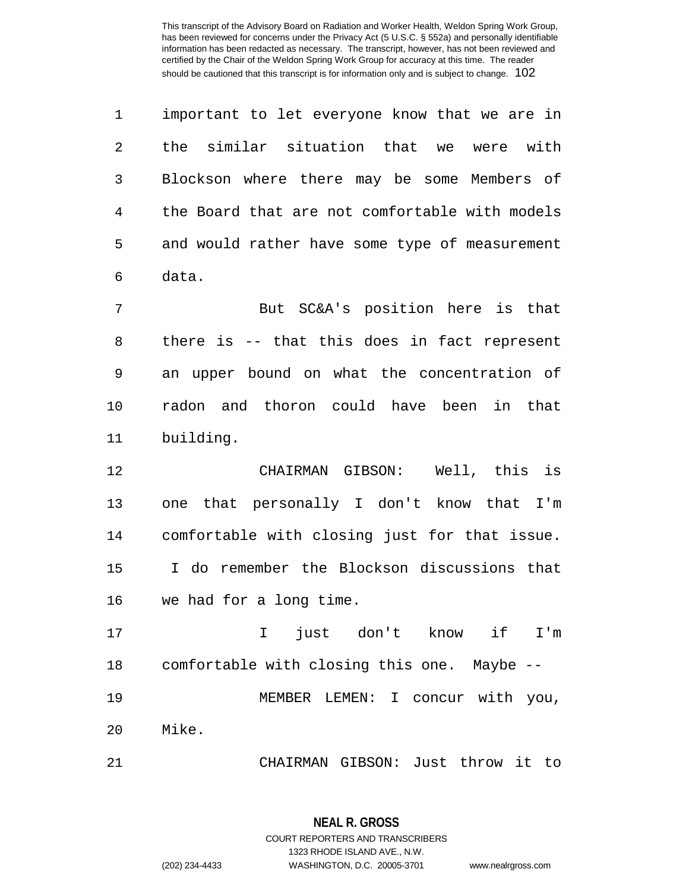important to let everyone know that we are in the similar situation that we were with Blockson where there may be some Members of the Board that are not comfortable with models and would rather have some type of measurement data.

But SC&A's position here is that there is -- that this does in fact represent an upper bound on what the concentration of radon and thoron could have been in that building.

CHAIRMAN GIBSON: Well, this is one that personally I don't know that I'm comfortable with closing just for that issue. I do remember the Blockson discussions that we had for a long time.

I just don't know if I'm comfortable with closing this one. Maybe --

MEMBER LEMEN: I concur with you, Mike.

CHAIRMAN GIBSON: Just throw it to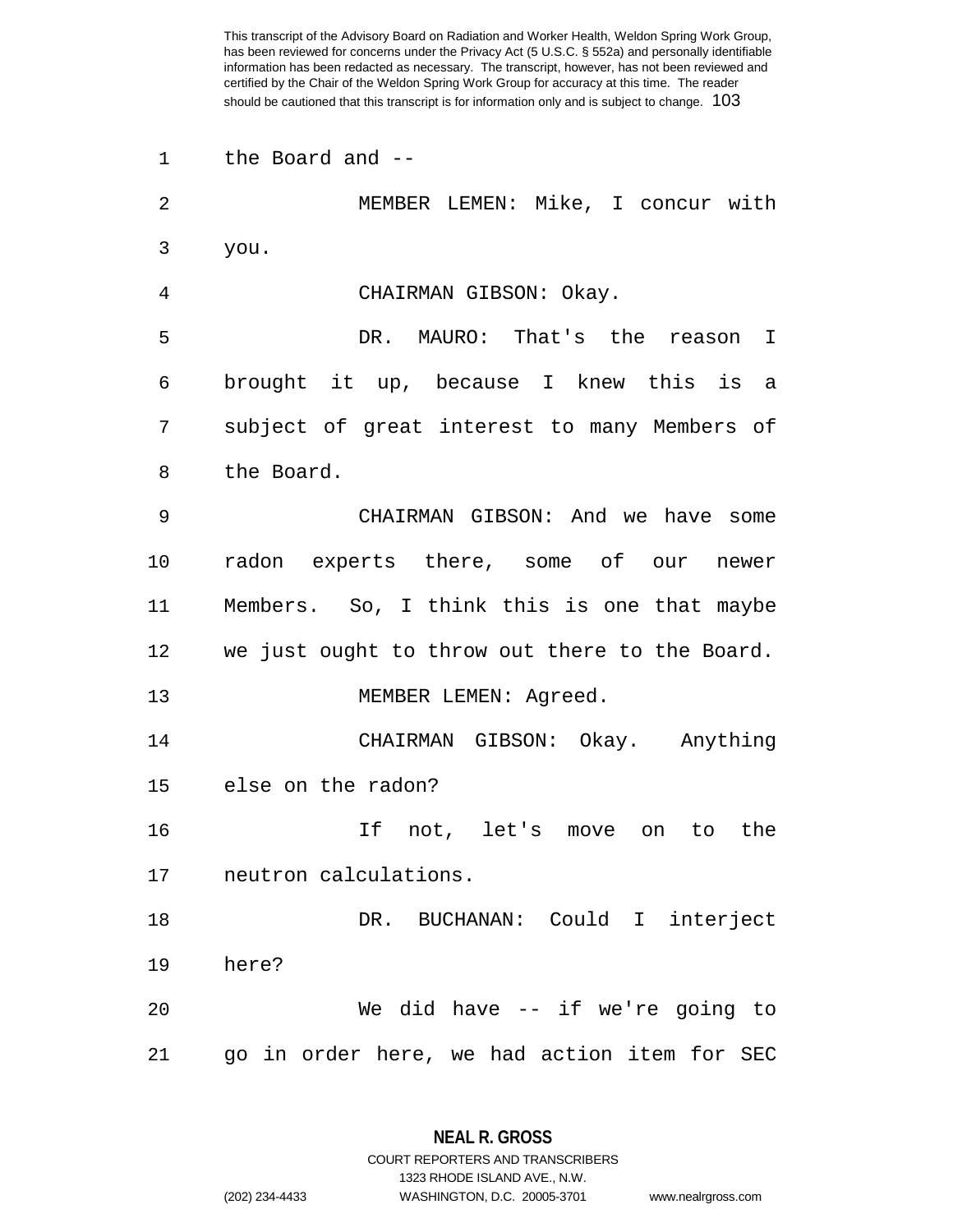the Board and --

MEMBER LEMEN: Mike, I concur with you.

CHAIRMAN GIBSON: Okay.

DR. MAURO: That's the reason I brought it up, because I knew this is a subject of great interest to many Members of the Board.

CHAIRMAN GIBSON: And we have some radon experts there, some of our newer Members. So, I think this is one that maybe we just ought to throw out there to the Board.

MEMBER LEMEN: Agreed.

CHAIRMAN GIBSON: Okay. Anything else on the radon?

If not, let's move on to the neutron calculations.

DR. BUCHANAN: Could I interject here?

We did have -- if we're going to go in order here, we had action item for SEC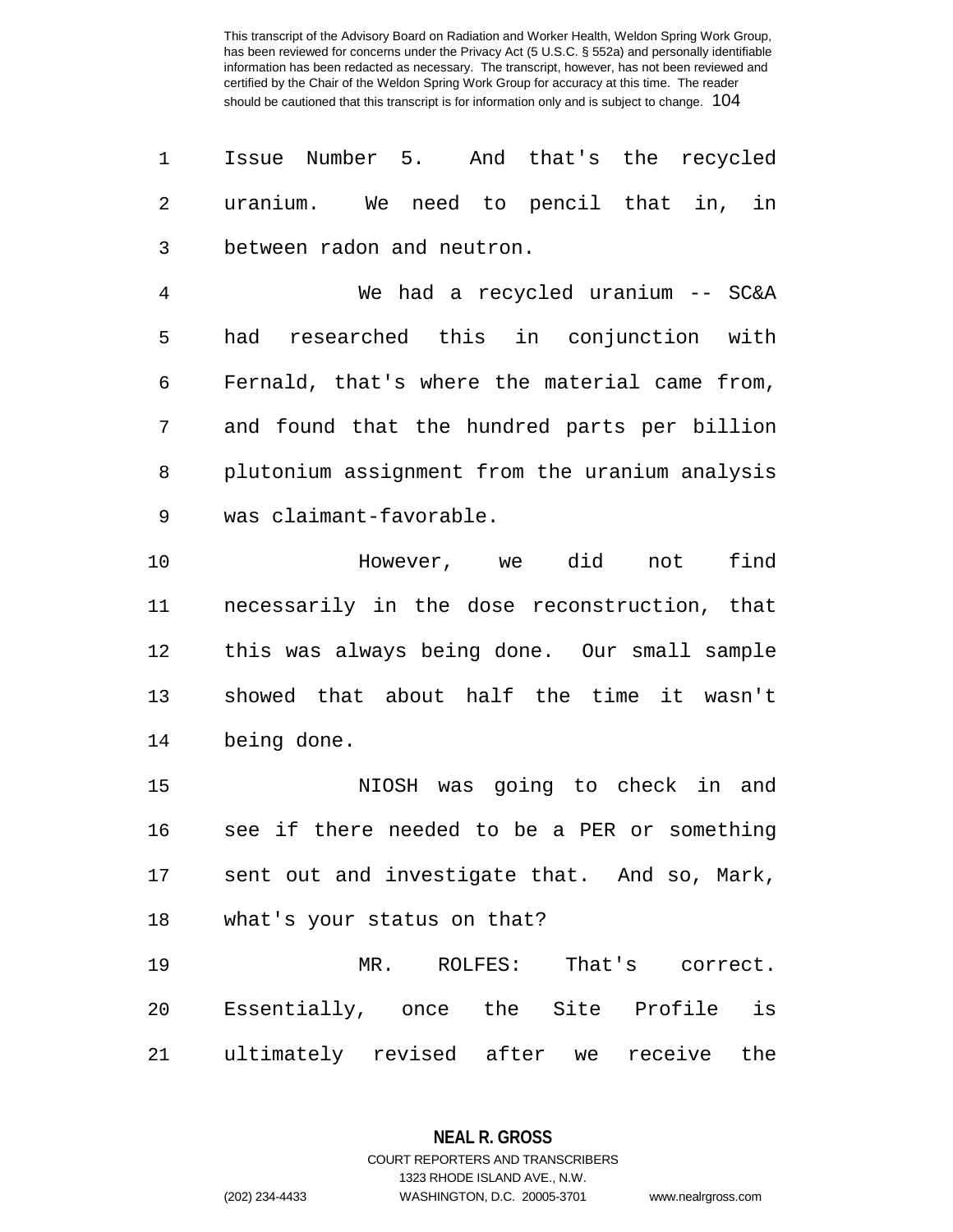Issue Number 5. And that's the recycled uranium. We need to pencil that in, in between radon and neutron.

We had a recycled uranium -- SC&A had researched this in conjunction with Fernald, that's where the material came from, and found that the hundred parts per billion plutonium assignment from the uranium analysis was claimant-favorable.

However, we did not find necessarily in the dose reconstruction, that this was always being done. Our small sample showed that about half the time it wasn't being done.

NIOSH was going to check in and see if there needed to be a PER or something sent out and investigate that. And so, Mark, what's your status on that?

MR. ROLFES: That's correct. Essentially, once the Site Profile is ultimately revised after we receive the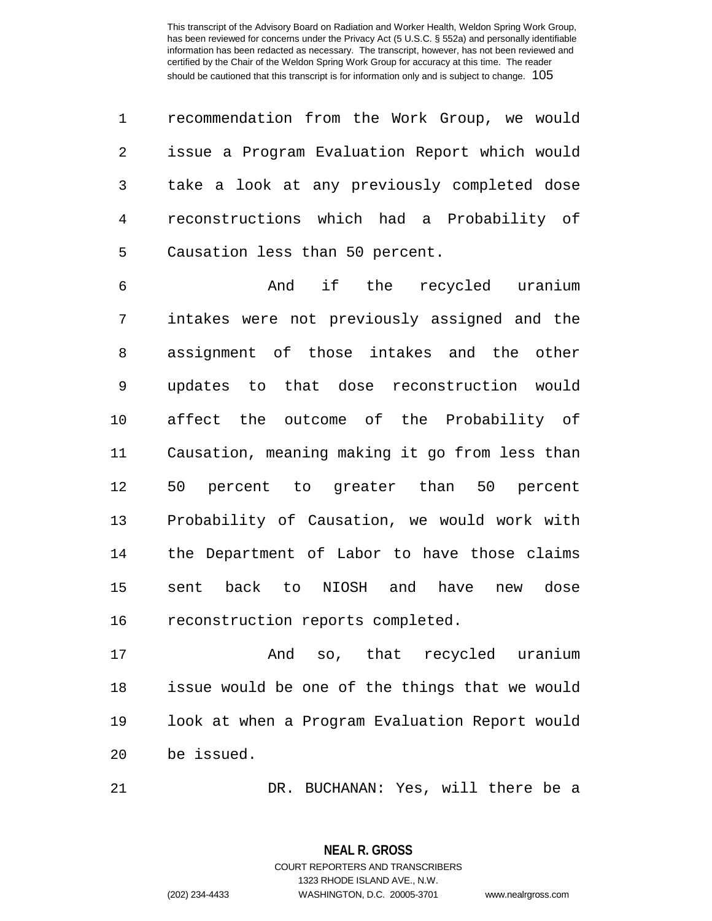recommendation from the Work Group, we would issue a Program Evaluation Report which would take a look at any previously completed dose reconstructions which had a Probability of Causation less than 50 percent.

And if the recycled uranium intakes were not previously assigned and the assignment of those intakes and the other updates to that dose reconstruction would affect the outcome of the Probability of Causation, meaning making it go from less than 50 percent to greater than 50 percent Probability of Causation, we would work with the Department of Labor to have those claims sent back to NIOSH and have new dose reconstruction reports completed.

And so, that recycled uranium issue would be one of the things that we would look at when a Program Evaluation Report would be issued.

DR. BUCHANAN: Yes, will there be a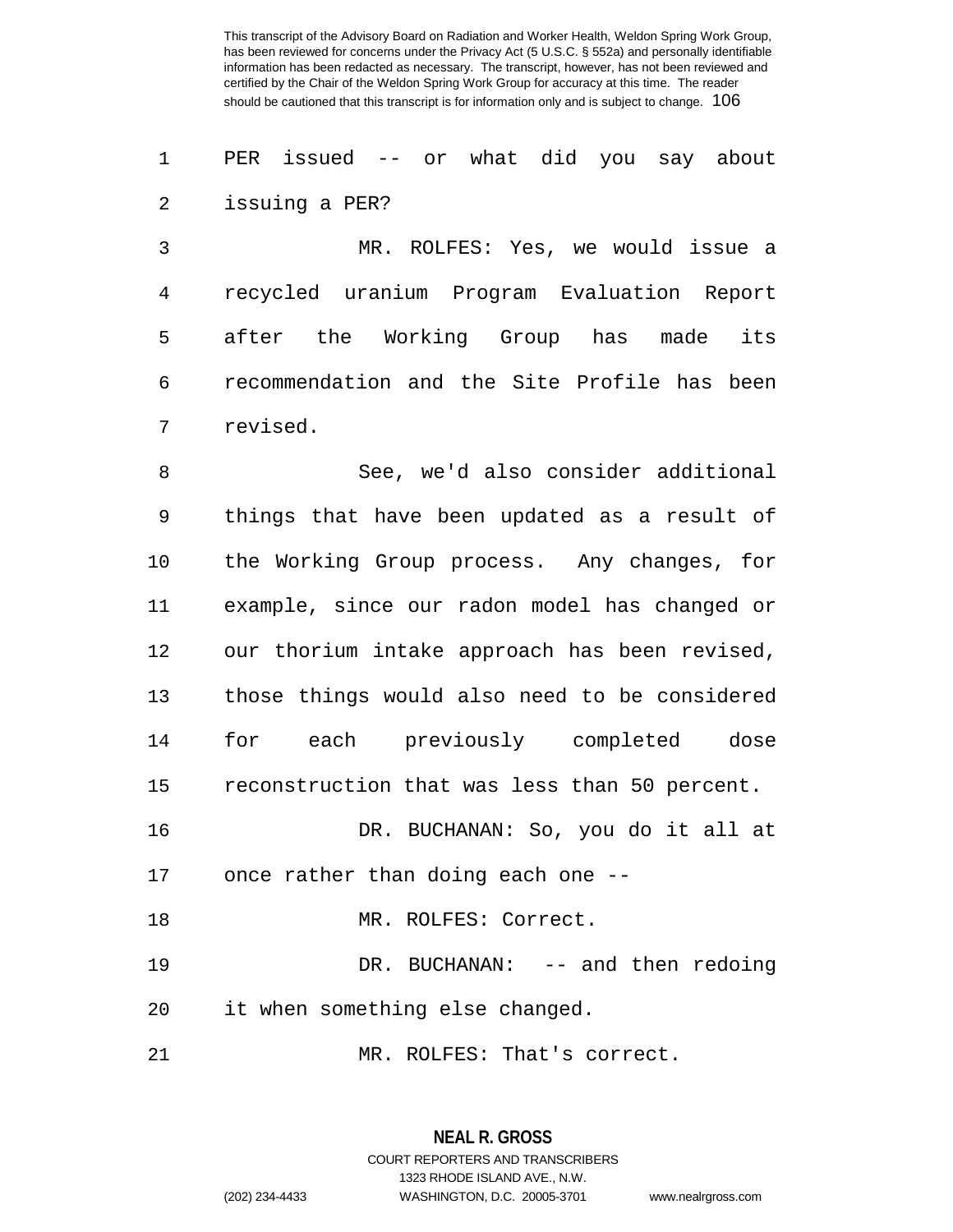PER issued -- or what did you say about issuing a PER?

MR. ROLFES: Yes, we would issue a recycled uranium Program Evaluation Report after the Working Group has made its recommendation and the Site Profile has been revised.

See, we'd also consider additional things that have been updated as a result of the Working Group process. Any changes, for example, since our radon model has changed or our thorium intake approach has been revised, those things would also need to be considered for each previously completed dose reconstruction that was less than 50 percent.

DR. BUCHANAN: So, you do it all at once rather than doing each one --

MR. ROLFES: Correct.

DR. BUCHANAN: -- and then redoing it when something else changed.

MR. ROLFES: That's correct.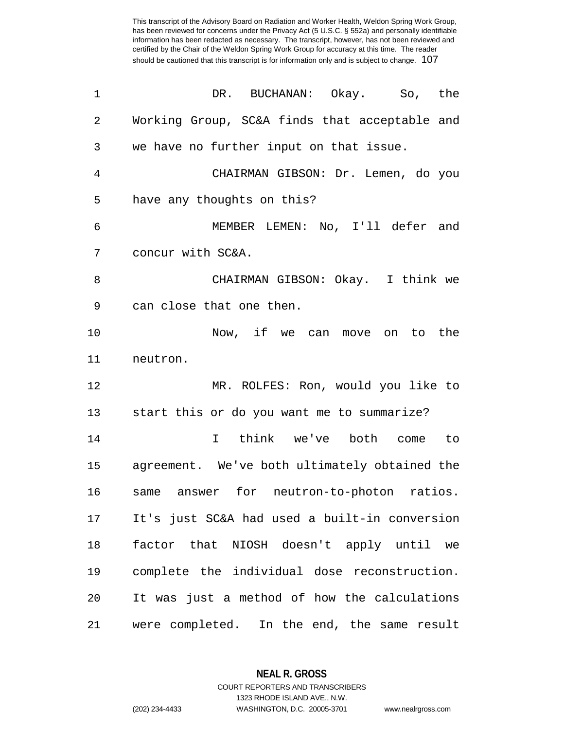DR. BUCHANAN: Okay. So, the Working Group, SC&A finds that acceptable and we have no further input on that issue.

CHAIRMAN GIBSON: Dr. Lemen, do you have any thoughts on this?

MEMBER LEMEN: No, I'll defer and concur with SC&A.

CHAIRMAN GIBSON: Okay. I think we can close that one then.

Now, if we can move on to the neutron.

MR. ROLFES: Ron, would you like to start this or do you want me to summarize?

I think we've both come to agreement. We've both ultimately obtained the same answer for neutron-to-photon ratios. It's just SC&A had used a built-in conversion factor that NIOSH doesn't apply until we complete the individual dose reconstruction. It was just a method of how the calculations were completed. In the end, the same result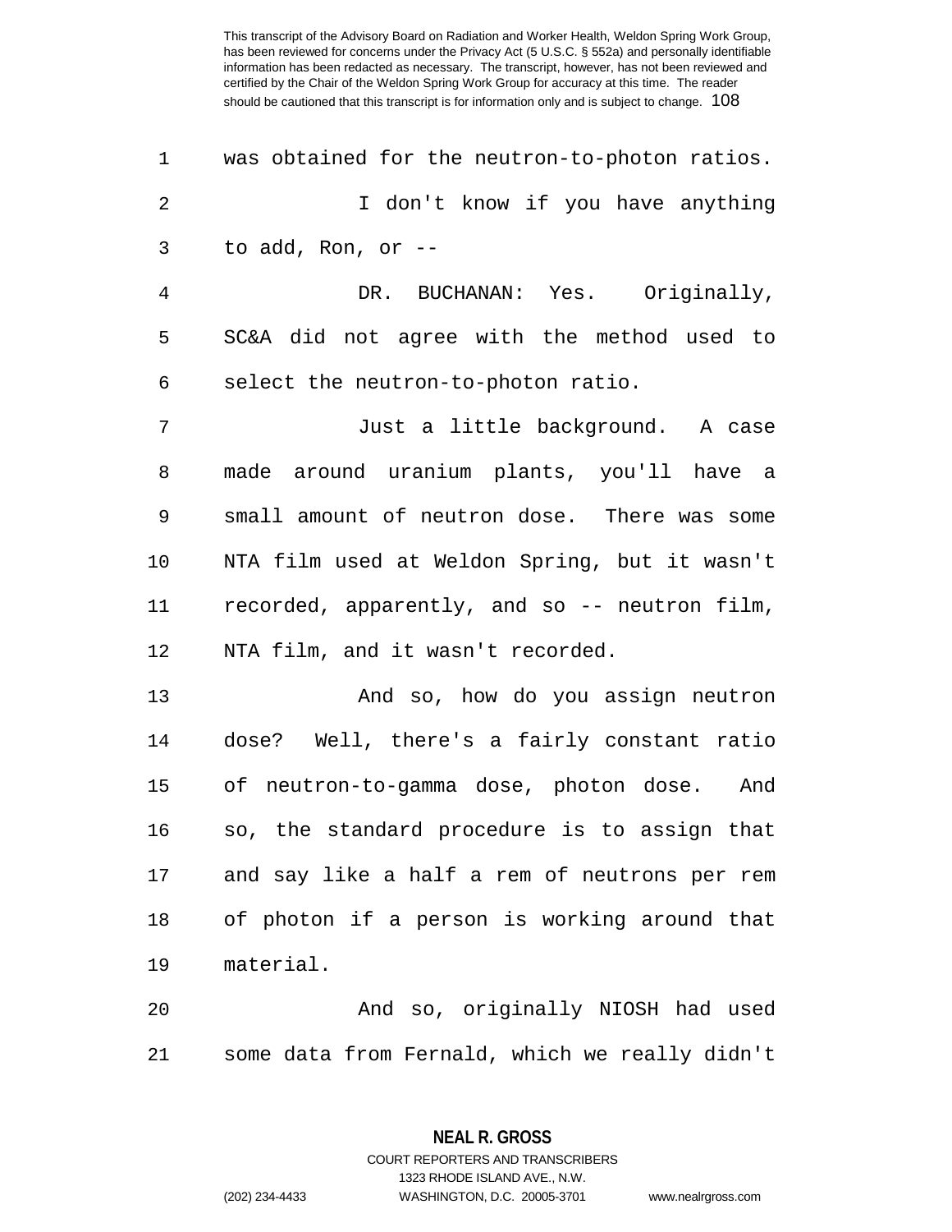was obtained for the neutron-to-photon ratios.

I don't know if you have anything to add, Ron, or --

DR. BUCHANAN: Yes. Originally, SC&A did not agree with the method used to select the neutron-to-photon ratio.

Just a little background. A case made around uranium plants, you'll have a small amount of neutron dose. There was some NTA film used at Weldon Spring, but it wasn't recorded, apparently, and so -- neutron film, NTA film, and it wasn't recorded.

And so, how do you assign neutron dose? Well, there's a fairly constant ratio of neutron-to-gamma dose, photon dose. And so, the standard procedure is to assign that and say like a half a rem of neutrons per rem of photon if a person is working around that material.

And so, originally NIOSH had used some data from Fernald, which we really didn't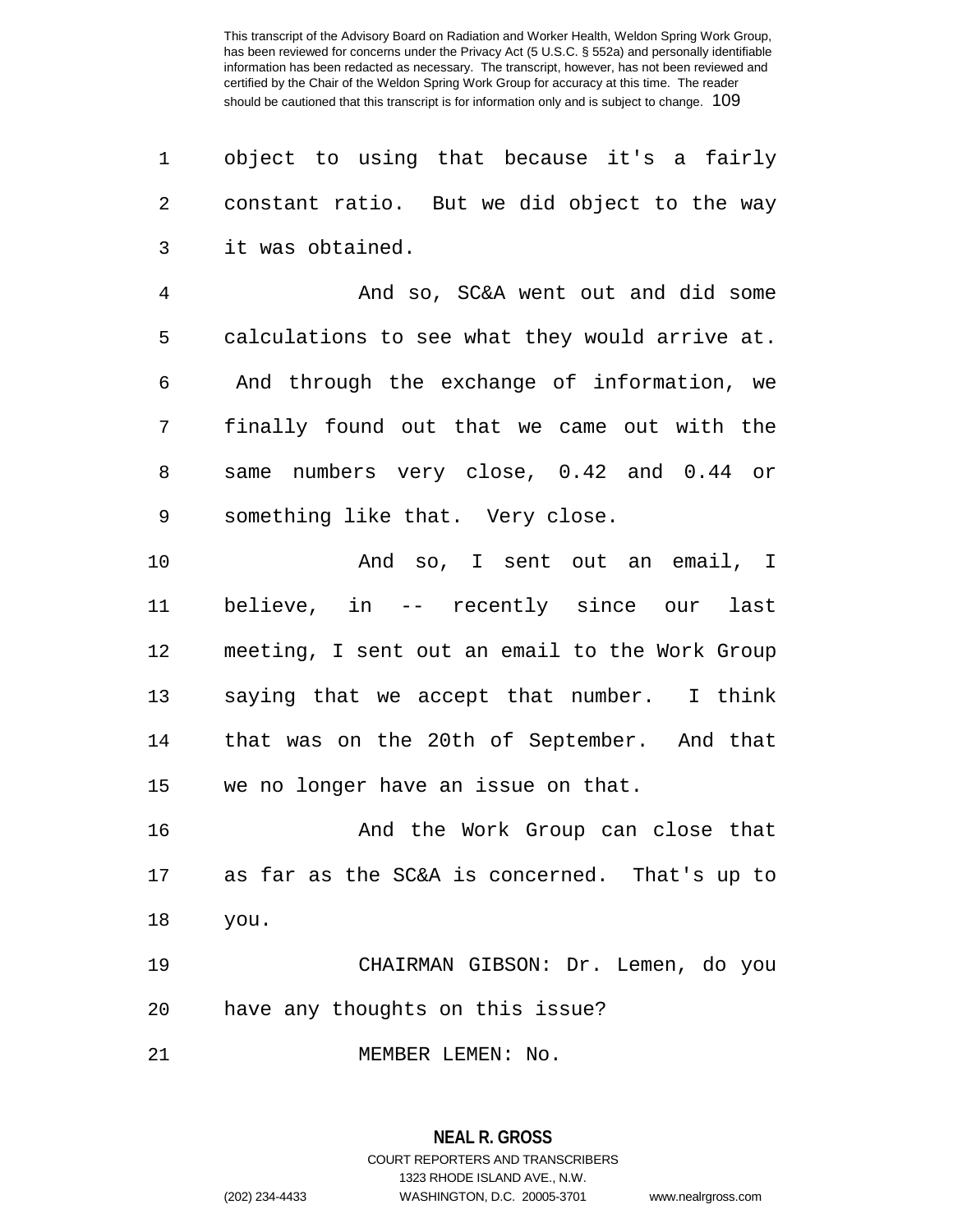object to using that because it's a fairly constant ratio. But we did object to the way it was obtained.

And so, SC&A went out and did some calculations to see what they would arrive at. And through the exchange of information, we finally found out that we came out with the same numbers very close, 0.42 and 0.44 or something like that. Very close.

And so, I sent out an email, I believe, in -- recently since our last meeting, I sent out an email to the Work Group saying that we accept that number. I think that was on the 20th of September. And that we no longer have an issue on that.

And the Work Group can close that as far as the SC&A is concerned. That's up to you.

CHAIRMAN GIBSON: Dr. Lemen, do you have any thoughts on this issue?

MEMBER LEMEN: No.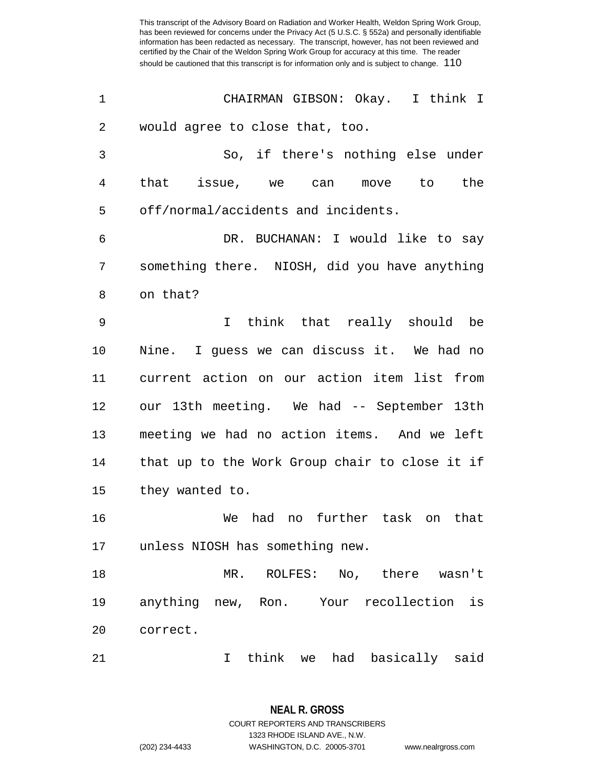CHAIRMAN GIBSON: Okay. I think I would agree to close that, too.

So, if there's nothing else under that issue, we can move to the off/normal/accidents and incidents.

DR. BUCHANAN: I would like to say something there. NIOSH, did you have anything on that?

I think that really should be Nine. I guess we can discuss it. We had no current action on our action item list from our 13th meeting. We had -- September 13th meeting we had no action items. And we left that up to the Work Group chair to close it if they wanted to.

We had no further task on that unless NIOSH has something new.

MR. ROLFES: No, there wasn't anything new, Ron. Your recollection is correct.

I think we had basically said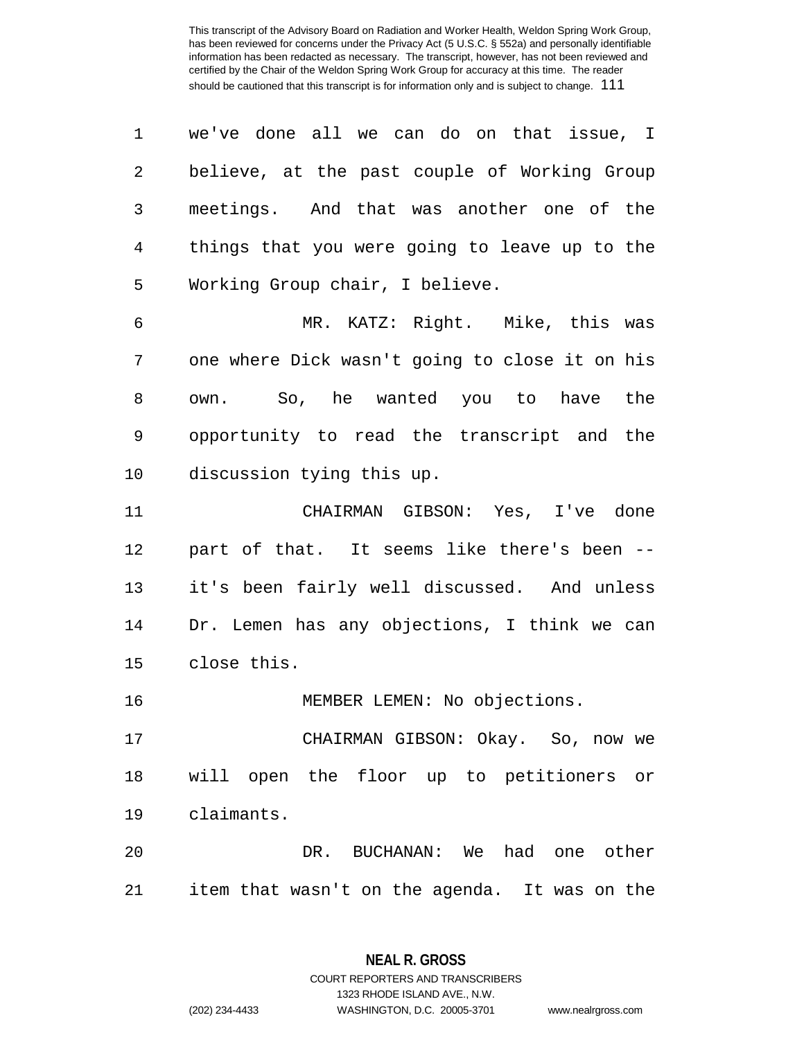we've done all we can do on that issue, I believe, at the past couple of Working Group meetings. And that was another one of the things that you were going to leave up to the Working Group chair, I believe.

MR. KATZ: Right. Mike, this was one where Dick wasn't going to close it on his own. So, he wanted you to have the opportunity to read the transcript and the discussion tying this up.

CHAIRMAN GIBSON: Yes, I've done part of that. It seems like there's been -- it's been fairly well discussed. And unless Dr. Lemen has any objections, I think we can close this.

MEMBER LEMEN: No objections.

CHAIRMAN GIBSON: Okay. So, now we will open the floor up to petitioners or claimants.

DR. BUCHANAN: We had one other item that wasn't on the agenda. It was on the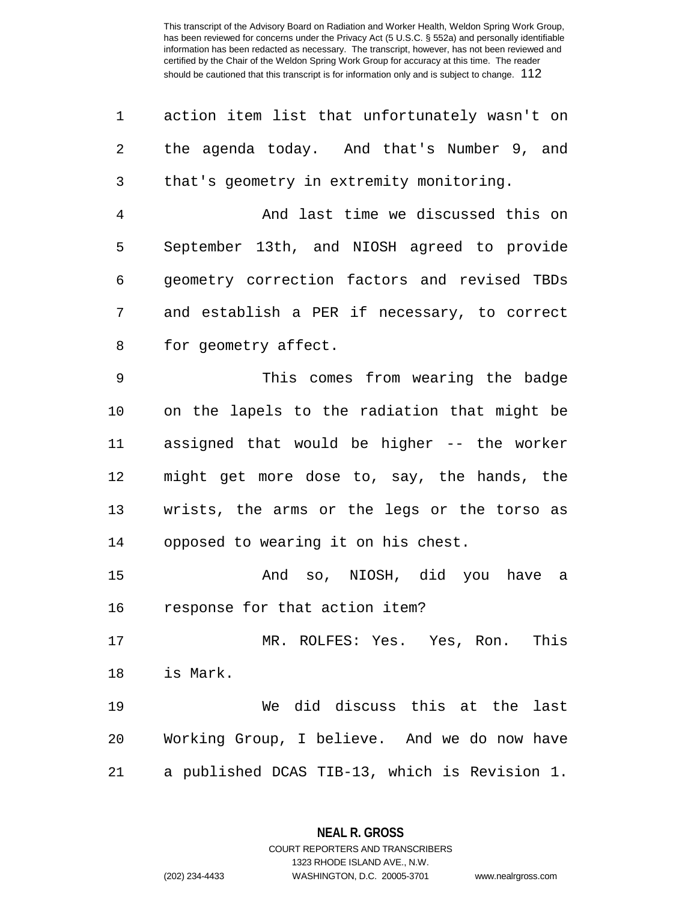action item list that unfortunately wasn't on the agenda today. And that's Number 9, and that's geometry in extremity monitoring.

And last time we discussed this on September 13th, and NIOSH agreed to provide geometry correction factors and revised TBDs and establish a PER if necessary, to correct for geometry affect.

This comes from wearing the badge on the lapels to the radiation that might be assigned that would be higher -- the worker might get more dose to, say, the hands, the wrists, the arms or the legs or the torso as opposed to wearing it on his chest.

And so, NIOSH, did you have a response for that action item?

MR. ROLFES: Yes. Yes, Ron. This is Mark.

We did discuss this at the last Working Group, I believe. And we do now have a published DCAS TIB-13, which is Revision 1.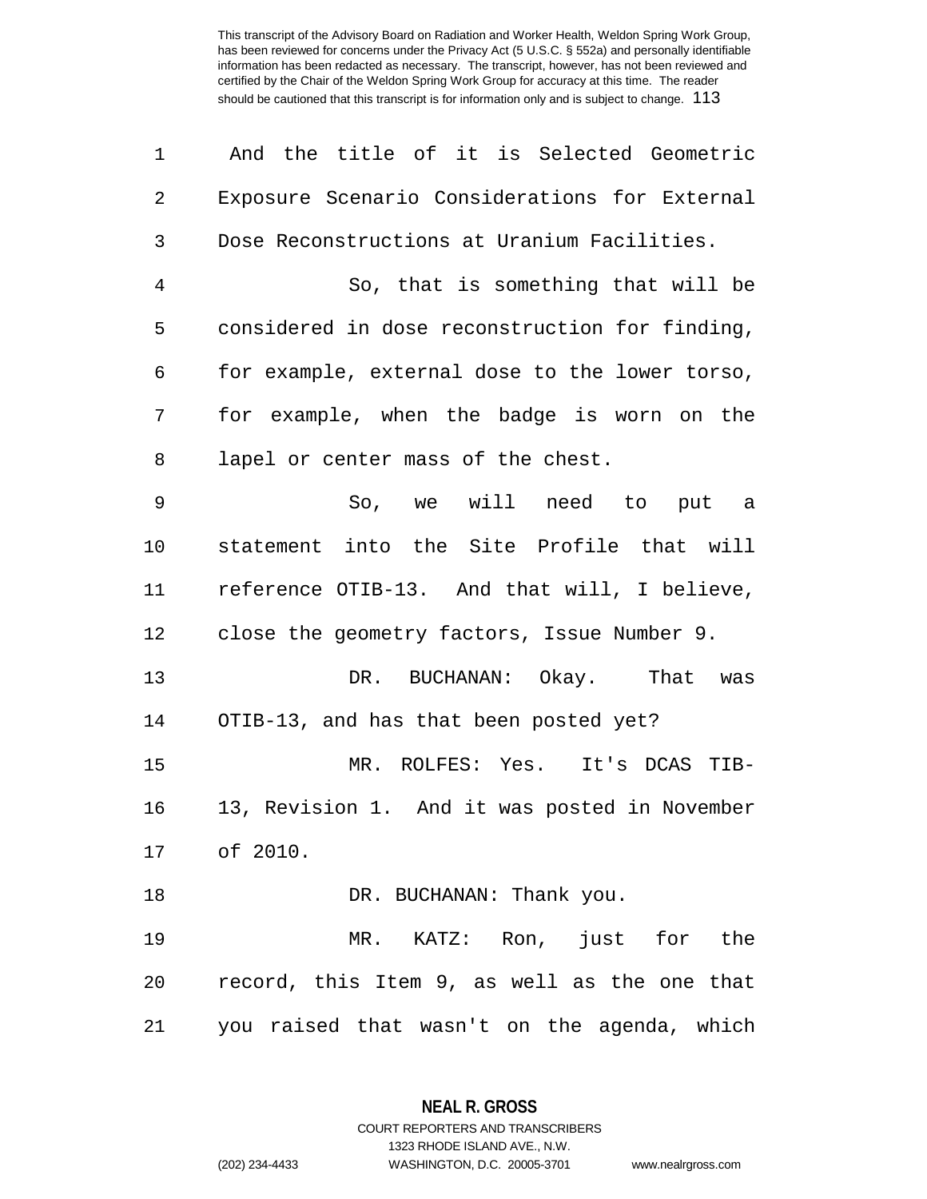And the title of it is Selected Geometric Exposure Scenario Considerations for External Dose Reconstructions at Uranium Facilities.

So, that is something that will be considered in dose reconstruction for finding, for example, external dose to the lower torso, for example, when the badge is worn on the lapel or center mass of the chest.

So, we will need to put a statement into the Site Profile that will reference OTIB-13. And that will, I believe, close the geometry factors, Issue Number 9.

DR. BUCHANAN: Okay. That was OTIB-13, and has that been posted yet?

MR. ROLFES: Yes. It's DCAS TIB-13, Revision 1. And it was posted in November of 2010.

DR. BUCHANAN: Thank you.

MR. KATZ: Ron, just for the record, this Item 9, as well as the one that you raised that wasn't on the agenda, which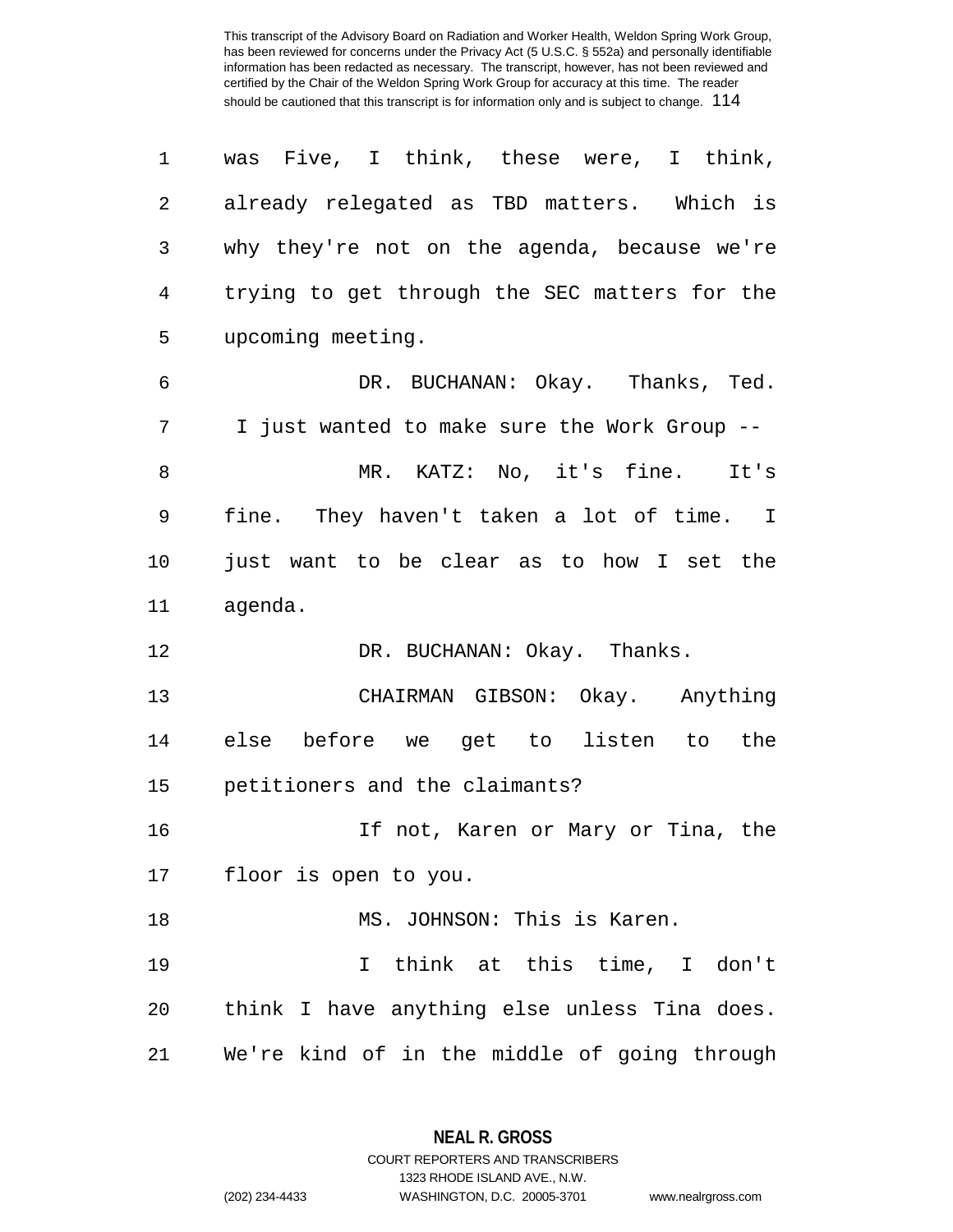was Five, I think, these were, I think, already relegated as TBD matters. Which is why they're not on the agenda, because we're trying to get through the SEC matters for the upcoming meeting.

DR. BUCHANAN: Okay. Thanks, Ted. I just wanted to make sure the Work Group --

MR. KATZ: No, it's fine. It's fine. They haven't taken a lot of time. I just want to be clear as to how I set the agenda.

DR. BUCHANAN: Okay. Thanks.

CHAIRMAN GIBSON: Okay. Anything else before we get to listen to the petitioners and the claimants?

If not, Karen or Mary or Tina, the floor is open to you.

MS. JOHNSON: This is Karen.

I think at this time, I don't think I have anything else unless Tina does. We're kind of in the middle of going through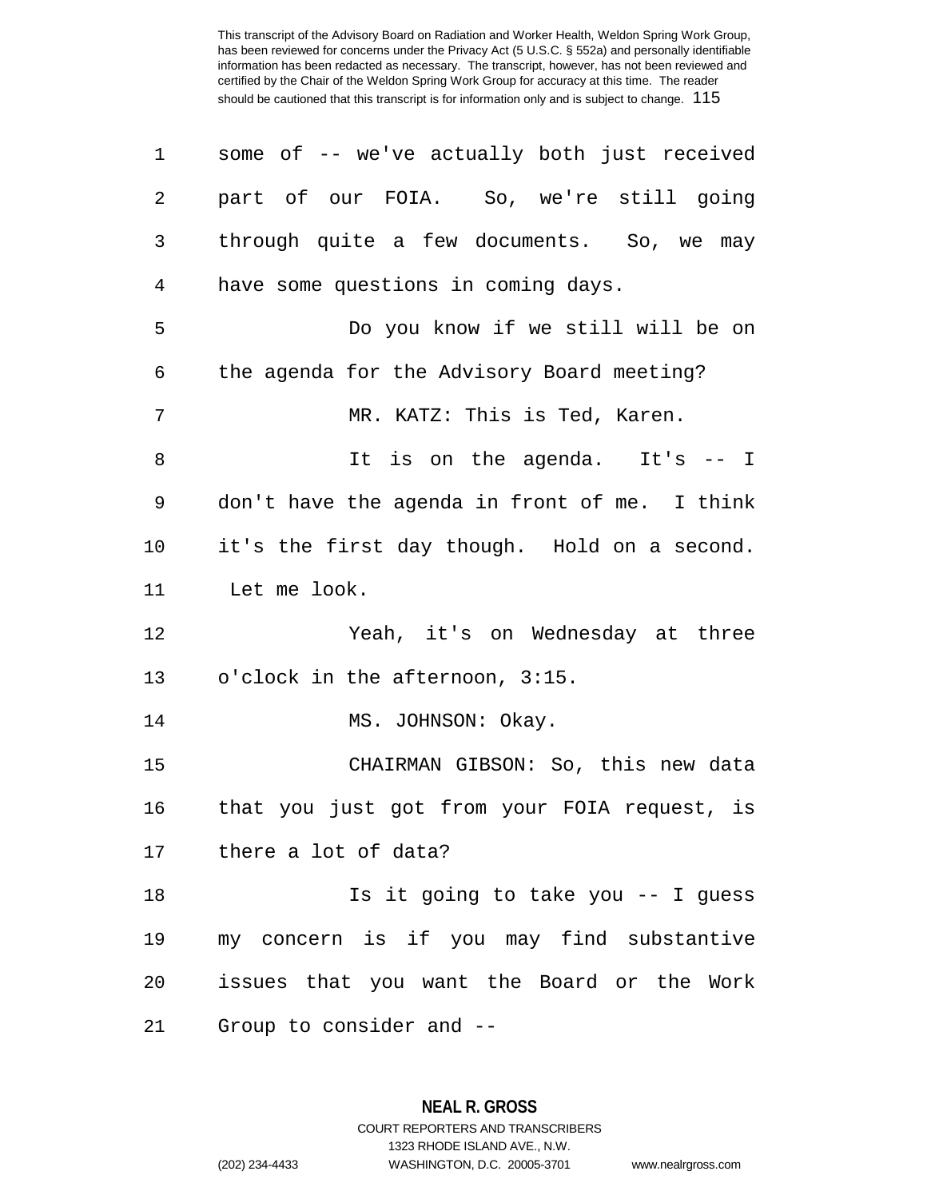some of -- we've actually both just received part of our FOIA. So, we're still going through quite a few documents. So, we may have some questions in coming days.

Do you know if we still will be on the agenda for the Advisory Board meeting?

MR. KATZ: This is Ted, Karen.

It is on the agenda. It's -- I don't have the agenda in front of me. I think it's the first day though. Hold on a second. Let me look.

Yeah, it's on Wednesday at three o'clock in the afternoon, 3:15.

MS. JOHNSON: Okay.

CHAIRMAN GIBSON: So, this new data that you just got from your FOIA request, is there a lot of data?

Is it going to take you -- I guess my concern is if you may find substantive issues that you want the Board or the Work Group to consider and --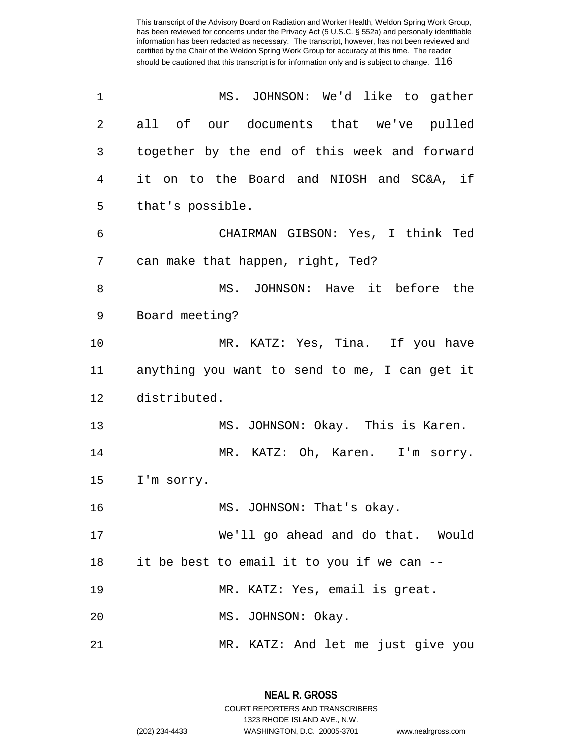MS. JOHNSON: We'd like to gather all of our documents that we've pulled together by the end of this week and forward it on to the Board and NIOSH and SC&A, if that's possible.

CHAIRMAN GIBSON: Yes, I think Ted can make that happen, right, Ted?

MS. JOHNSON: Have it before the Board meeting?

MR. KATZ: Yes, Tina. If you have anything you want to send to me, I can get it distributed.

MS. JOHNSON: Okay. This is Karen.

MR. KATZ: Oh, Karen. I'm sorry. I'm sorry.

MS. JOHNSON: That's okay.

We'll go ahead and do that. Would it be best to email it to you if we can --

MR. KATZ: Yes, email is great.

MS. JOHNSON: Okay.

MR. KATZ: And let me just give you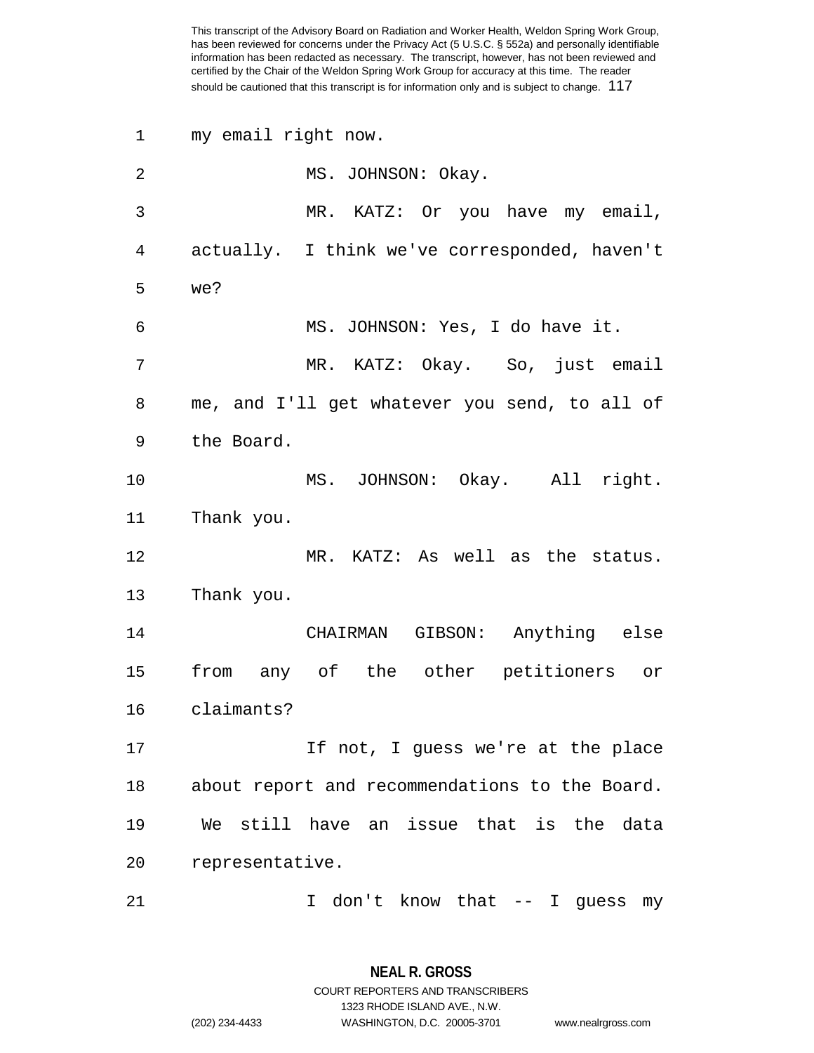my email right now.

MS. JOHNSON: Okay.

MR. KATZ: Or you have my email, actually. I think we've corresponded, haven't we?

MS. JOHNSON: Yes, I do have it.

MR. KATZ: Okay. So, just email me, and I'll get whatever you send, to all of the Board.

MS. JOHNSON: Okay. All right. Thank you.

MR. KATZ: As well as the status. Thank you.

CHAIRMAN GIBSON: Anything else from any of the other petitioners or claimants?

If not, I guess we're at the place about report and recommendations to the Board. We still have an issue that is the data representative.

I don't know that -- I guess my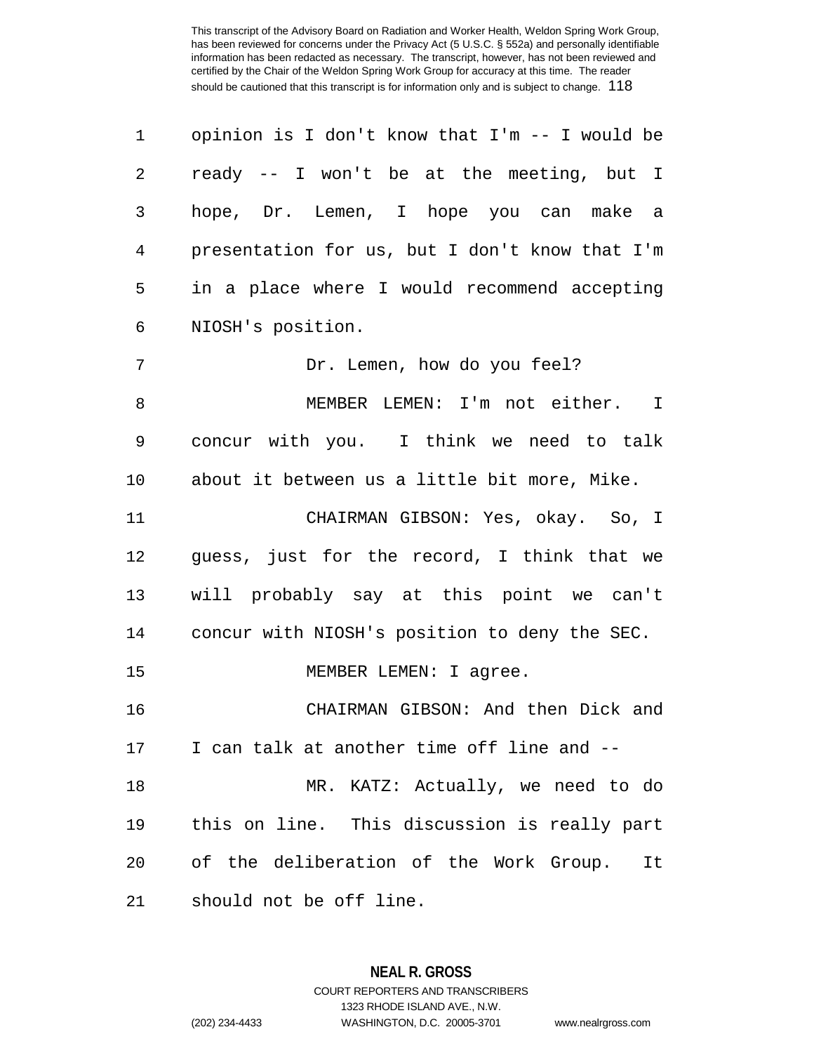opinion is I don't know that I'm -- I would be ready -- I won't be at the meeting, but I hope, Dr. Lemen, I hope you can make a presentation for us, but I don't know that I'm in a place where I would recommend accepting NIOSH's position.

Dr. Lemen, how do you feel?

MEMBER LEMEN: I'm not either. I concur with you. I think we need to talk about it between us a little bit more, Mike.

CHAIRMAN GIBSON: Yes, okay. So, I guess, just for the record, I think that we will probably say at this point we can't concur with NIOSH's position to deny the SEC.

MEMBER LEMEN: I agree.

CHAIRMAN GIBSON: And then Dick and I can talk at another time off line and --

MR. KATZ: Actually, we need to do this on line. This discussion is really part of the deliberation of the Work Group. It should not be off line.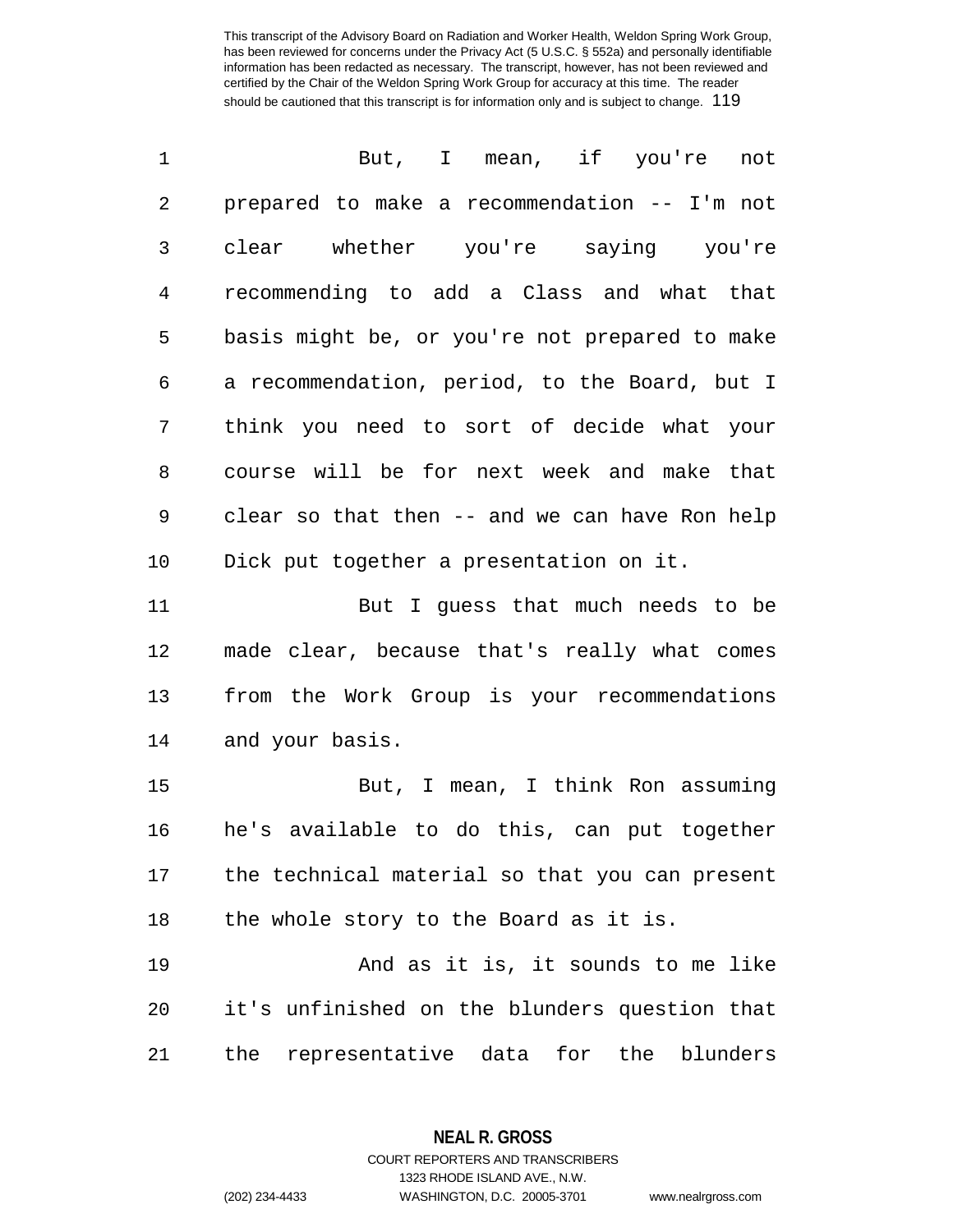But, I mean, if you're not prepared to make a recommendation -- I'm not clear whether you're saying you're recommending to add a Class and what that basis might be, or you're not prepared to make a recommendation, period, to the Board, but I think you need to sort of decide what your course will be for next week and make that clear so that then -- and we can have Ron help Dick put together a presentation on it.

But I guess that much needs to be made clear, because that's really what comes from the Work Group is your recommendations and your basis.

But, I mean, I think Ron assuming he's available to do this, can put together the technical material so that you can present the whole story to the Board as it is.

And as it is, it sounds to me like it's unfinished on the blunders question that the representative data for the blunders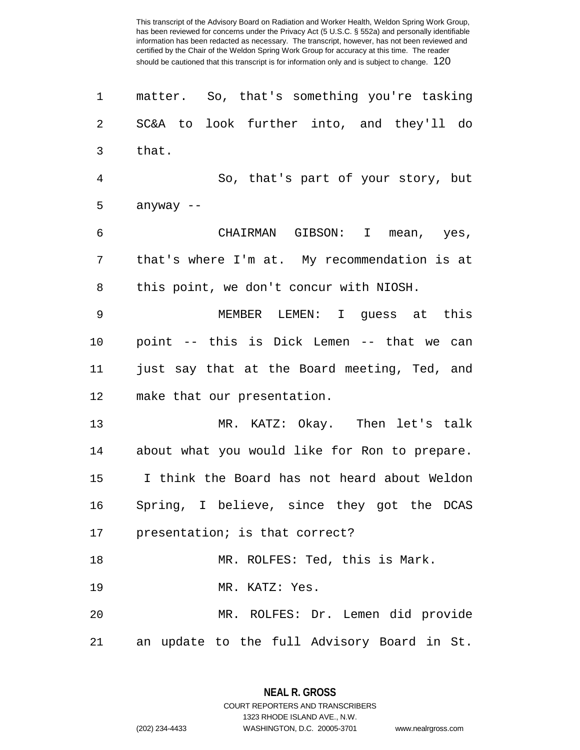matter. So, that's something you're tasking SC&A to look further into, and they'll do that.

So, that's part of your story, but anyway --

CHAIRMAN GIBSON: I mean, yes, that's where I'm at. My recommendation is at this point, we don't concur with NIOSH.

MEMBER LEMEN: I guess at this point -- this is Dick Lemen -- that we can just say that at the Board meeting, Ted, and make that our presentation.

MR. KATZ: Okay. Then let's talk about what you would like for Ron to prepare. I think the Board has not heard about Weldon Spring, I believe, since they got the DCAS presentation; is that correct?

MR. ROLFES: Ted, this is Mark.

MR. KATZ: Yes.

MR. ROLFES: Dr. Lemen did provide an update to the full Advisory Board in St.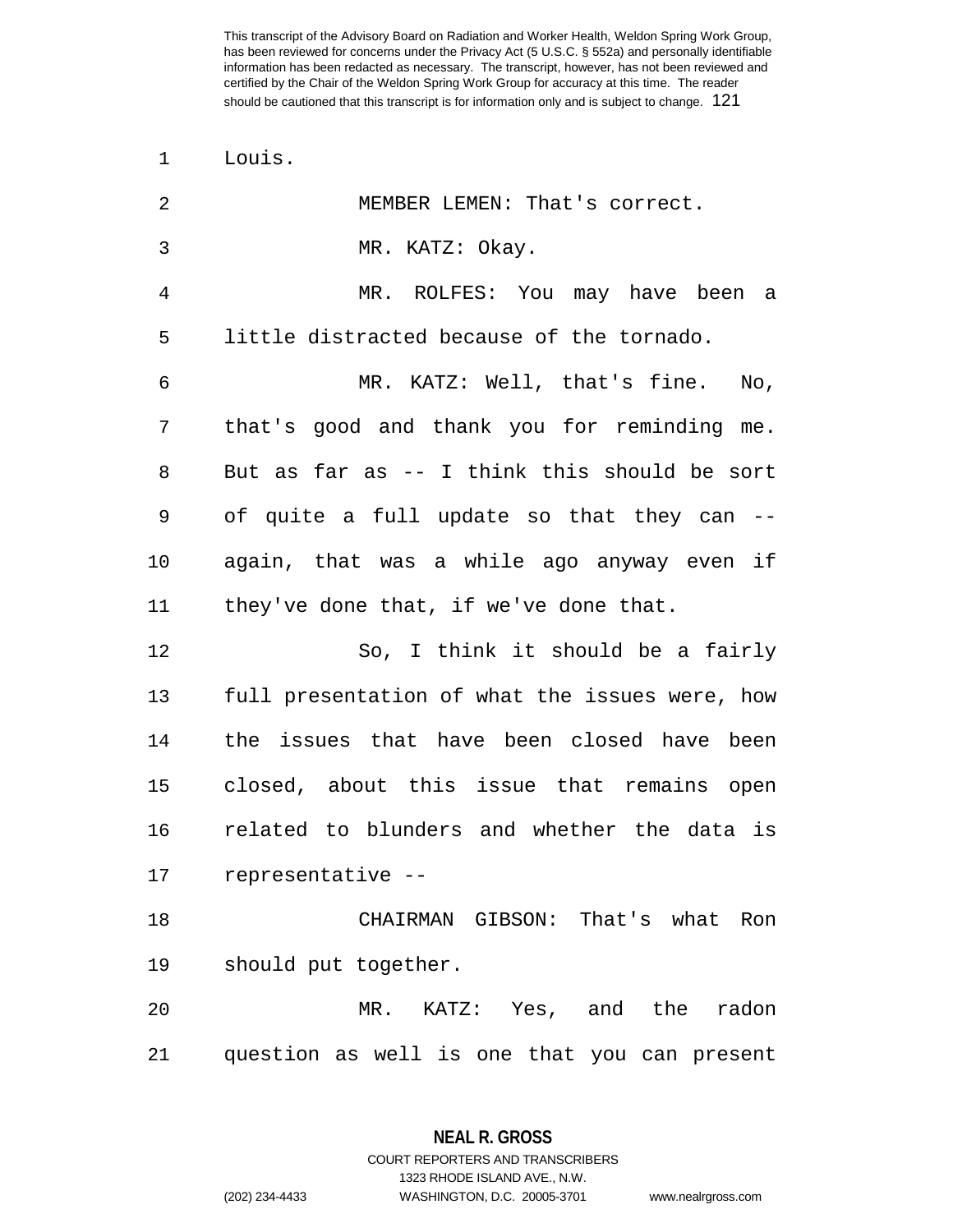Louis.

MEMBER LEMEN: That's correct.

MR. KATZ: Okay.

MR. ROLFES: You may have been a little distracted because of the tornado.

MR. KATZ: Well, that's fine. No, that's good and thank you for reminding me. But as far as -- I think this should be sort of quite a full update so that they can -- again, that was a while ago anyway even if they've done that, if we've done that.

So, I think it should be a fairly full presentation of what the issues were, how the issues that have been closed have been closed, about this issue that remains open related to blunders and whether the data is representative --

CHAIRMAN GIBSON: That's what Ron should put together.

MR. KATZ: Yes, and the radon question as well is one that you can present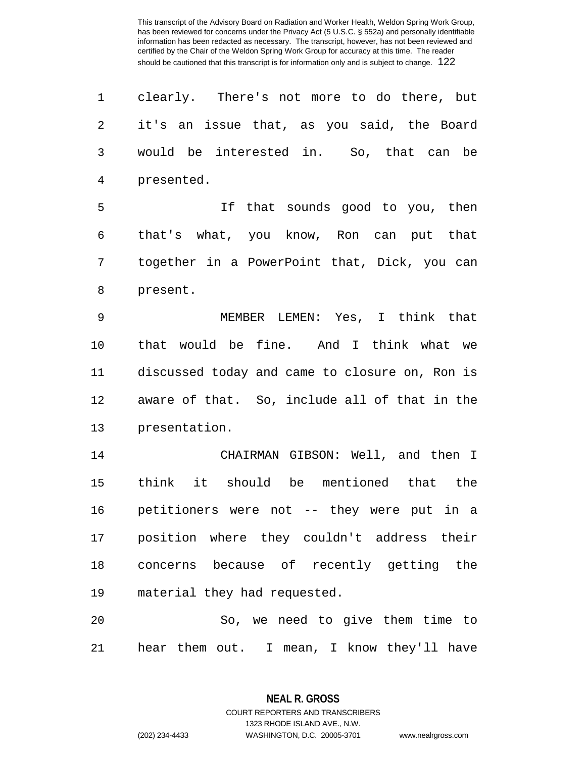clearly. There's not more to do there, but it's an issue that, as you said, the Board would be interested in. So, that can be presented.

If that sounds good to you, then that's what, you know, Ron can put that together in a PowerPoint that, Dick, you can present.

MEMBER LEMEN: Yes, I think that that would be fine. And I think what we discussed today and came to closure on, Ron is aware of that. So, include all of that in the presentation.

CHAIRMAN GIBSON: Well, and then I think it should be mentioned that the petitioners were not -- they were put in a position where they couldn't address their concerns because of recently getting the material they had requested.

So, we need to give them time to hear them out. I mean, I know they'll have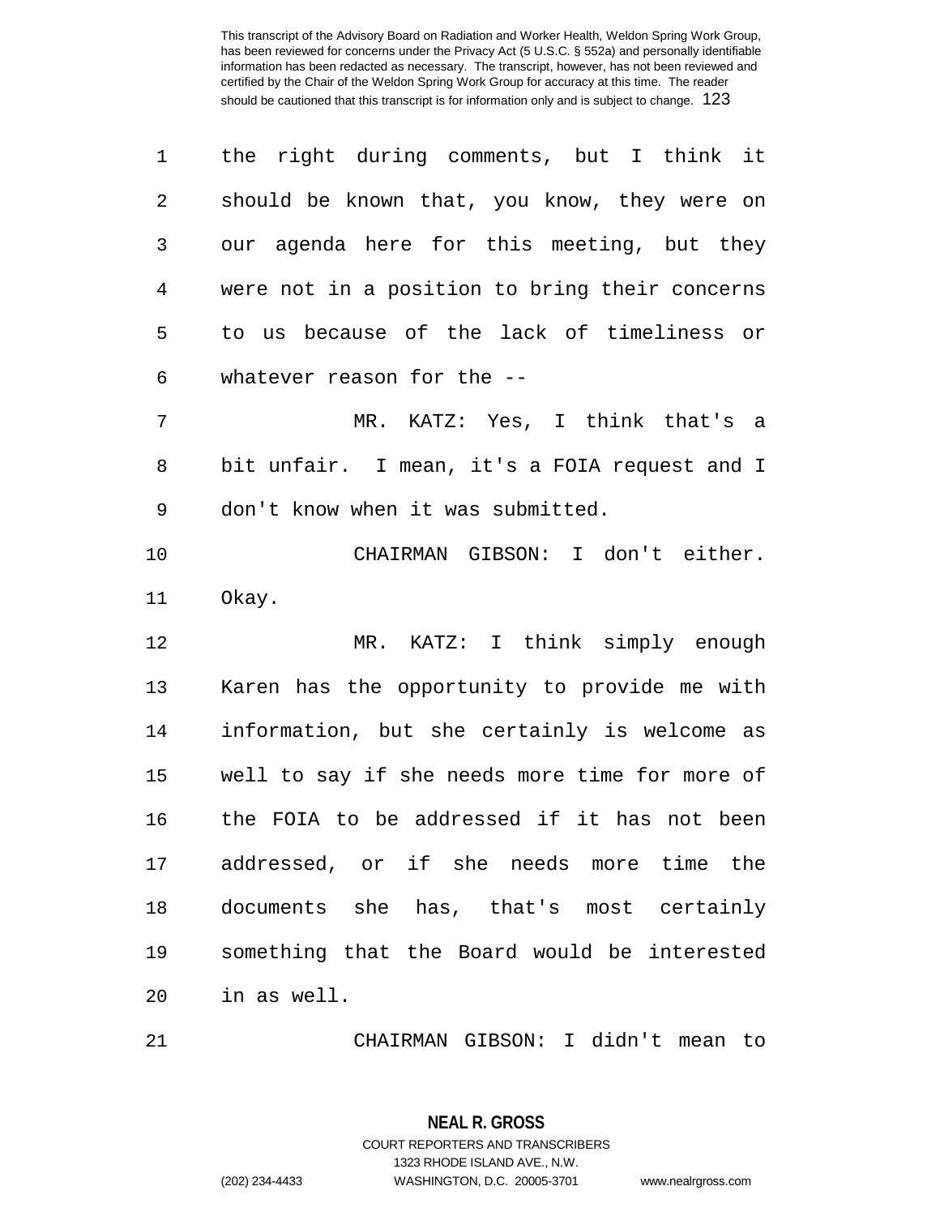the right during comments, but I think it should be known that, you know, they were on our agenda here for this meeting, but they were not in a position to bring their concerns to us because of the lack of timeliness or whatever reason for the --

MR. KATZ: Yes, I think that's a bit unfair. I mean, it's a FOIA request and I don't know when it was submitted.

CHAIRMAN GIBSON: I don't either. Okay.

MR. KATZ: I think simply enough Karen has the opportunity to provide me with information, but she certainly is welcome as well to say if she needs more time for more of the FOIA to be addressed if it has not been addressed, or if she needs more time the documents she has, that's most certainly something that the Board would be interested in as well.

CHAIRMAN GIBSON: I didn't mean to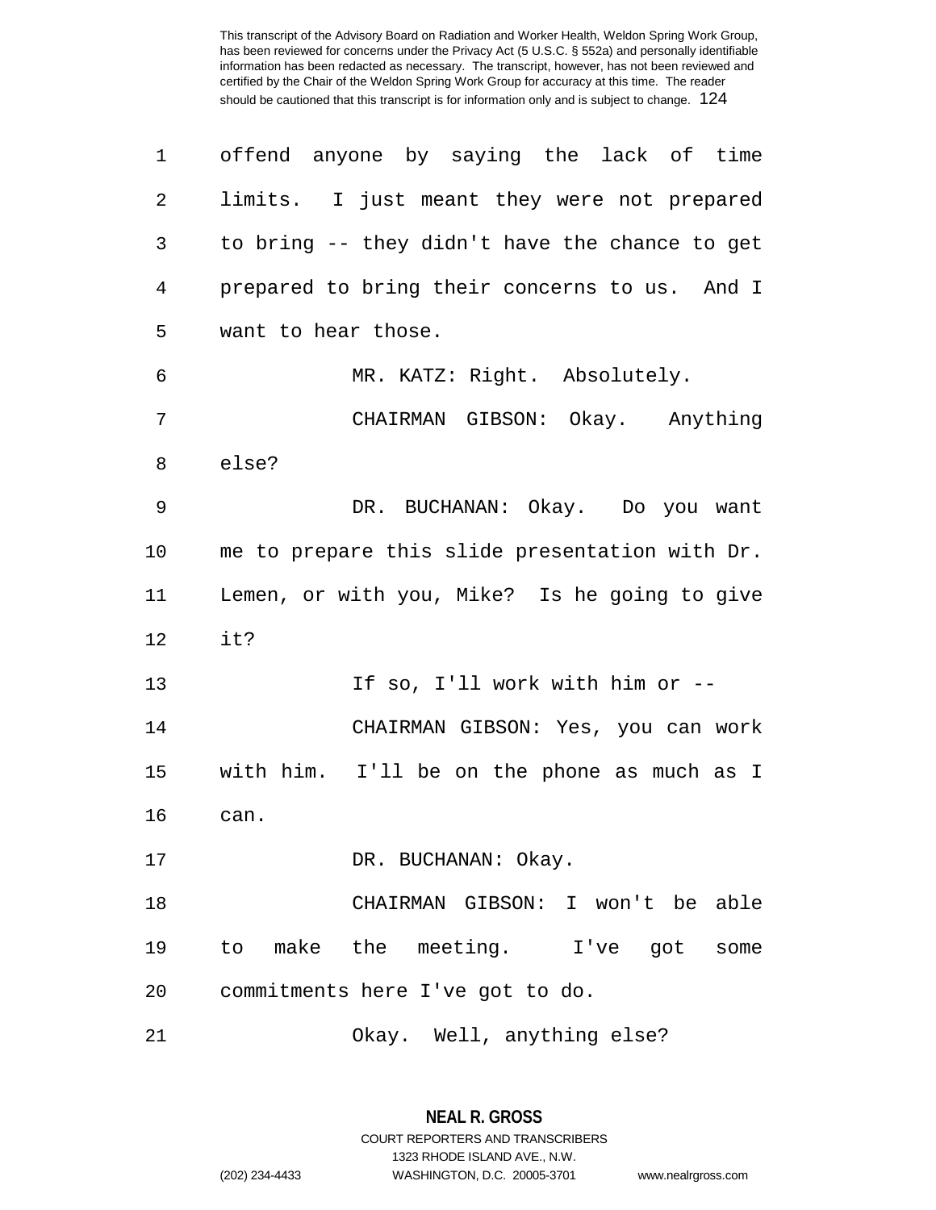offend anyone by saying the lack of time limits. I just meant they were not prepared to bring -- they didn't have the chance to get prepared to bring their concerns to us. And I want to hear those.

MR. KATZ: Right. Absolutely.

CHAIRMAN GIBSON: Okay. Anything else?

DR. BUCHANAN: Okay. Do you want me to prepare this slide presentation with Dr. Lemen, or with you, Mike? Is he going to give it?

If so, I'll work with him or --

CHAIRMAN GIBSON: Yes, you can work with him. I'll be on the phone as much as I can.

DR. BUCHANAN: Okay.

CHAIRMAN GIBSON: I won't be able to make the meeting. I've got some commitments here I've got to do.

Okay. Well, anything else?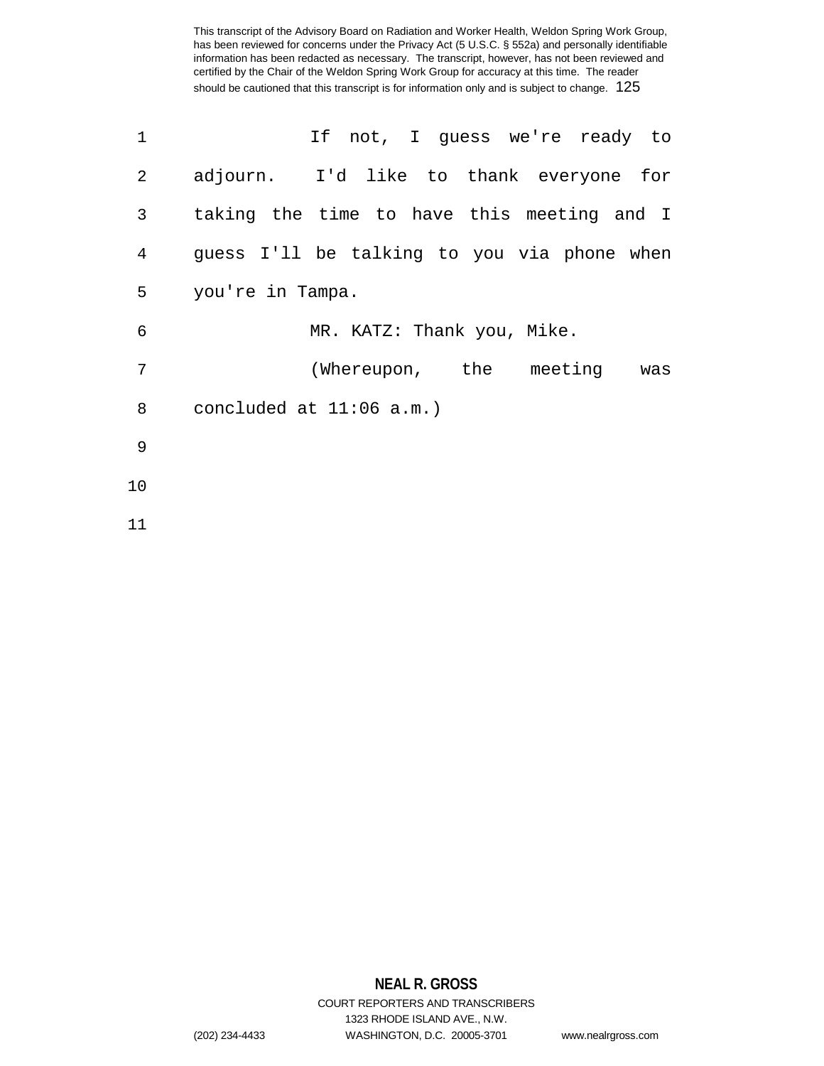If not, I guess we're ready to adjourn. I'd like to thank everyone for taking the time to have this meeting and I guess I'll be talking to you via phone when you're in Tampa.

MR. KATZ: Thank you, Mike.

(Whereupon, the meeting was concluded at 11:06 a.m.)